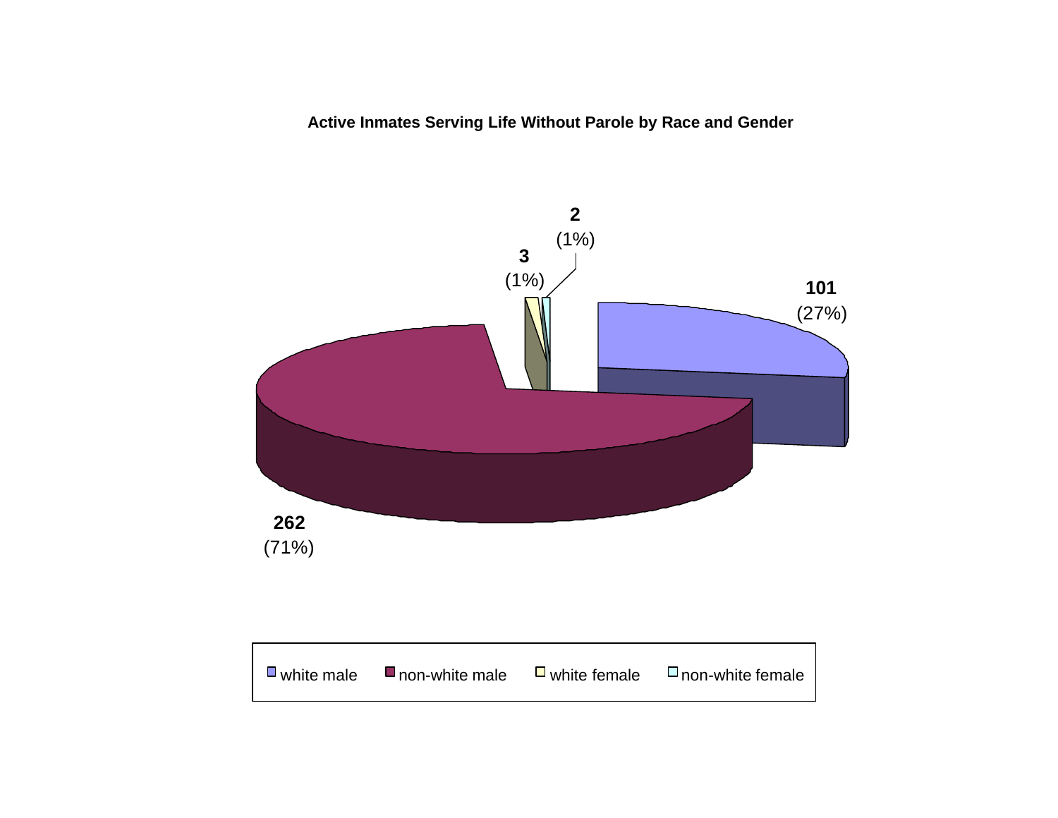**Active Inmates Serving Life Without Parole by Race and Gender**

| Category | Count | Percent |
| --- | --- | --- |
| white male | 101 | (27%) |
| non-white male | 262 | (71%) |
| white female | 3 | (1%) |
| non-white female | 2 | (1%) |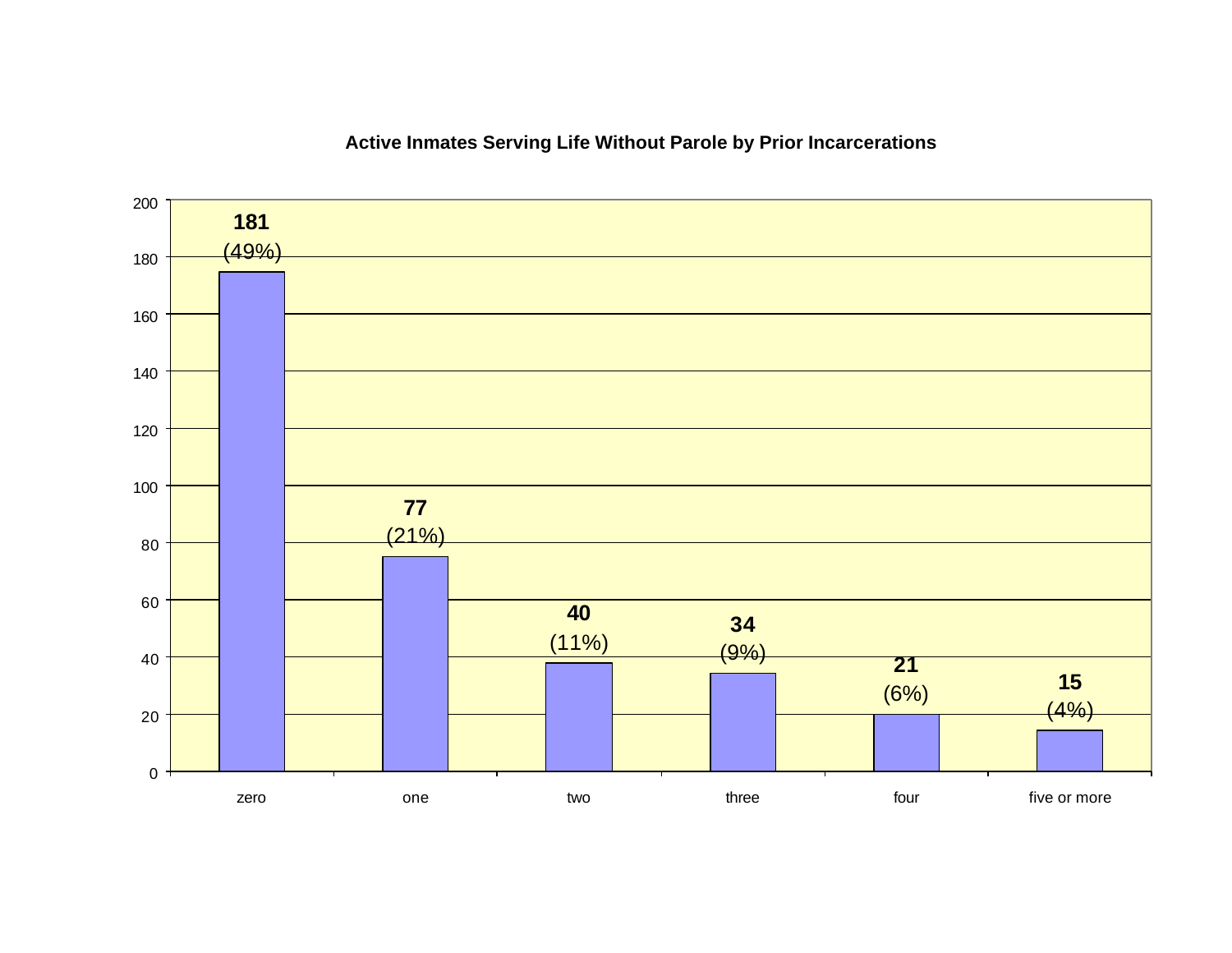**Active Inmates Serving Life Without Parole by Prior Incarcerations**

| Prior Incarcerations | Count | Percent |
|---|---|---|
| zero | 181 | (49%) |
| one | 77 | (21%) |
| two | 40 | (11%) |
| three | 34 | (9%) |
| four | 21 | (6%) |
| five or more | 15 | (4%) |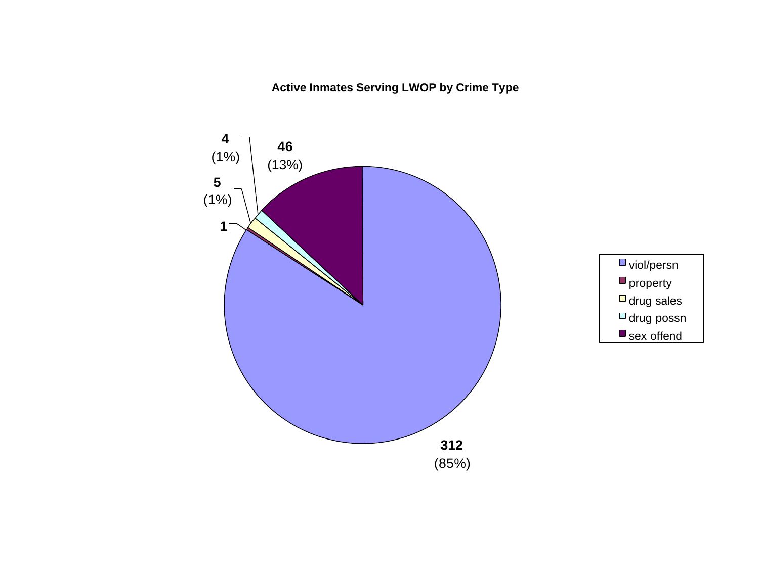**Active Inmates Serving LWOP by Crime Type**

| Crime Type | Count | Percent |
|---|---|---|
| viol/persn | 312 | (85%) |
| property | 1 | |
| drug sales | 5 | (1%) |
| drug possn | 4 | (1%) |
| sex offend | 46 | (13%) |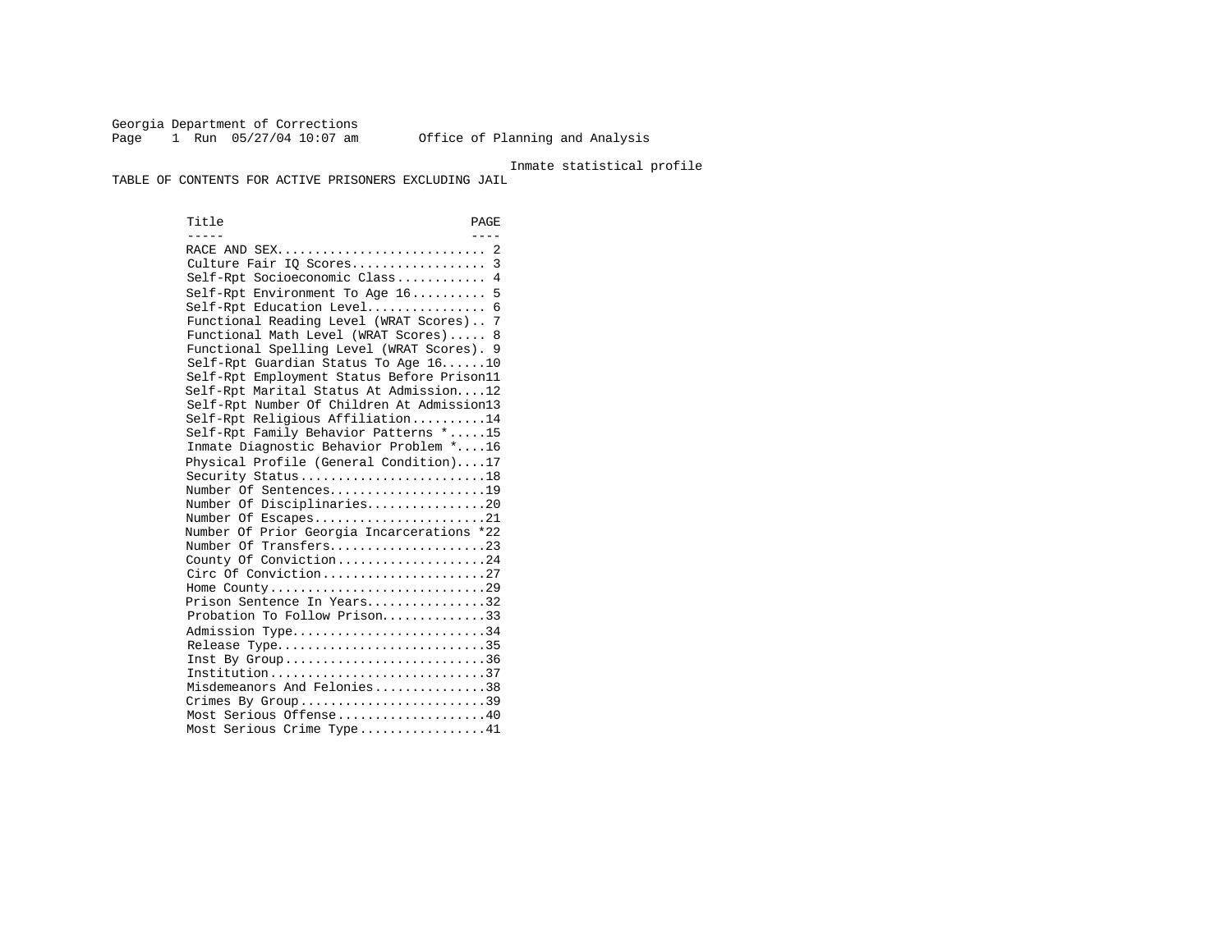Georgia Department of Corrections
Office of Planning and Analysis

Inmate statistical profile

TABLE OF CONTENTS FOR ACTIVE PRISONERS EXCLUDING JAIL

| Title | PAGE |
|---|---|
| RACE AND SEX | 2 |
| Culture Fair IQ Scores | 3 |
| Self-Rpt Socioeconomic Class | 4 |
| Self-Rpt Environment To Age 16 | 5 |
| Self-Rpt Education Level | 6 |
| Functional Reading Level (WRAT Scores) | 7 |
| Functional Math Level (WRAT Scores) | 8 |
| Functional Spelling Level (WRAT Scores) | 9 |
| Self-Rpt Guardian Status To Age 16 | 10 |
| Self-Rpt Employment Status Before Prison | 11 |
| Self-Rpt Marital Status At Admission | 12 |
| Self-Rpt Number Of Children At Admission | 13 |
| Self-Rpt Religious Affiliation | 14 |
| Self-Rpt Family Behavior Patterns * | 15 |
| Inmate Diagnostic Behavior Problem * | 16 |
| Physical Profile (General Condition) | 17 |
| Security Status | 18 |
| Number Of Sentences | 19 |
| Number Of Disciplinaries | 20 |
| Number Of Escapes | 21 |
| Number Of Prior Georgia Incarcerations * | 22 |
| Number Of Transfers | 23 |
| County Of Conviction | 24 |
| Circ Of Conviction | 27 |
| Home County | 29 |
| Prison Sentence In Years | 32 |
| Probation To Follow Prison | 33 |
| Admission Type | 34 |
| Release Type | 35 |
| Inst By Group | 36 |
| Institution | 37 |
| Misdemeanors And Felonies | 38 |
| Crimes By Group | 39 |
| Most Serious Offense | 40 |
| Most Serious Crime Type | 41 |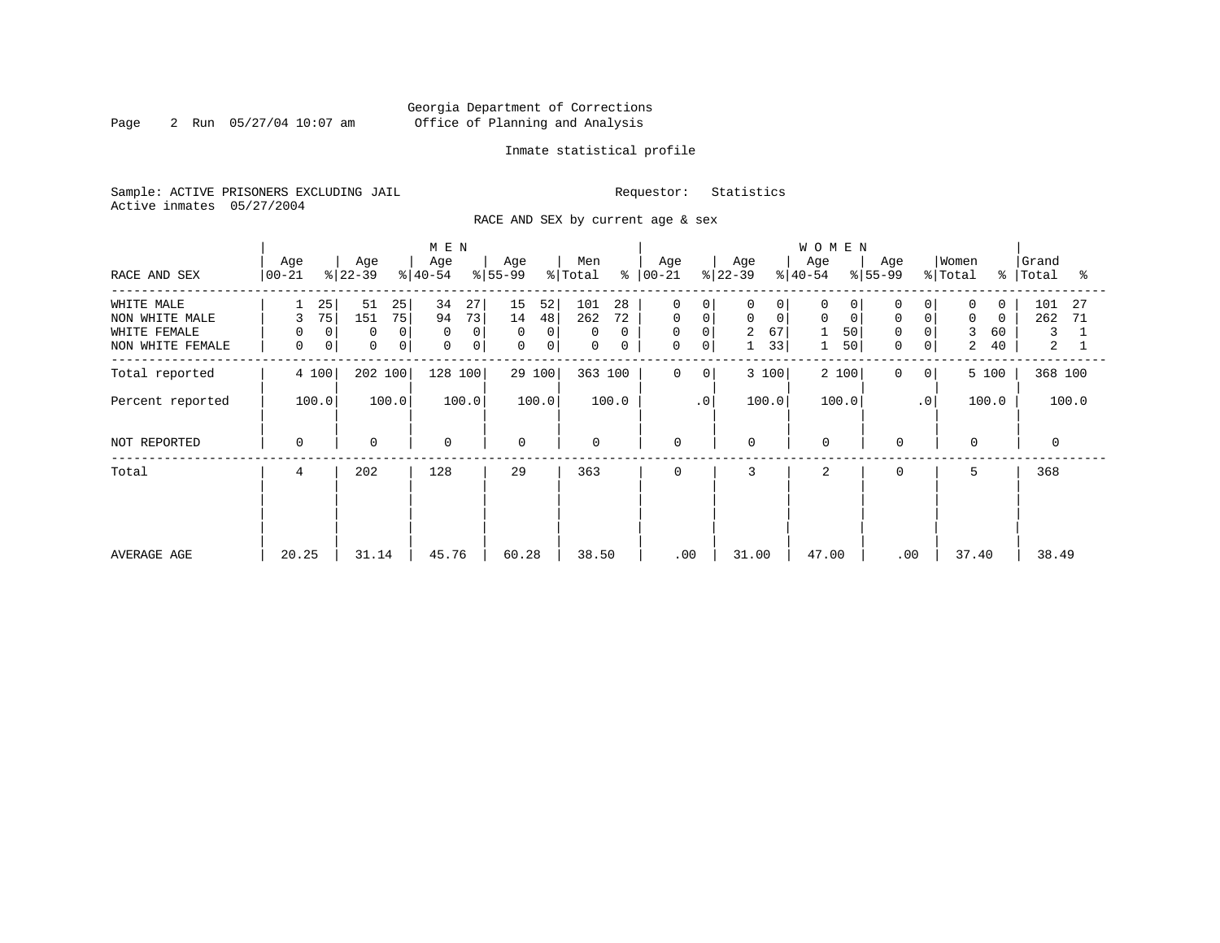Georgia Department of Corrections
Office of Planning and Analysis

Inmate statistical profile

Sample: ACTIVE PRISONERS EXCLUDING JAIL        Requestor: Statistics
Active inmates 05/27/2004

RACE AND SEX by current age & sex

| RACE AND SEX | MEN Age 00-21 | % | Age 22-39 | % | Age 40-54 | % | Age 55-99 | % | Men Total | % | WOMEN Age 00-21 | % | Age 22-39 | % | Age 40-54 | % | Age 55-99 | % | Women Total | % | Grand Total | % |
|---|---|---|---|---|---|---|---|---|---|---|---|---|---|---|---|---|---|---|---|---|---|---|
| WHITE MALE | 1 | 25 | 51 | 25 | 34 | 27 | 15 | 52 | 101 | 28 | 0 | 0 | 0 | 0 | 0 | 0 | 0 | 0 | 0 | 0 | 101 | 27 |
| NON WHITE MALE | 3 | 75 | 151 | 75 | 94 | 73 | 14 | 48 | 262 | 72 | 0 | 0 | 0 | 0 | 0 | 0 | 0 | 0 | 0 | 0 | 262 | 71 |
| WHITE FEMALE | 0 | 0 | 0 | 0 | 0 | 0 | 0 | 0 | 0 | 0 | 0 | 0 | 2 | 67 | 1 | 50 | 0 | 0 | 3 | 60 | 3 | 1 |
| NON WHITE FEMALE | 0 | 0 | 0 | 0 | 0 | 0 | 0 | 0 | 0 | 0 | 0 | 0 | 1 | 33 | 1 | 50 | 0 | 0 | 2 | 40 | 2 | 1 |
| Total reported | 4 | 100 | 202 | 100 | 128 | 100 | 29 | 100 | 363 | 100 | 0 | 0 | 3 | 100 | 2 | 100 | 0 | 0 | 5 | 100 | 368 | 100 |
| Percent reported | | 100.0 | | 100.0 | | 100.0 | | 100.0 | | 100.0 | | .0 | | 100.0 | | 100.0 | | .0 | | 100.0 | | 100.0 |
| NOT REPORTED | 0 | | 0 | | 0 | | 0 | | 0 | | 0 | | 0 | | 0 | | 0 | | 0 | | 0 | |
| Total | 4 | | 202 | | 128 | | 29 | | 363 | | 0 | | 3 | | 2 | | 0 | | 5 | | 368 | |
| AVERAGE AGE | 20.25 | | 31.14 | | 45.76 | | 60.28 | | 38.50 | | .00 | | 31.00 | | 47.00 | | .00 | | 37.40 | | 38.49 | |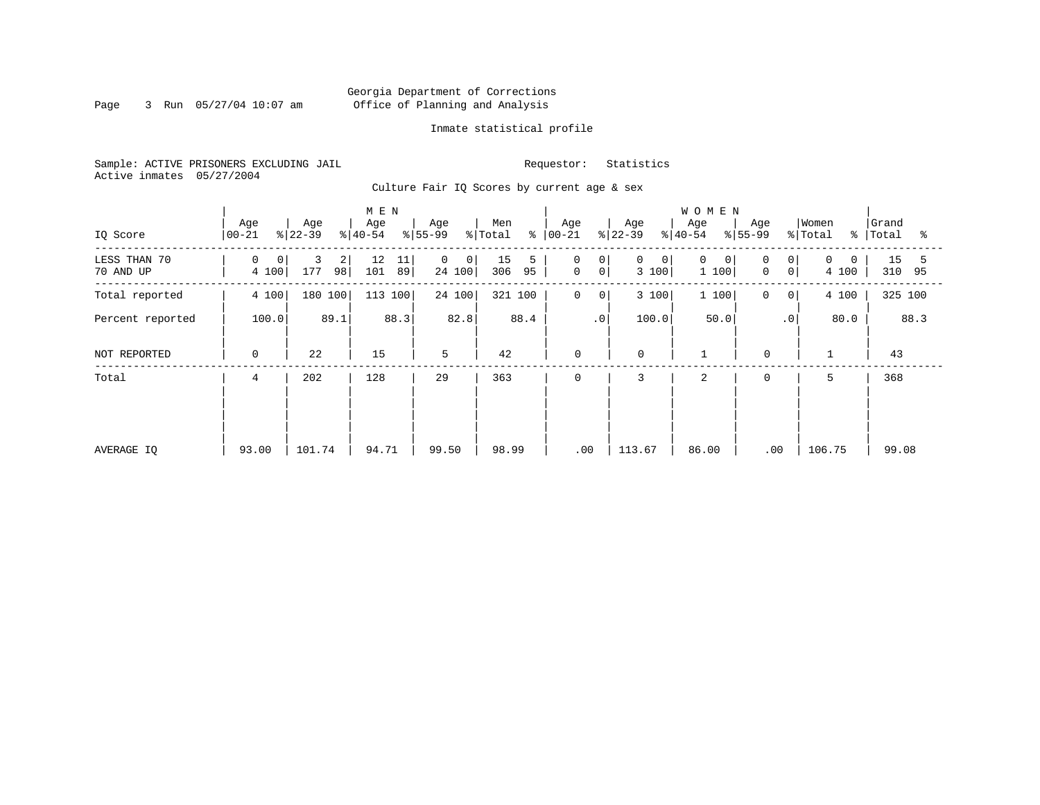Georgia Department of Corrections
Office of Planning and Analysis

Inmate statistical profile

Sample: ACTIVE PRISONERS EXCLUDING JAIL
Active inmates 05/27/2004

Requestor: Statistics

Culture Fair IQ Scores by current age & sex

| IQ Score | MEN Age 00-21 | % | Age 22-39 | % | Age 40-54 | % | Age 55-99 | % | Men Total | % | WOMEN Age 00-21 | % | Age 22-39 | % | Age 40-54 | % | Age 55-99 | % | Women Total | % | Grand Total | % |
|---|---|---|---|---|---|---|---|---|---|---|---|---|---|---|---|---|---|---|---|---|---|---|
| LESS THAN 70 | 0 | 0 | 3 | 2 | 12 | 11 | 0 | 0 | 15 | 5 | 0 | 0 | 0 | 0 | 0 | 0 | 0 | 0 | 0 | 0 | 15 | 5 |
| 70 AND UP | 4 | 100 | 177 | 98 | 101 | 89 | 24 | 100 | 306 | 95 | 0 | 0 | 3 | 100 | 1 | 100 | 0 | 0 | 4 | 100 | 310 | 95 |
| Total reported | 4 | 100 | 180 | 100 | 113 | 100 | 24 | 100 | 321 | 100 | 0 | 0 | 3 | 100 | 1 | 100 | 0 | 0 | 4 | 100 | 325 | 100 |
| Percent reported | | 100.0 | | 89.1 | | 88.3 | | 82.8 | | 88.4 | | .0 | | 100.0 | | 50.0 | | .0 | | 80.0 | | 88.3 |
| NOT REPORTED | 0 | | 22 | | 15 | | 5 | | 42 | | 0 | | 0 | | 1 | | 0 | | 1 | | 43 | |
| Total | 4 | | 202 | | 128 | | 29 | | 363 | | 0 | | 3 | | 2 | | 0 | | 5 | | 368 | |
| AVERAGE IQ | 93.00 | | 101.74 | | 94.71 | | 99.50 | | 98.99 | | .00 | | 113.67 | | 86.00 | | .00 | | 106.75 | | 99.08 | |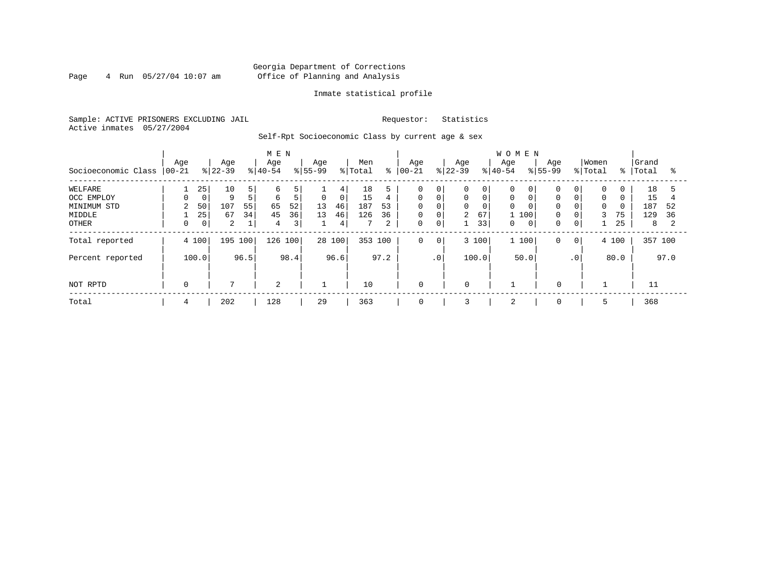Georgia Department of Corrections
Office of Planning and Analysis

Inmate statistical profile

Sample: ACTIVE PRISONERS EXCLUDING JAIL
Active inmates 05/27/2004

Requestor: Statistics

Self-Rpt Socioeconomic Class by current age & sex

| Socioeconomic Class | MEN Age 00-21 | % | Age 22-39 | % | Age 40-54 | % | Age 55-99 | % | Men Total | % | WOMEN Age 00-21 | % | Age 22-39 | % | Age 40-54 | % | Age 55-99 | % | Women Total | % | Grand Total | % |
|---|---|---|---|---|---|---|---|---|---|---|---|---|---|---|---|---|---|---|---|---|---|---|
| WELFARE | 1 | 25 | 10 | 5 | 6 | 5 | 1 | 4 | 18 | 5 | 0 | 0 | 0 | 0 | 0 | 0 | 0 | 0 | 0 | 0 | 18 | 5 |
| OCC EMPLOY | 0 | 0 | 9 | 5 | 6 | 5 | 0 | 0 | 15 | 4 | 0 | 0 | 0 | 0 | 0 | 0 | 0 | 0 | 0 | 0 | 15 | 4 |
| MINIMUM STD | 2 | 50 | 107 | 55 | 65 | 52 | 13 | 46 | 187 | 53 | 0 | 0 | 0 | 0 | 0 | 0 | 0 | 0 | 0 | 0 | 187 | 52 |
| MIDDLE | 1 | 25 | 67 | 34 | 45 | 36 | 13 | 46 | 126 | 36 | 0 | 0 | 2 | 67 | 1 | 100 | 0 | 0 | 3 | 75 | 129 | 36 |
| OTHER | 0 | 0 | 2 | 1 | 4 | 3 | 1 | 4 | 7 | 2 | 0 | 0 | 1 | 33 | 0 | 0 | 0 | 0 | 1 | 25 | 8 | 2 |
| Total reported | 4 | 100 | 195 | 100 | 126 | 100 | 28 | 100 | 353 | 100 | 0 | 0 | 3 | 100 | 1 | 100 | 0 | 0 | 4 | 100 | 357 | 100 |
| Percent reported | | 100.0 | | 96.5 | | 98.4 | | 96.6 | | 97.2 | | .0 | | 100.0 | | 50.0 | | .0 | | 80.0 | | 97.0 |
| NOT RPTD | 0 | | 7 | | 2 | | 1 | | 10 | | 0 | | 0 | | 1 | | 0 | | 1 | | 11 | |
| Total | 4 | | 202 | | 128 | | 29 | | 363 | | 0 | | 3 | | 2 | | 0 | | 5 | | 368 | |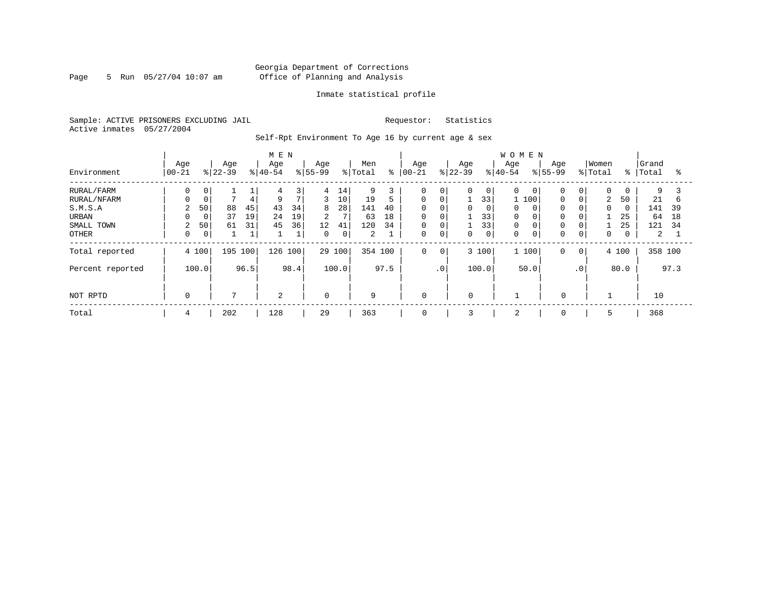Georgia Department of Corrections
Office of Planning and Analysis

Inmate statistical profile

Sample: ACTIVE PRISONERS EXCLUDING JAIL
Active inmates 05/27/2004

Requestor: Statistics

Self-Rpt Environment To Age 16 by current age & sex

| Environment | MEN Age 00-21 | % | Age 22-39 | % | Age 40-54 | % | Age 55-99 | % | Men Total | % | WOMEN Age 00-21 | % | Age 22-39 | % | Age 40-54 | % | Age 55-99 | % | Women Total | % | Grand Total | % |
|---|---|---|---|---|---|---|---|---|---|---|---|---|---|---|---|---|---|---|---|---|---|---|
| RURAL/FARM | 0 | 0 | 1 | 1 | 4 | 3 | 4 | 14 | 9 | 3 | 0 | 0 | 0 | 0 | 0 | 0 | 0 | 0 | 0 | 0 | 9 | 3 |
| RURAL/NFARM | 0 | 0 | 7 | 4 | 9 | 7 | 3 | 10 | 19 | 5 | 0 | 0 | 1 | 33 | 1 | 100 | 0 | 0 | 2 | 50 | 21 | 6 |
| S.M.S.A | 2 | 50 | 88 | 45 | 43 | 34 | 8 | 28 | 141 | 40 | 0 | 0 | 0 | 0 | 0 | 0 | 0 | 0 | 0 | 0 | 141 | 39 |
| URBAN | 0 | 0 | 37 | 19 | 24 | 19 | 2 | 7 | 63 | 18 | 0 | 0 | 1 | 33 | 0 | 0 | 0 | 0 | 1 | 25 | 64 | 18 |
| SMALL TOWN | 2 | 50 | 61 | 31 | 45 | 36 | 12 | 41 | 120 | 34 | 0 | 0 | 1 | 33 | 0 | 0 | 0 | 0 | 1 | 25 | 121 | 34 |
| OTHER | 0 | 0 | 1 | 1 | 1 | 1 | 0 | 0 | 2 | 1 | 0 | 0 | 0 | 0 | 0 | 0 | 0 | 0 | 0 | 0 | 2 | 1 |
| Total reported | 4 | 100 | 195 | 100 | 126 | 100 | 29 | 100 | 354 | 100 | 0 | 0 | 3 | 100 | 1 | 100 | 0 | 0 | 4 | 100 | 358 | 100 |
| Percent reported | | 100.0 | | 96.5 | | 98.4 | | 100.0 | | 97.5 | | .0 | | 100.0 | | 50.0 | | .0 | | 80.0 | | 97.3 |
| NOT RPTD | 0 | | 7 | | 2 | | 0 | | 9 | | 0 | | 0 | | 1 | | 0 | | 1 | | 10 | |
| Total | 4 | | 202 | | 128 | | 29 | | 363 | | 0 | | 3 | | 2 | | 0 | | 5 | | 368 | |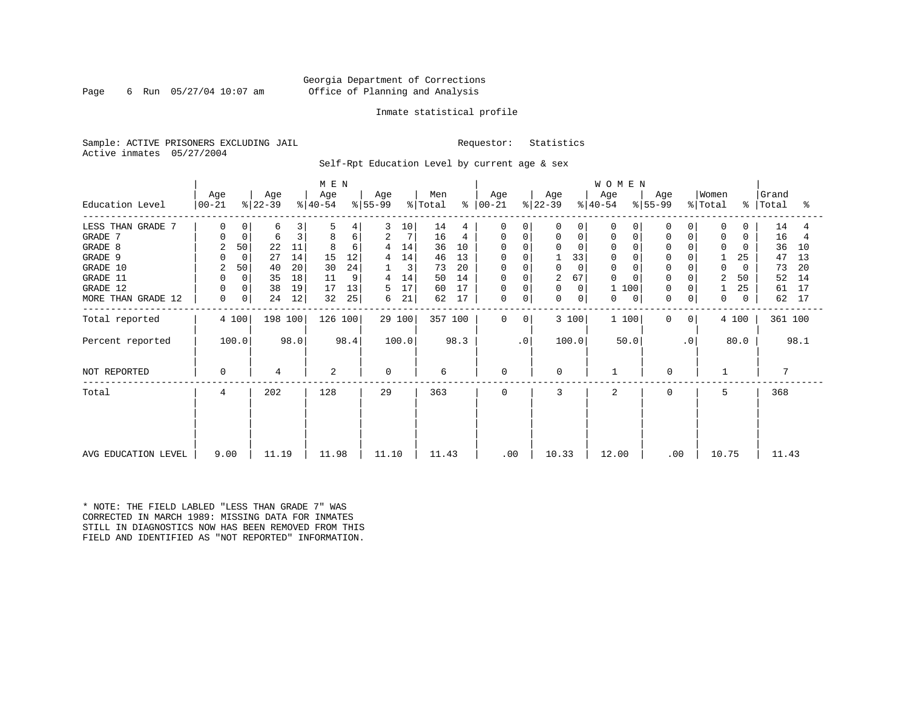Georgia Department of Corrections
Office of Planning and Analysis

Inmate statistical profile

Sample: ACTIVE PRISONERS EXCLUDING JAIL    Requestor: Statistics
Active inmates 05/27/2004

Self-Rpt Education Level by current age & sex

| Education Level | MEN Age 00-21 | % | Age 22-39 | % | Age 40-54 | % | Age 55-99 | % | Men Total | % | WOMEN Age 00-21 | % | Age 22-39 | % | Age 40-54 | % | Age 55-99 | % | Women Total | % | Grand Total | % |
|---|---|---|---|---|---|---|---|---|---|---|---|---|---|---|---|---|---|---|---|---|---|---|
| LESS THAN GRADE 7 | 0 | 0 | 6 | 3 | 5 | 4 | 3 | 10 | 14 | 4 | 0 | 0 | 0 | 0 | 0 | 0 | 0 | 0 | 0 | 0 | 14 | 4 |
| GRADE 7 | 0 | 0 | 6 | 3 | 8 | 6 | 2 | 7 | 16 | 4 | 0 | 0 | 0 | 0 | 0 | 0 | 0 | 0 | 0 | 0 | 16 | 4 |
| GRADE 8 | 2 | 50 | 22 | 11 | 8 | 6 | 4 | 14 | 36 | 10 | 0 | 0 | 0 | 0 | 0 | 0 | 0 | 0 | 0 | 0 | 36 | 10 |
| GRADE 9 | 0 | 0 | 27 | 14 | 15 | 12 | 4 | 14 | 46 | 13 | 0 | 0 | 1 | 33 | 0 | 0 | 0 | 0 | 1 | 25 | 47 | 13 |
| GRADE 10 | 2 | 50 | 40 | 20 | 30 | 24 | 1 | 3 | 73 | 20 | 0 | 0 | 0 | 0 | 0 | 0 | 0 | 0 | 0 | 0 | 73 | 20 |
| GRADE 11 | 0 | 0 | 35 | 18 | 11 | 9 | 4 | 14 | 50 | 14 | 0 | 0 | 2 | 67 | 0 | 0 | 0 | 0 | 2 | 50 | 52 | 14 |
| GRADE 12 | 0 | 0 | 38 | 19 | 17 | 13 | 5 | 17 | 60 | 17 | 0 | 0 | 0 | 0 | 1 | 100 | 0 | 0 | 1 | 25 | 61 | 17 |
| MORE THAN GRADE 12 | 0 | 0 | 24 | 12 | 32 | 25 | 6 | 21 | 62 | 17 | 0 | 0 | 0 | 0 | 0 | 0 | 0 | 0 | 0 | 0 | 62 | 17 |
| Total reported | 4 | 100 | 198 | 100 | 126 | 100 | 29 | 100 | 357 | 100 | 0 | 0 | 3 | 100 | 1 | 100 | 0 | 0 | 4 | 100 | 361 | 100 |
| Percent reported | 100.0 | | 98.0 | | 98.4 | | 100.0 | | 98.3 | | .0 | | 100.0 | | 50.0 | | .0 | | 80.0 | | 98.1 | |
| NOT REPORTED | 0 | | 4 | | 2 | | 0 | | 6 | | 0 | | 0 | | 1 | | 0 | | 1 | | 7 | |
| Total | 4 | | 202 | | 128 | | 29 | | 363 | | 0 | | 3 | | 2 | | 0 | | 5 | | 368 | |
| AVG EDUCATION LEVEL | 9.00 | | 11.19 | | 11.98 | | 11.10 | | 11.43 | | .00 | | 10.33 | | 12.00 | | .00 | | 10.75 | | 11.43 | |

* NOTE: THE FIELD LABLED "LESS THAN GRADE 7" WAS CORRECTED IN MARCH 1989: MISSING DATA FOR INMATES STILL IN DIAGNOSTICS NOW HAS BEEN REMOVED FROM THIS FIELD AND IDENTIFIED AS "NOT REPORTED" INFORMATION.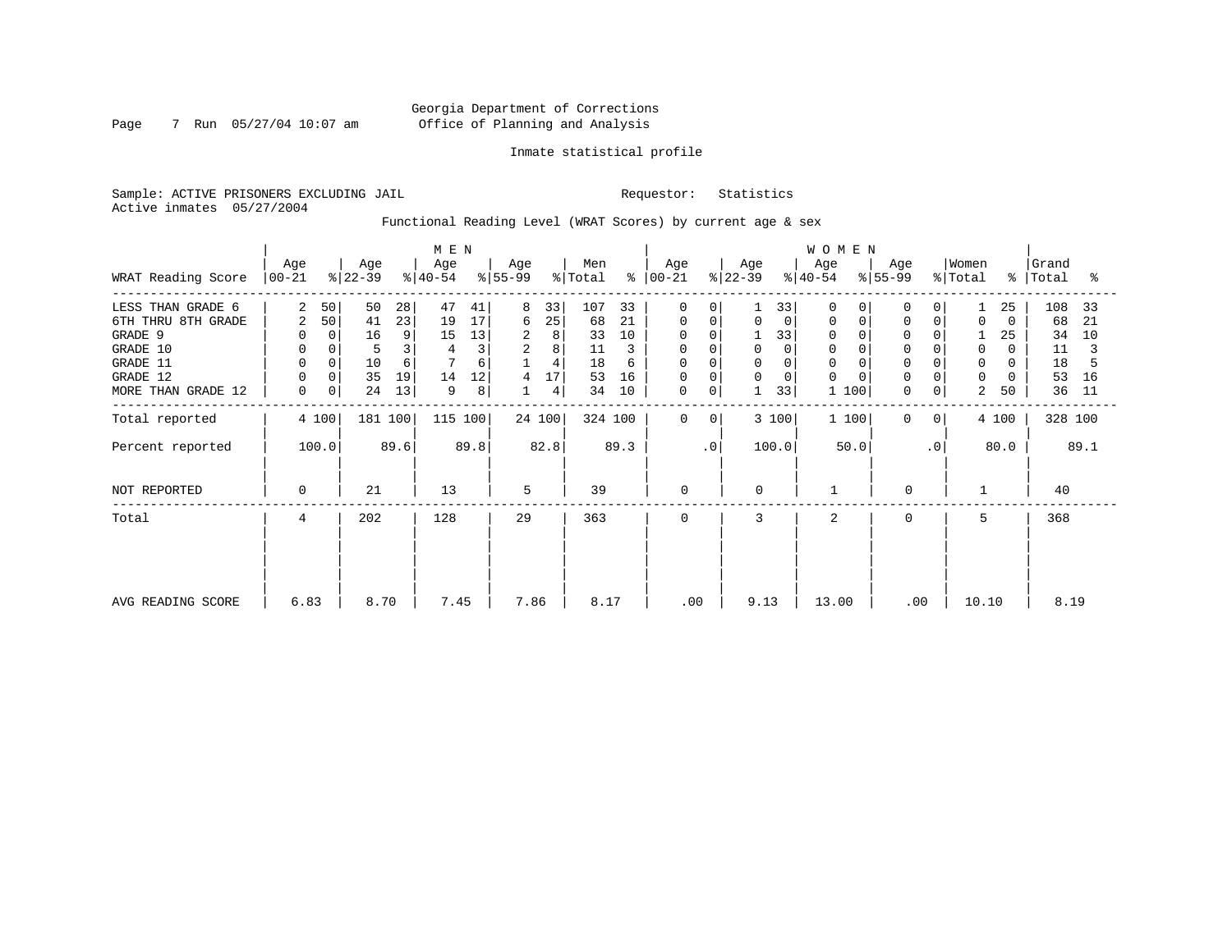Georgia Department of Corrections
Office of Planning and Analysis

Inmate statistical profile

Sample: ACTIVE PRISONERS EXCLUDING JAIL　　　　Requestor: Statistics
Active inmates 05/27/2004

Functional Reading Level (WRAT Scores) by current age & sex

| WRAT Reading Score | MEN Age 00-21 | % | Age 22-39 | % | Age 40-54 | % | Age 55-99 | % | Men Total | % | WOMEN Age 00-21 | % | Age 22-39 | % | Age 40-54 | % | Age 55-99 | % | Women Total | % | Grand Total | % |
|---|---|---|---|---|---|---|---|---|---|---|---|---|---|---|---|---|---|---|---|---|---|---|
| LESS THAN GRADE 6 | 2 | 50 | 50 | 28 | 47 | 41 | 8 | 33 | 107 | 33 | 0 | 0 | 1 | 33 | 0 | 0 | 0 | 0 | 1 | 25 | 108 | 33 |
| 6TH THRU 8TH GRADE | 2 | 50 | 41 | 23 | 19 | 17 | 6 | 25 | 68 | 21 | 0 | 0 | 0 | 0 | 0 | 0 | 0 | 0 | 0 | 0 | 68 | 21 |
| GRADE 9 | 0 | 0 | 16 | 9 | 15 | 13 | 2 | 8 | 33 | 10 | 0 | 0 | 1 | 33 | 0 | 0 | 0 | 0 | 1 | 25 | 34 | 10 |
| GRADE 10 | 0 | 0 | 5 | 3 | 4 | 3 | 2 | 8 | 11 | 3 | 0 | 0 | 0 | 0 | 0 | 0 | 0 | 0 | 0 | 0 | 11 | 3 |
| GRADE 11 | 0 | 0 | 10 | 6 | 7 | 6 | 1 | 4 | 18 | 6 | 0 | 0 | 0 | 0 | 0 | 0 | 0 | 0 | 0 | 0 | 18 | 5 |
| GRADE 12 | 0 | 0 | 35 | 19 | 14 | 12 | 4 | 17 | 53 | 16 | 0 | 0 | 0 | 0 | 0 | 0 | 0 | 0 | 0 | 0 | 53 | 16 |
| MORE THAN GRADE 12 | 0 | 0 | 24 | 13 | 9 | 8 | 1 | 4 | 34 | 10 | 0 | 0 | 1 | 33 | 1 | 100 | 0 | 0 | 2 | 50 | 36 | 11 |
| Total reported | 4 | 100 | 181 | 100 | 115 | 100 | 24 | 100 | 324 | 100 | 0 | 0 | 3 | 100 | 1 | 100 | 0 | 0 | 4 | 100 | 328 | 100 |
| Percent reported | 100.0 | | 89.6 | | 89.8 | | 82.8 | | 89.3 | | .0 | | 100.0 | | 50.0 | | .0 | | 80.0 | | 89.1 | |
| NOT REPORTED | 0 | | 21 | | 13 | | 5 | | 39 | | 0 | | 0 | | 1 | | 0 | | 1 | | 40 | |
| Total | 4 | | 202 | | 128 | | 29 | | 363 | | 0 | | 3 | | 2 | | 0 | | 5 | | 368 | |
| AVG READING SCORE | 6.83 | | 8.70 | | 7.45 | | 7.86 | | 8.17 | | .00 | | 9.13 | | 13.00 | | .00 | | 10.10 | | 8.19 | |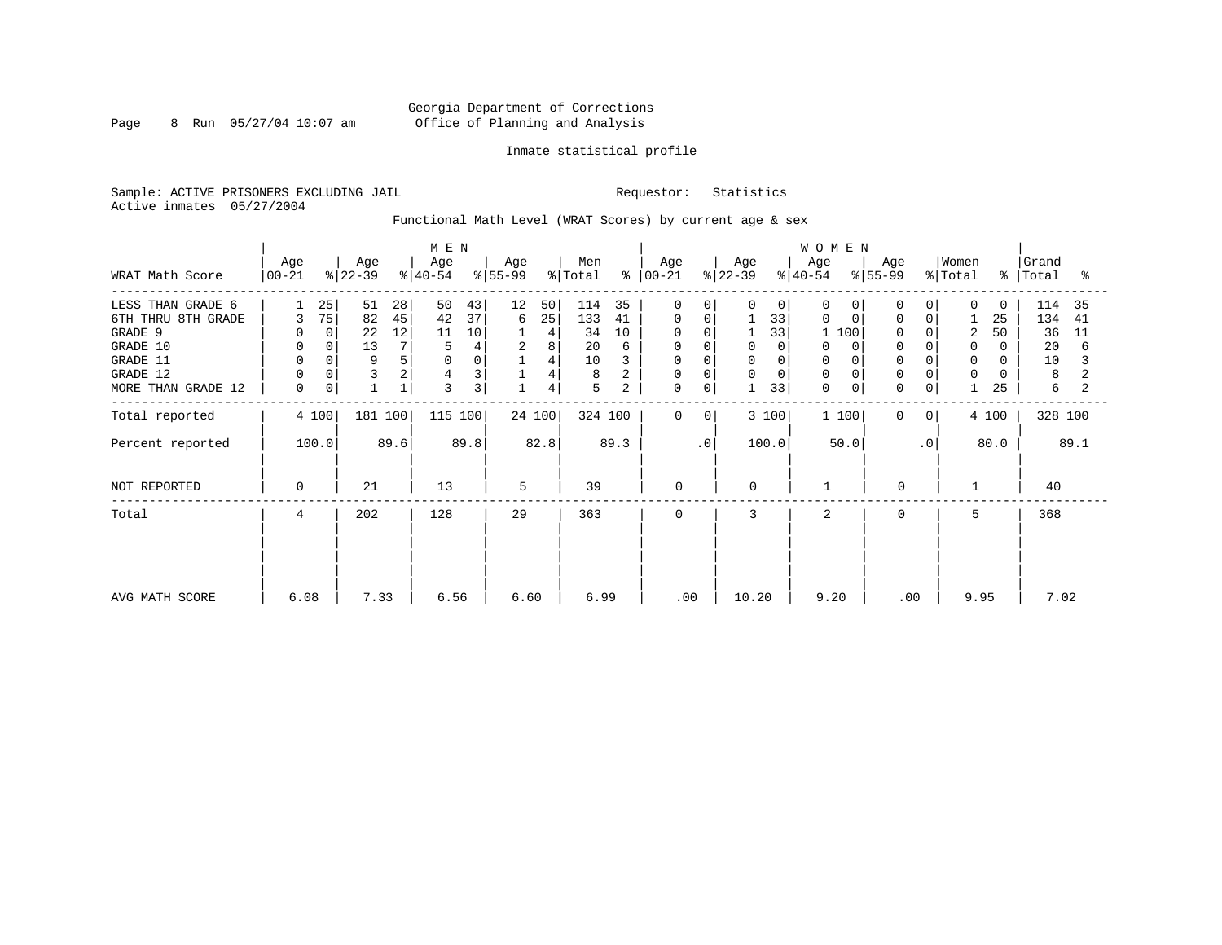Georgia Department of Corrections
Office of Planning and Analysis

Inmate statistical profile

Sample: ACTIVE PRISONERS EXCLUDING JAIL
Active inmates 05/27/2004

Requestor: Statistics

Functional Math Level (WRAT Scores) by current age & sex

| WRAT Math Score | MEN Age 00-21 | % | MEN Age 22-39 | % | MEN Age 40-54 | % | MEN Age 55-99 | % | Men Total | % | WOMEN Age 00-21 | % | WOMEN Age 22-39 | % | WOMEN Age 40-54 | % | WOMEN Age 55-99 | % | Women Total | % | Grand Total | % |
|---|---|---|---|---|---|---|---|---|---|---|---|---|---|---|---|---|---|---|---|---|---|---|
| LESS THAN GRADE 6 | 1 | 25 | 51 | 28 | 50 | 43 | 12 | 50 | 114 | 35 | 0 | 0 | 0 | 0 | 0 | 0 | 0 | 0 | 0 | 0 | 114 | 35 |
| 6TH THRU 8TH GRADE | 3 | 75 | 82 | 45 | 42 | 37 | 6 | 25 | 133 | 41 | 0 | 0 | 1 | 33 | 0 | 0 | 0 | 0 | 1 | 25 | 134 | 41 |
| GRADE 9 | 0 | 0 | 22 | 12 | 11 | 10 | 1 | 4 | 34 | 10 | 0 | 0 | 1 | 33 | 1 | 100 | 0 | 0 | 2 | 50 | 36 | 11 |
| GRADE 10 | 0 | 0 | 13 | 7 | 5 | 4 | 2 | 8 | 20 | 6 | 0 | 0 | 0 | 0 | 0 | 0 | 0 | 0 | 0 | 0 | 20 | 6 |
| GRADE 11 | 0 | 0 | 9 | 5 | 0 | 0 | 1 | 4 | 10 | 3 | 0 | 0 | 0 | 0 | 0 | 0 | 0 | 0 | 0 | 0 | 10 | 3 |
| GRADE 12 | 0 | 0 | 3 | 2 | 4 | 3 | 1 | 4 | 8 | 2 | 0 | 0 | 0 | 0 | 0 | 0 | 0 | 0 | 0 | 0 | 8 | 2 |
| MORE THAN GRADE 12 | 0 | 0 | 1 | 1 | 3 | 3 | 1 | 4 | 5 | 2 | 0 | 0 | 1 | 33 | 0 | 0 | 0 | 0 | 1 | 25 | 6 | 2 |
| Total reported | 4 | 100 | 181 | 100 | 115 | 100 | 24 | 100 | 324 | 100 | 0 | 0 | 3 | 100 | 1 | 100 | 0 | 0 | 4 | 100 | 328 | 100 |
| Percent reported | 100.0 | | 89.6 | | 89.8 | | 82.8 | | 89.3 | | .0 | | 100.0 | | 50.0 | | .0 | | 80.0 | | 89.1 | |
| NOT REPORTED | 0 | | 21 | | 13 | | 5 | | 39 | | 0 | | 0 | | 1 | | 0 | | 1 | | 40 | |
| Total | 4 | | 202 | | 128 | | 29 | | 363 | | 0 | | 3 | | 2 | | 0 | | 5 | | 368 | |
| AVG MATH SCORE | 6.08 | | 7.33 | | 6.56 | | 6.60 | | 6.99 | | .00 | | 10.20 | | 9.20 | | .00 | | 9.95 | | 7.02 | |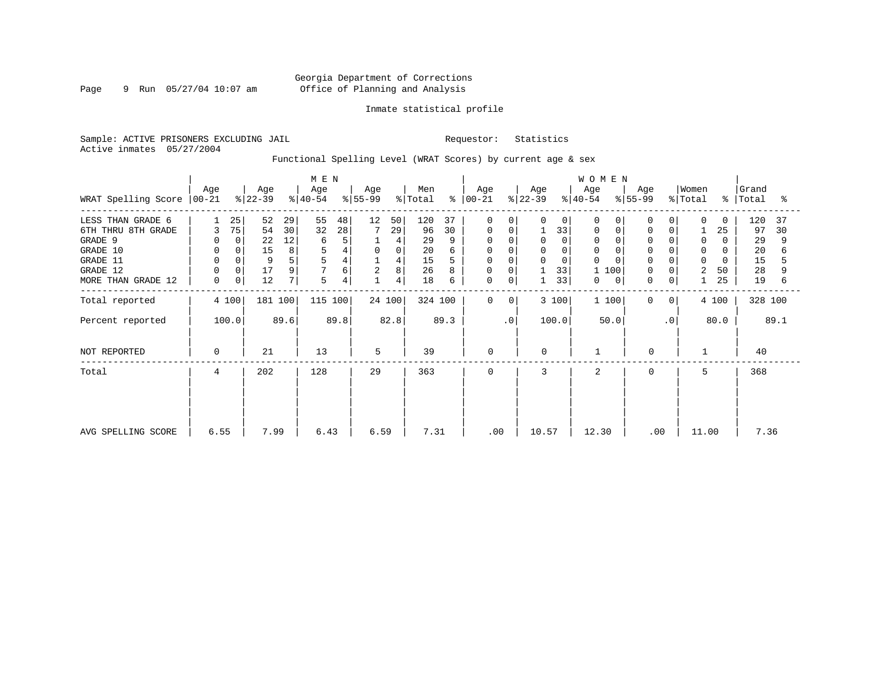Georgia Department of Corrections
Office of Planning and Analysis

Inmate statistical profile

Sample: ACTIVE PRISONERS EXCLUDING JAIL    Requestor: Statistics
Active inmates 05/27/2004

Functional Spelling Level (WRAT Scores) by current age & sex

| WRAT Spelling Score | MEN Age 00-21 | % | Age 22-39 | % | Age 40-54 | % | Age 55-99 | % | Men Total | % | WOMEN Age 00-21 | % | Age 22-39 | % | Age 40-54 | % | Age 55-99 | % | Women Total | % | Grand Total | % |
|---|---|---|---|---|---|---|---|---|---|---|---|---|---|---|---|---|---|---|---|---|---|---|
| LESS THAN GRADE 6 | 1 | 25 | 52 | 29 | 55 | 48 | 12 | 50 | 120 | 37 | 0 | 0 | 0 | 0 | 0 | 0 | 0 | 0 | 0 | 0 | 120 | 37 |
| 6TH THRU 8TH GRADE | 3 | 75 | 54 | 30 | 32 | 28 | 7 | 29 | 96 | 30 | 0 | 0 | 1 | 33 | 0 | 0 | 0 | 0 | 1 | 25 | 97 | 30 |
| GRADE 9 | 0 | 0 | 22 | 12 | 6 | 5 | 1 | 4 | 29 | 9 | 0 | 0 | 0 | 0 | 0 | 0 | 0 | 0 | 0 | 0 | 29 | 9 |
| GRADE 10 | 0 | 0 | 15 | 8 | 5 | 4 | 0 | 0 | 20 | 6 | 0 | 0 | 0 | 0 | 0 | 0 | 0 | 0 | 0 | 0 | 20 | 6 |
| GRADE 11 | 0 | 0 | 9 | 5 | 5 | 4 | 1 | 4 | 15 | 5 | 0 | 0 | 0 | 0 | 0 | 0 | 0 | 0 | 0 | 0 | 15 | 5 |
| GRADE 12 | 0 | 0 | 17 | 9 | 7 | 6 | 2 | 8 | 26 | 8 | 0 | 0 | 1 | 33 | 1 | 100 | 0 | 0 | 2 | 50 | 28 | 9 |
| MORE THAN GRADE 12 | 0 | 0 | 12 | 7 | 5 | 4 | 1 | 4 | 18 | 6 | 0 | 0 | 1 | 33 | 0 | 0 | 0 | 0 | 1 | 25 | 19 | 6 |
| Total reported | 4 | 100 | 181 | 100 | 115 | 100 | 24 | 100 | 324 | 100 | 0 | 0 | 3 | 100 | 1 | 100 | 0 | 0 | 4 | 100 | 328 | 100 |
| Percent reported | 100.0 | | 89.6 | | 89.8 | | 82.8 | | 89.3 | | .0 | | 100.0 | | 50.0 | | .0 | | 80.0 | | 89.1 | |
| NOT REPORTED | 0 | | 21 | | 13 | | 5 | | 39 | | 0 | | 0 | | 1 | | 0 | | 1 | | 40 | |
| Total | 4 | | 202 | | 128 | | 29 | | 363 | | 0 | | 3 | | 2 | | 0 | | 5 | | 368 | |
| AVG SPELLING SCORE | 6.55 | | 7.99 | | 6.43 | | 6.59 | | 7.31 | | .00 | | 10.57 | | 12.30 | | .00 | | 11.00 | | 7.36 | |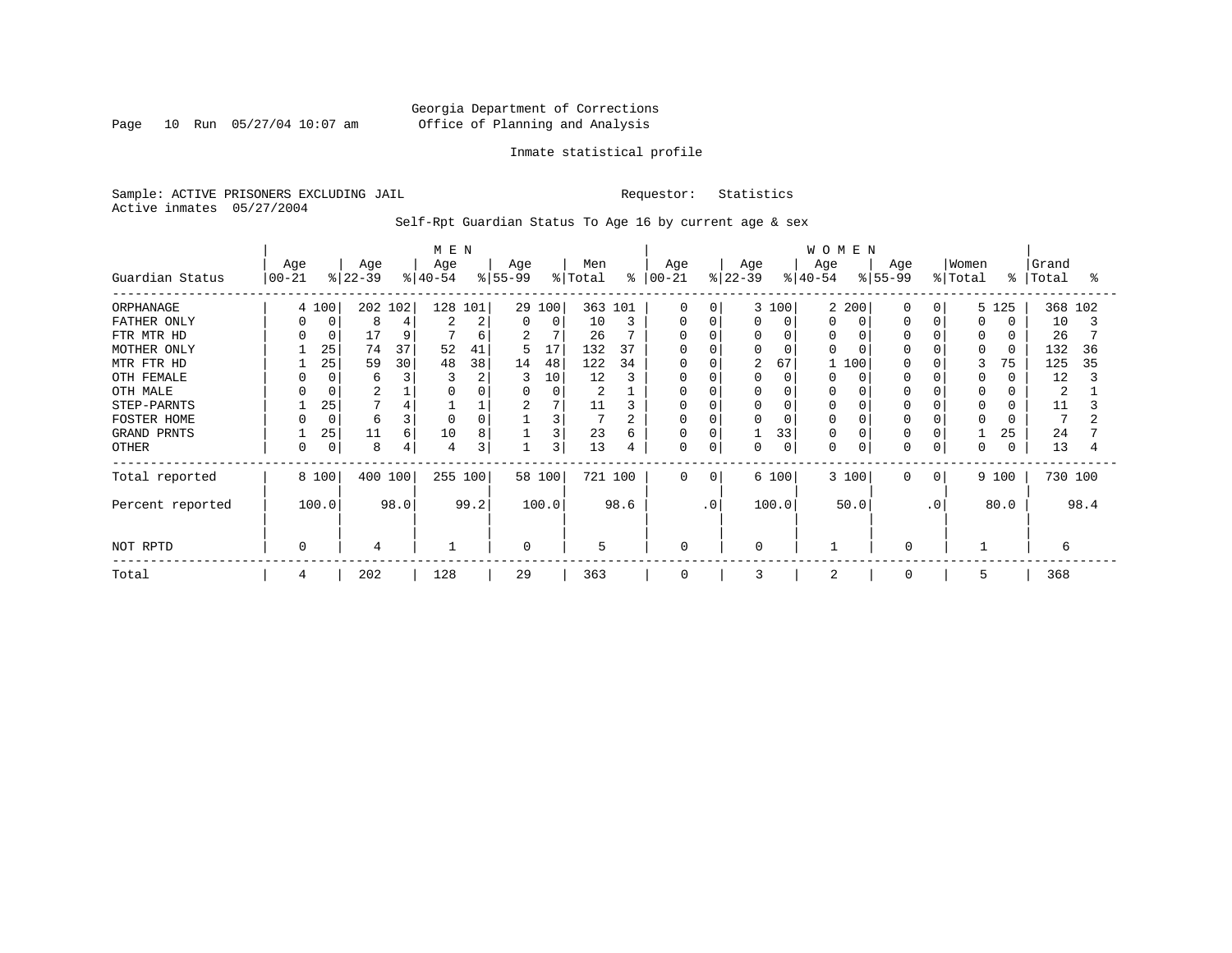Georgia Department of Corrections
Office of Planning and Analysis

Inmate statistical profile

Sample: ACTIVE PRISONERS EXCLUDING JAIL    Requestor: Statistics
Active inmates 05/27/2004

Self-Rpt Guardian Status To Age 16 by current age & sex

| Guardian Status | MEN Age 00-21 | % | Age 22-39 | % | Age 40-54 | % | Age 55-99 | % | Men Total | % | WOMEN Age 00-21 | % | Age 22-39 | % | Age 40-54 | % | Age 55-99 | % | Women Total | % | Grand Total | % |
|---|---|---|---|---|---|---|---|---|---|---|---|---|---|---|---|---|---|---|---|---|---|---|
| ORPHANAGE | 4 | 100 | 202 | 102 | 128 | 101 | 29 | 100 | 363 | 101 | 0 | 0 | 3 | 100 | 2 | 200 | 0 | 0 | 5 | 125 | 368 | 102 |
| FATHER ONLY | 0 | 0 | 8 | 4 | 2 | 2 | 0 | 0 | 10 | 3 | 0 | 0 | 0 | 0 | 0 | 0 | 0 | 0 | 0 | 0 | 10 | 3 |
| FTR MTR HD | 0 | 0 | 17 | 9 | 7 | 6 | 2 | 7 | 26 | 7 | 0 | 0 | 0 | 0 | 0 | 0 | 0 | 0 | 0 | 0 | 26 | 7 |
| MOTHER ONLY | 1 | 25 | 74 | 37 | 52 | 41 | 5 | 17 | 132 | 37 | 0 | 0 | 0 | 0 | 0 | 0 | 0 | 0 | 0 | 0 | 132 | 36 |
| MTR FTR HD | 1 | 25 | 59 | 30 | 48 | 38 | 14 | 48 | 122 | 34 | 0 | 0 | 2 | 67 | 1 | 100 | 0 | 0 | 3 | 75 | 125 | 35 |
| OTH FEMALE | 0 | 0 | 6 | 3 | 3 | 2 | 3 | 10 | 12 | 3 | 0 | 0 | 0 | 0 | 0 | 0 | 0 | 0 | 0 | 0 | 12 | 3 |
| OTH MALE | 0 | 0 | 2 | 1 | 0 | 0 | 0 | 0 | 2 | 1 | 0 | 0 | 0 | 0 | 0 | 0 | 0 | 0 | 0 | 0 | 2 | 1 |
| STEP-PARNTS | 1 | 25 | 7 | 4 | 1 | 1 | 2 | 7 | 11 | 3 | 0 | 0 | 0 | 0 | 0 | 0 | 0 | 0 | 0 | 0 | 11 | 3 |
| FOSTER HOME | 0 | 0 | 6 | 3 | 0 | 0 | 1 | 3 | 7 | 2 | 0 | 0 | 0 | 0 | 0 | 0 | 0 | 0 | 0 | 0 | 7 | 2 |
| GRAND PRNTS | 1 | 25 | 11 | 6 | 10 | 8 | 1 | 3 | 23 | 6 | 0 | 0 | 1 | 33 | 0 | 0 | 0 | 0 | 1 | 25 | 24 | 7 |
| OTHER | 0 | 0 | 8 | 4 | 4 | 3 | 1 | 3 | 13 | 4 | 0 | 0 | 0 | 0 | 0 | 0 | 0 | 0 | 0 | 0 | 13 | 4 |
| Total reported | 8 | 100 | 400 | 100 | 255 | 100 | 58 | 100 | 721 | 100 | 0 | 0 | 6 | 100 | 3 | 100 | 0 | 0 | 9 | 100 | 730 | 100 |
| Percent reported | | 100.0 | | 98.0 | | 99.2 | | 100.0 | | 98.6 | | .0 | | 100.0 | | 50.0 | | .0 | | 80.0 | | 98.4 |
| NOT RPTD | 0 | | 4 | | 1 | | 0 | | 5 | | 0 | | 0 | | 1 | | 0 | | 1 | | 6 | |
| Total | 4 | | 202 | | 128 | | 29 | | 363 | | 0 | | 3 | | 2 | | 0 | | 5 | | 368 | |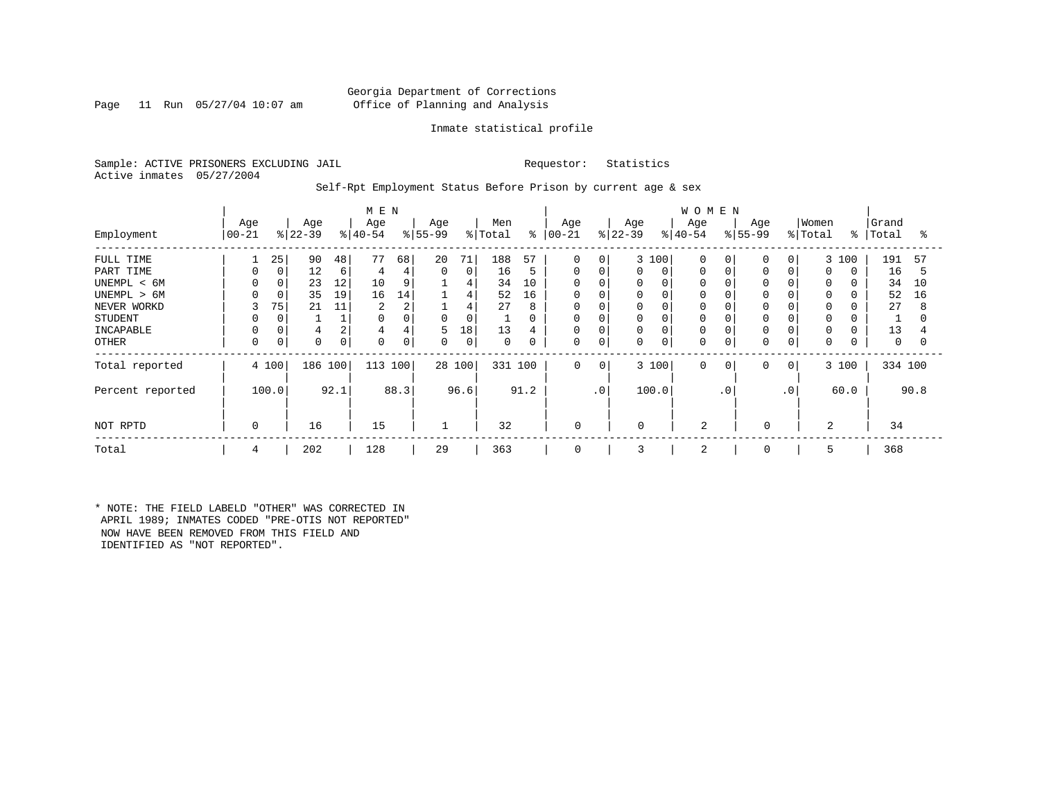Georgia Department of Corrections
Office of Planning and Analysis

Inmate statistical profile

Sample: ACTIVE PRISONERS EXCLUDING JAIL    Requestor: Statistics
Active inmates 05/27/2004

Self-Rpt Employment Status Before Prison by current age & sex

| Employment | MEN Age 00-21 | % | Age 22-39 | % | Age 40-54 | % | Age 55-99 | % | Men Total | % | WOMEN Age 00-21 | % | Age 22-39 | % | Age 40-54 | % | Age 55-99 | % | Women Total | % | Grand Total | % |
|---|---|---|---|---|---|---|---|---|---|---|---|---|---|---|---|---|---|---|---|---|---|---|
| FULL TIME | 1 | 25 | 90 | 48 | 77 | 68 | 20 | 71 | 188 | 57 | 0 | 0 | 3 | 100 | 0 | 0 | 0 | 0 | 3 | 100 | 191 | 57 |
| PART TIME | 0 | 0 | 12 | 6 | 4 | 4 | 0 | 0 | 16 | 5 | 0 | 0 | 0 | 0 | 0 | 0 | 0 | 0 | 0 | 0 | 16 | 5 |
| UNEMPL < 6M | 0 | 0 | 23 | 12 | 10 | 9 | 1 | 4 | 34 | 10 | 0 | 0 | 0 | 0 | 0 | 0 | 0 | 0 | 0 | 0 | 34 | 10 |
| UNEMPL > 6M | 0 | 0 | 35 | 19 | 16 | 14 | 1 | 4 | 52 | 16 | 0 | 0 | 0 | 0 | 0 | 0 | 0 | 0 | 0 | 0 | 52 | 16 |
| NEVER WORKD | 3 | 75 | 21 | 11 | 2 | 2 | 1 | 4 | 27 | 8 | 0 | 0 | 0 | 0 | 0 | 0 | 0 | 0 | 0 | 0 | 27 | 8 |
| STUDENT | 0 | 0 | 1 | 1 | 0 | 0 | 0 | 0 | 1 | 0 | 0 | 0 | 0 | 0 | 0 | 0 | 0 | 0 | 0 | 0 | 1 | 0 |
| INCAPABLE | 0 | 0 | 4 | 2 | 4 | 4 | 5 | 18 | 13 | 4 | 0 | 0 | 0 | 0 | 0 | 0 | 0 | 0 | 0 | 0 | 13 | 4 |
| OTHER | 0 | 0 | 0 | 0 | 0 | 0 | 0 | 0 | 0 | 0 | 0 | 0 | 0 | 0 | 0 | 0 | 0 | 0 | 0 | 0 | 0 | 0 |
| Total reported | 4 | 100 | 186 | 100 | 113 | 100 | 28 | 100 | 331 | 100 | 0 | 0 | 3 | 100 | 0 | 0 | 0 | 0 | 3 | 100 | 334 | 100 |
| Percent reported | | 100.0 | | 92.1 | | 88.3 | | 96.6 | | 91.2 | | .0 | | 100.0 | | .0 | | .0 | | 60.0 | | 90.8 |
| NOT RPTD | 0 | | 16 | | 15 | | 1 | | 32 | | 0 | | 0 | | 2 | | 0 | | 2 | | 34 | |
| Total | 4 | | 202 | | 128 | | 29 | | 363 | | 0 | | 3 | | 2 | | 0 | | 5 | | 368 | |

* NOTE: THE FIELD LABELD "OTHER" WAS CORRECTED IN APRIL 1989; INMATES CODED "PRE-OTIS NOT REPORTED" NOW HAVE BEEN REMOVED FROM THIS FIELD AND IDENTIFIED AS "NOT REPORTED".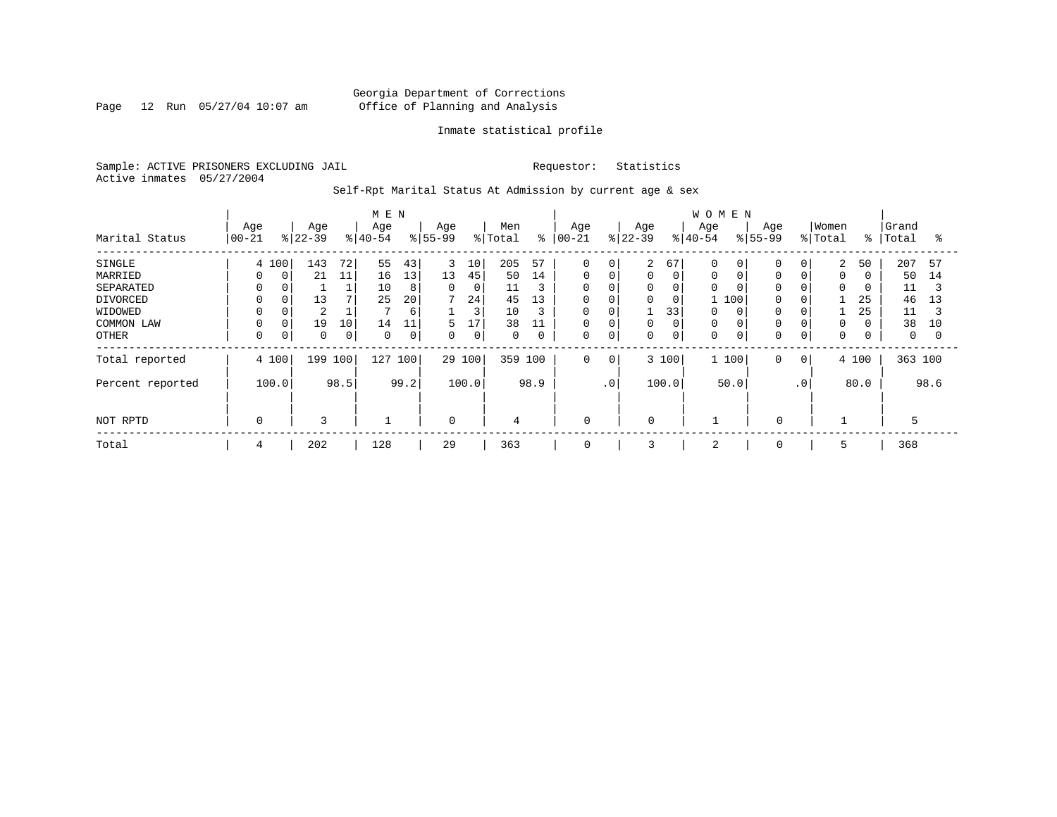Georgia Department of Corrections
Office of Planning and Analysis

Inmate statistical profile

Sample: ACTIVE PRISONERS EXCLUDING JAIL    Requestor: Statistics
Active inmates 05/27/2004

Self-Rpt Marital Status At Admission by current age & sex

| Marital Status | MEN Age 00-21 | % | Age 22-39 | % | Age 40-54 | % | Age 55-99 | % | Men Total | % | WOMEN Age 00-21 | % | Age 22-39 | % | Age 40-54 | % | Age 55-99 | % | Women Total | % | Grand Total | % |
|---|---|---|---|---|---|---|---|---|---|---|---|---|---|---|---|---|---|---|---|---|---|---|
| SINGLE | 4 | 100 | 143 | 72 | 55 | 43 | 3 | 10 | 205 | 57 | 0 | 0 | 2 | 67 | 0 | 0 | 0 | 0 | 2 | 50 | 207 | 57 |
| MARRIED | 0 | 0 | 21 | 11 | 16 | 13 | 13 | 45 | 50 | 14 | 0 | 0 | 0 | 0 | 0 | 0 | 0 | 0 | 0 | 0 | 50 | 14 |
| SEPARATED | 0 | 0 | 1 | 1 | 10 | 8 | 0 | 0 | 11 | 3 | 0 | 0 | 0 | 0 | 0 | 0 | 0 | 0 | 0 | 0 | 11 | 3 |
| DIVORCED | 0 | 0 | 13 | 7 | 25 | 20 | 7 | 24 | 45 | 13 | 0 | 0 | 0 | 0 | 1 | 100 | 0 | 0 | 1 | 25 | 46 | 13 |
| WIDOWED | 0 | 0 | 2 | 1 | 7 | 6 | 1 | 3 | 10 | 3 | 0 | 0 | 1 | 33 | 0 | 0 | 0 | 0 | 1 | 25 | 11 | 3 |
| COMMON LAW | 0 | 0 | 19 | 10 | 14 | 11 | 5 | 17 | 38 | 11 | 0 | 0 | 0 | 0 | 0 | 0 | 0 | 0 | 0 | 0 | 38 | 10 |
| OTHER | 0 | 0 | 0 | 0 | 0 | 0 | 0 | 0 | 0 | 0 | 0 | 0 | 0 | 0 | 0 | 0 | 0 | 0 | 0 | 0 | 0 | 0 |
| Total reported | 4 | 100 | 199 | 100 | 127 | 100 | 29 | 100 | 359 | 100 | 0 | 0 | 3 | 100 | 1 | 100 | 0 | 0 | 4 | 100 | 363 | 100 |
| Percent reported | 100.0 | | 98.5 | | 99.2 | | 100.0 | | 98.9 | | .0 | | 100.0 | | 50.0 | | .0 | | 80.0 | | 98.6 | |
| NOT RPTD | 0 | | 3 | | 1 | | 0 | | 4 | | 0 | | 0 | | 1 | | 0 | | 1 | | 5 | |
| Total | 4 | | 202 | | 128 | | 29 | | 363 | | 0 | | 3 | | 2 | | 0 | | 5 | | 368 | |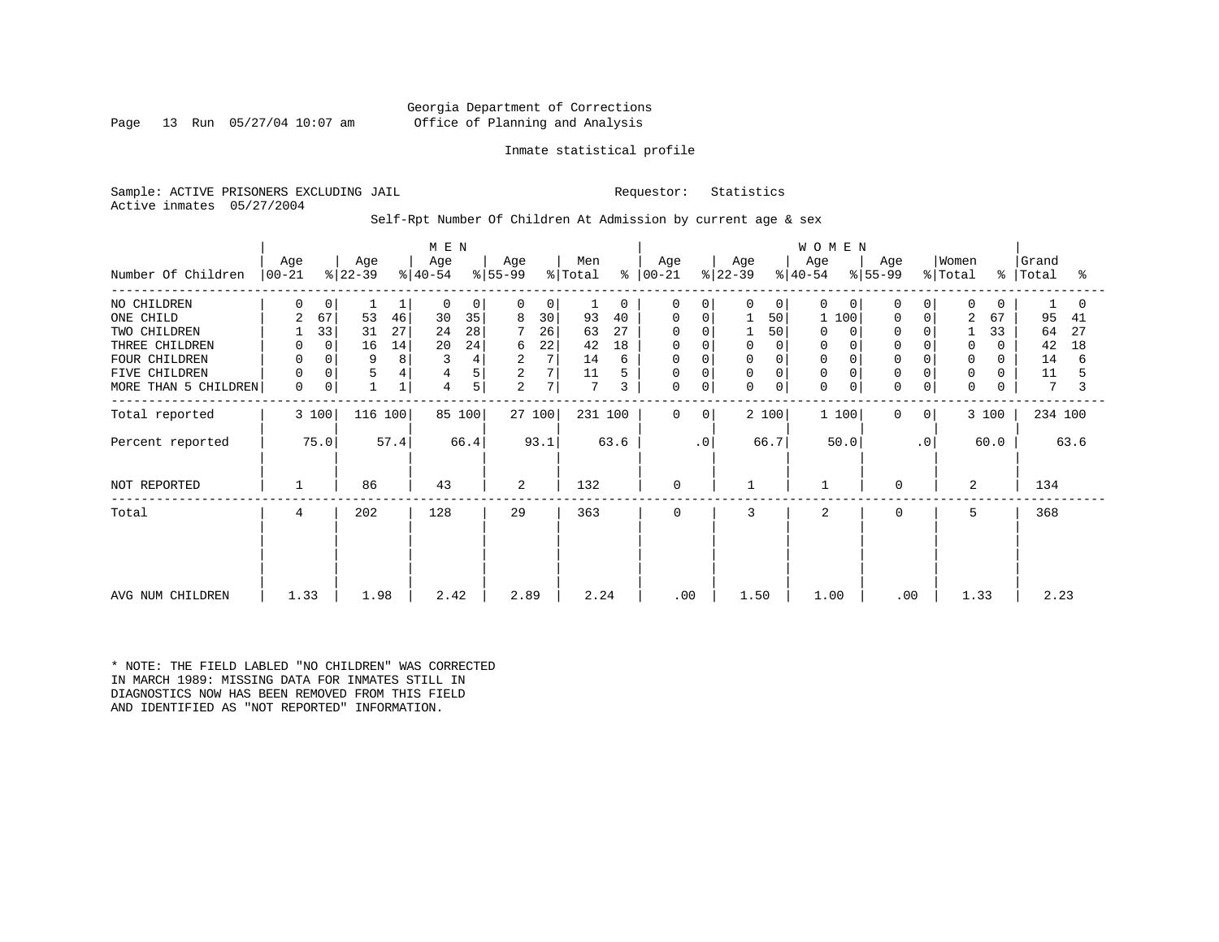Georgia Department of Corrections
Office of Planning and Analysis

Inmate statistical profile

Sample: ACTIVE PRISONERS EXCLUDING JAIL    Requestor: Statistics
Active inmates 05/27/2004

Self-Rpt Number Of Children At Admission by current age & sex

| Number Of Children | MEN Age 00-21 | % | Age 22-39 | % | Age 40-54 | % | Age 55-99 | % | Men Total | % | WOMEN Age 00-21 | % | Age 22-39 | % | Age 40-54 | % | Age 55-99 | % | Women Total | % | Grand Total | % |
|---|---|---|---|---|---|---|---|---|---|---|---|---|---|---|---|---|---|---|---|---|---|---|
| NO CHILDREN | 0 | 0 | 1 | 1 | 0 | 0 | 0 | 0 | 1 | 0 | 0 | 0 | 0 | 0 | 0 | 0 | 0 | 0 | 0 | 0 | 1 | 0 |
| ONE CHILD | 2 | 67 | 53 | 46 | 30 | 35 | 8 | 30 | 93 | 40 | 0 | 0 | 1 | 50 | 1 | 100 | 0 | 0 | 2 | 67 | 95 | 41 |
| TWO CHILDREN | 1 | 33 | 31 | 27 | 24 | 28 | 7 | 26 | 63 | 27 | 0 | 0 | 1 | 50 | 0 | 0 | 0 | 0 | 1 | 33 | 64 | 27 |
| THREE CHILDREN | 0 | 0 | 16 | 14 | 20 | 24 | 6 | 22 | 42 | 18 | 0 | 0 | 0 | 0 | 0 | 0 | 0 | 0 | 0 | 0 | 42 | 18 |
| FOUR CHILDREN | 0 | 0 | 9 | 8 | 3 | 4 | 2 | 7 | 14 | 6 | 0 | 0 | 0 | 0 | 0 | 0 | 0 | 0 | 0 | 0 | 14 | 6 |
| FIVE CHILDREN | 0 | 0 | 5 | 4 | 4 | 5 | 2 | 7 | 11 | 5 | 0 | 0 | 0 | 0 | 0 | 0 | 0 | 0 | 0 | 0 | 11 | 5 |
| MORE THAN 5 CHILDREN | 0 | 0 | 1 | 1 | 4 | 5 | 2 | 7 | 7 | 3 | 0 | 0 | 0 | 0 | 0 | 0 | 0 | 0 | 0 | 0 | 7 | 3 |
| Total reported | 3 | 100 | 116 | 100 | 85 | 100 | 27 | 100 | 231 | 100 | 0 | 0 | 2 | 100 | 1 | 100 | 0 | 0 | 3 | 100 | 234 | 100 |
| Percent reported | | 75.0 | | 57.4 | | 66.4 | | 93.1 | | 63.6 | | .0 | | 66.7 | | 50.0 | | .0 | | 60.0 | | 63.6 |
| NOT REPORTED | 1 | | 86 | | 43 | | 2 | | 132 | | 0 | | 1 | | 1 | | 0 | | 2 | | 134 | |
| Total | 4 | | 202 | | 128 | | 29 | | 363 | | 0 | | 3 | | 2 | | 0 | | 5 | | 368 | |
| AVG NUM CHILDREN | 1.33 | | 1.98 | | 2.42 | | 2.89 | | 2.24 | | .00 | | 1.50 | | 1.00 | | .00 | | 1.33 | | 2.23 | |

* NOTE: THE FIELD LABLED "NO CHILDREN" WAS CORRECTED IN MARCH 1989: MISSING DATA FOR INMATES STILL IN DIAGNOSTICS NOW HAS BEEN REMOVED FROM THIS FIELD AND IDENTIFIED AS "NOT REPORTED" INFORMATION.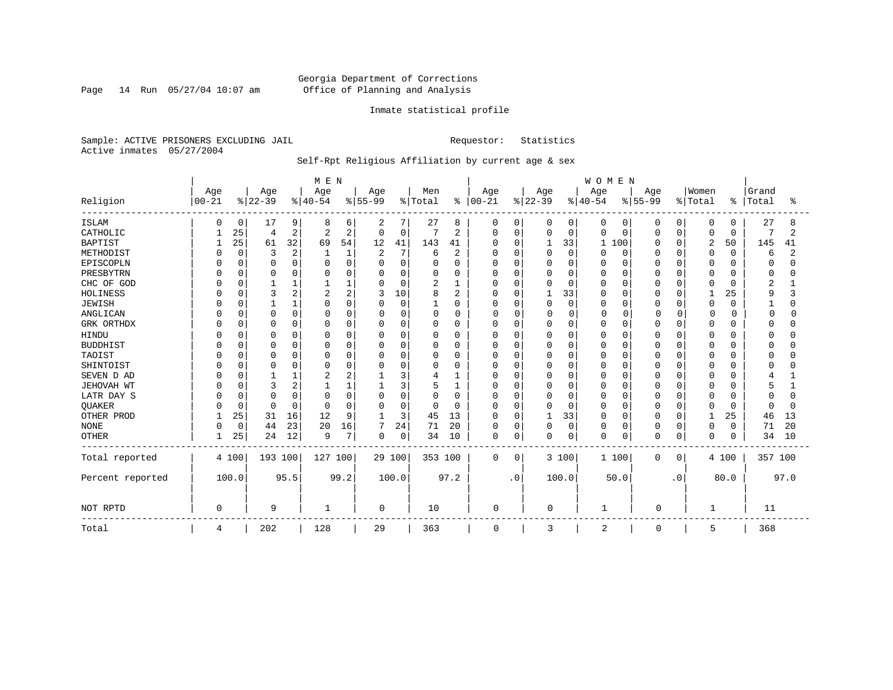Georgia Department of Corrections
Office of Planning and Analysis

Inmate statistical profile

Sample: ACTIVE PRISONERS EXCLUDING JAIL    Requestor: Statistics
Active inmates 05/27/2004

Self-Rpt Religious Affiliation by current age & sex

| Religion | MEN Age 00-21 | % | Age 22-39 | % | Age 40-54 | % | Age 55-99 | % | Men Total | % | WOMEN Age 00-21 | % | Age 22-39 | % | Age 40-54 | % | Age 55-99 | % | Women Total | % | Grand Total | % |
|---|---|---|---|---|---|---|---|---|---|---|---|---|---|---|---|---|---|---|---|---|---|---|
| ISLAM | 0 | 0 | 17 | 9 | 8 | 6 | 2 | 7 | 27 | 8 | 0 | 0 | 0 | 0 | 0 | 0 | 0 | 0 | 0 | 0 | 27 | 8 |
| CATHOLIC | 1 | 25 | 4 | 2 | 2 | 2 | 0 | 0 | 7 | 2 | 0 | 0 | 0 | 0 | 0 | 0 | 0 | 0 | 0 | 0 | 7 | 2 |
| BAPTIST | 1 | 25 | 61 | 32 | 69 | 54 | 12 | 41 | 143 | 41 | 0 | 0 | 1 | 33 | 1 | 100 | 0 | 0 | 2 | 50 | 145 | 41 |
| METHODIST | 0 | 0 | 3 | 2 | 1 | 1 | 2 | 7 | 6 | 2 | 0 | 0 | 0 | 0 | 0 | 0 | 0 | 0 | 0 | 0 | 6 | 2 |
| EPISCOPLN | 0 | 0 | 0 | 0 | 0 | 0 | 0 | 0 | 0 | 0 | 0 | 0 | 0 | 0 | 0 | 0 | 0 | 0 | 0 | 0 | 0 | 0 |
| PRESBYTRN | 0 | 0 | 0 | 0 | 0 | 0 | 0 | 0 | 0 | 0 | 0 | 0 | 0 | 0 | 0 | 0 | 0 | 0 | 0 | 0 | 0 | 0 |
| CHC OF GOD | 0 | 0 | 1 | 1 | 1 | 1 | 0 | 0 | 2 | 1 | 0 | 0 | 0 | 0 | 0 | 0 | 0 | 0 | 0 | 0 | 2 | 1 |
| HOLINESS | 0 | 0 | 3 | 2 | 2 | 2 | 3 | 10 | 8 | 2 | 0 | 0 | 1 | 33 | 0 | 0 | 0 | 0 | 1 | 25 | 9 | 3 |
| JEWISH | 0 | 0 | 1 | 1 | 0 | 0 | 0 | 0 | 1 | 0 | 0 | 0 | 0 | 0 | 0 | 0 | 0 | 0 | 0 | 0 | 1 | 0 |
| ANGLICAN | 0 | 0 | 0 | 0 | 0 | 0 | 0 | 0 | 0 | 0 | 0 | 0 | 0 | 0 | 0 | 0 | 0 | 0 | 0 | 0 | 0 | 0 |
| GRK ORTHDX | 0 | 0 | 0 | 0 | 0 | 0 | 0 | 0 | 0 | 0 | 0 | 0 | 0 | 0 | 0 | 0 | 0 | 0 | 0 | 0 | 0 | 0 |
| HINDU | 0 | 0 | 0 | 0 | 0 | 0 | 0 | 0 | 0 | 0 | 0 | 0 | 0 | 0 | 0 | 0 | 0 | 0 | 0 | 0 | 0 | 0 |
| BUDDHIST | 0 | 0 | 0 | 0 | 0 | 0 | 0 | 0 | 0 | 0 | 0 | 0 | 0 | 0 | 0 | 0 | 0 | 0 | 0 | 0 | 0 | 0 |
| TAOIST | 0 | 0 | 0 | 0 | 0 | 0 | 0 | 0 | 0 | 0 | 0 | 0 | 0 | 0 | 0 | 0 | 0 | 0 | 0 | 0 | 0 | 0 |
| SHINTOIST | 0 | 0 | 0 | 0 | 0 | 0 | 0 | 0 | 0 | 0 | 0 | 0 | 0 | 0 | 0 | 0 | 0 | 0 | 0 | 0 | 0 | 0 |
| SEVEN D AD | 0 | 0 | 1 | 1 | 2 | 2 | 1 | 3 | 4 | 1 | 0 | 0 | 0 | 0 | 0 | 0 | 0 | 0 | 0 | 0 | 4 | 1 |
| JEHOVAH WT | 0 | 0 | 3 | 2 | 1 | 1 | 1 | 3 | 5 | 1 | 0 | 0 | 0 | 0 | 0 | 0 | 0 | 0 | 0 | 0 | 5 | 1 |
| LATR DAY S | 0 | 0 | 0 | 0 | 0 | 0 | 0 | 0 | 0 | 0 | 0 | 0 | 0 | 0 | 0 | 0 | 0 | 0 | 0 | 0 | 0 | 0 |
| QUAKER | 0 | 0 | 0 | 0 | 0 | 0 | 0 | 0 | 0 | 0 | 0 | 0 | 0 | 0 | 0 | 0 | 0 | 0 | 0 | 0 | 0 | 0 |
| OTHER PROD | 1 | 25 | 31 | 16 | 12 | 9 | 1 | 3 | 45 | 13 | 0 | 0 | 1 | 33 | 0 | 0 | 0 | 0 | 1 | 25 | 46 | 13 |
| NONE | 0 | 0 | 44 | 23 | 20 | 16 | 7 | 24 | 71 | 20 | 0 | 0 | 0 | 0 | 0 | 0 | 0 | 0 | 0 | 0 | 71 | 20 |
| OTHER | 1 | 25 | 24 | 12 | 9 | 7 | 0 | 0 | 34 | 10 | 0 | 0 | 0 | 0 | 0 | 0 | 0 | 0 | 0 | 0 | 34 | 10 |
| Total reported | 4 | 100 | 193 | 100 | 127 | 100 | 29 | 100 | 353 | 100 | 0 | 0 | 3 | 100 | 1 | 100 | 0 | 0 | 4 | 100 | 357 | 100 |
| Percent reported | | 100.0 | | 95.5 | | 99.2 | | 100.0 | | 97.2 | | .0 | | 100.0 | | 50.0 | | .0 | | 80.0 | | 97.0 |
| NOT RPTD | 0 | | 9 | | 1 | | 0 | | 10 | | 0 | | 0 | | 1 | | 0 | | 1 | | 11 | |
| Total | 4 | | 202 | | 128 | | 29 | | 363 | | 0 | | 3 | | 2 | | 0 | | 5 | | 368 | |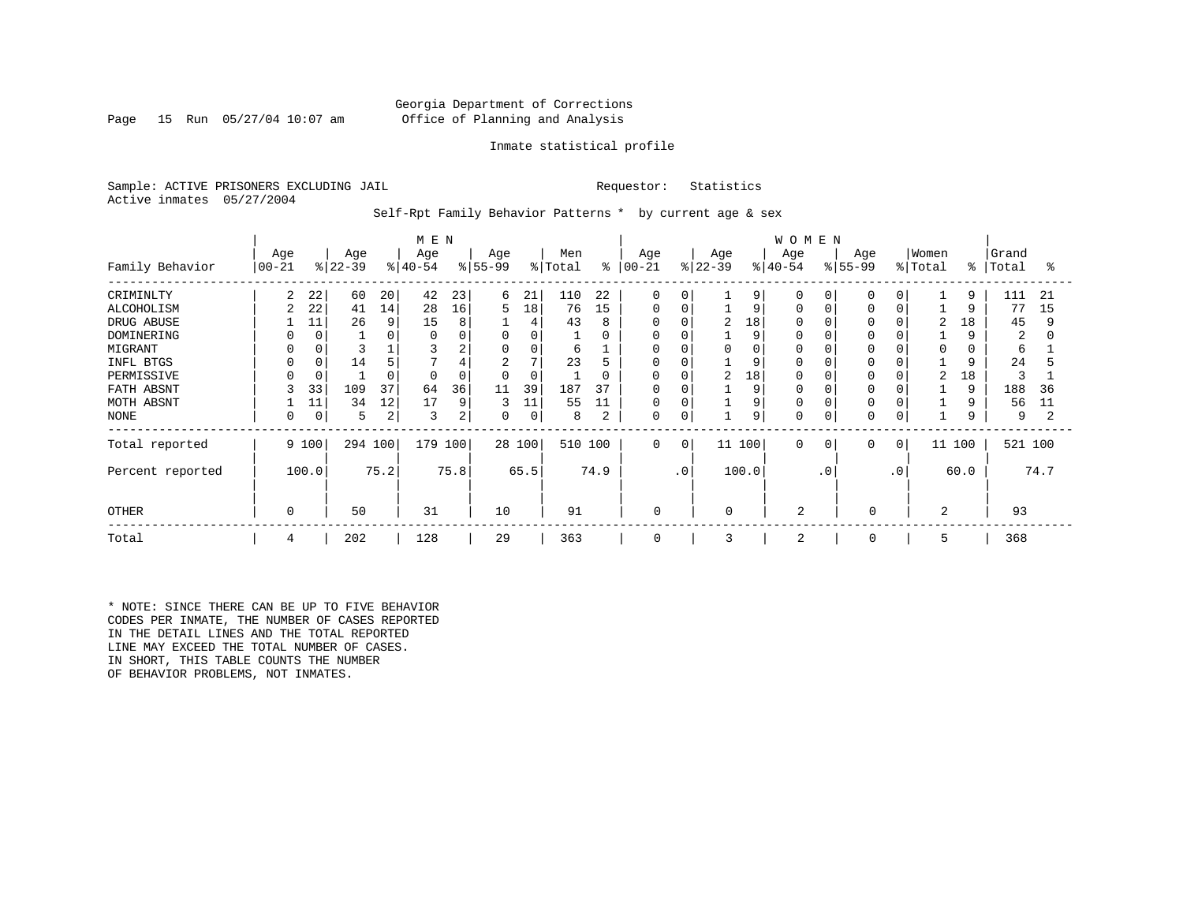Georgia Department of Corrections
Office of Planning and Analysis

Inmate statistical profile

Sample: ACTIVE PRISONERS EXCLUDING JAIL    Requestor: Statistics
Active inmates 05/27/2004

Self-Rpt Family Behavior Patterns * by current age & sex

| Family Behavior | MEN Age 00-21 | % | Age 22-39 | % | Age 40-54 | % | Age 55-99 | % | Men Total | % | WOMEN Age 00-21 | % | Age 22-39 | % | Age 40-54 | % | Age 55-99 | % | Women Total | % | Grand Total | % |
|---|---|---|---|---|---|---|---|---|---|---|---|---|---|---|---|---|---|---|---|---|---|---|
| CRIMINLTY | 2 | 22 | 60 | 20 | 42 | 23 | 6 | 21 | 110 | 22 | 0 | 0 | 1 | 9 | 0 | 0 | 0 | 0 | 1 | 9 | 111 | 21 |
| ALCOHOLISM | 2 | 22 | 41 | 14 | 28 | 16 | 5 | 18 | 76 | 15 | 0 | 0 | 1 | 9 | 0 | 0 | 0 | 0 | 1 | 9 | 77 | 15 |
| DRUG ABUSE | 1 | 11 | 26 | 9 | 15 | 8 | 1 | 4 | 43 | 8 | 0 | 0 | 2 | 18 | 0 | 0 | 0 | 0 | 2 | 18 | 45 | 9 |
| DOMINERING | 0 | 0 | 1 | 0 | 0 | 0 | 0 | 0 | 1 | 0 | 0 | 0 | 1 | 9 | 0 | 0 | 0 | 0 | 1 | 9 | 2 | 0 |
| MIGRANT | 0 | 0 | 3 | 1 | 3 | 2 | 0 | 0 | 6 | 1 | 0 | 0 | 0 | 0 | 0 | 0 | 0 | 0 | 0 | 0 | 6 | 1 |
| INFL BTGS | 0 | 0 | 14 | 5 | 7 | 4 | 2 | 7 | 23 | 5 | 0 | 0 | 1 | 9 | 0 | 0 | 0 | 0 | 1 | 9 | 24 | 5 |
| PERMISSIVE | 0 | 0 | 1 | 0 | 0 | 0 | 0 | 0 | 1 | 0 | 0 | 0 | 2 | 18 | 0 | 0 | 0 | 0 | 2 | 18 | 3 | 1 |
| FATH ABSNT | 3 | 33 | 109 | 37 | 64 | 36 | 11 | 39 | 187 | 37 | 0 | 0 | 1 | 9 | 0 | 0 | 0 | 0 | 1 | 9 | 188 | 36 |
| MOTH ABSNT | 1 | 11 | 34 | 12 | 17 | 9 | 3 | 11 | 55 | 11 | 0 | 0 | 1 | 9 | 0 | 0 | 0 | 0 | 1 | 9 | 56 | 11 |
| NONE | 0 | 0 | 5 | 2 | 3 | 2 | 0 | 0 | 8 | 2 | 0 | 0 | 1 | 9 | 0 | 0 | 0 | 0 | 1 | 9 | 9 | 2 |
| Total reported | 9 | 100 | 294 | 100 | 179 | 100 | 28 | 100 | 510 | 100 | 0 | 0 | 11 | 100 | 0 | 0 | 0 | 0 | 11 | 100 | 521 | 100 |
| Percent reported | | 100.0 | | 75.2 | | 75.8 | | 65.5 | | 74.9 | | .0 | | 100.0 | | .0 | | .0 | | 60.0 | | 74.7 |
| OTHER | 0 | | 50 | | 31 | | 10 | | 91 | | 0 | | 0 | | 2 | | 0 | | 2 | | 93 | |
| Total | 4 | | 202 | | 128 | | 29 | | 363 | | 0 | | 3 | | 2 | | 0 | | 5 | | 368 | |

* NOTE: SINCE THERE CAN BE UP TO FIVE BEHAVIOR CODES PER INMATE, THE NUMBER OF CASES REPORTED IN THE DETAIL LINES AND THE TOTAL REPORTED LINE MAY EXCEED THE TOTAL NUMBER OF CASES. IN SHORT, THIS TABLE COUNTS THE NUMBER OF BEHAVIOR PROBLEMS, NOT INMATES.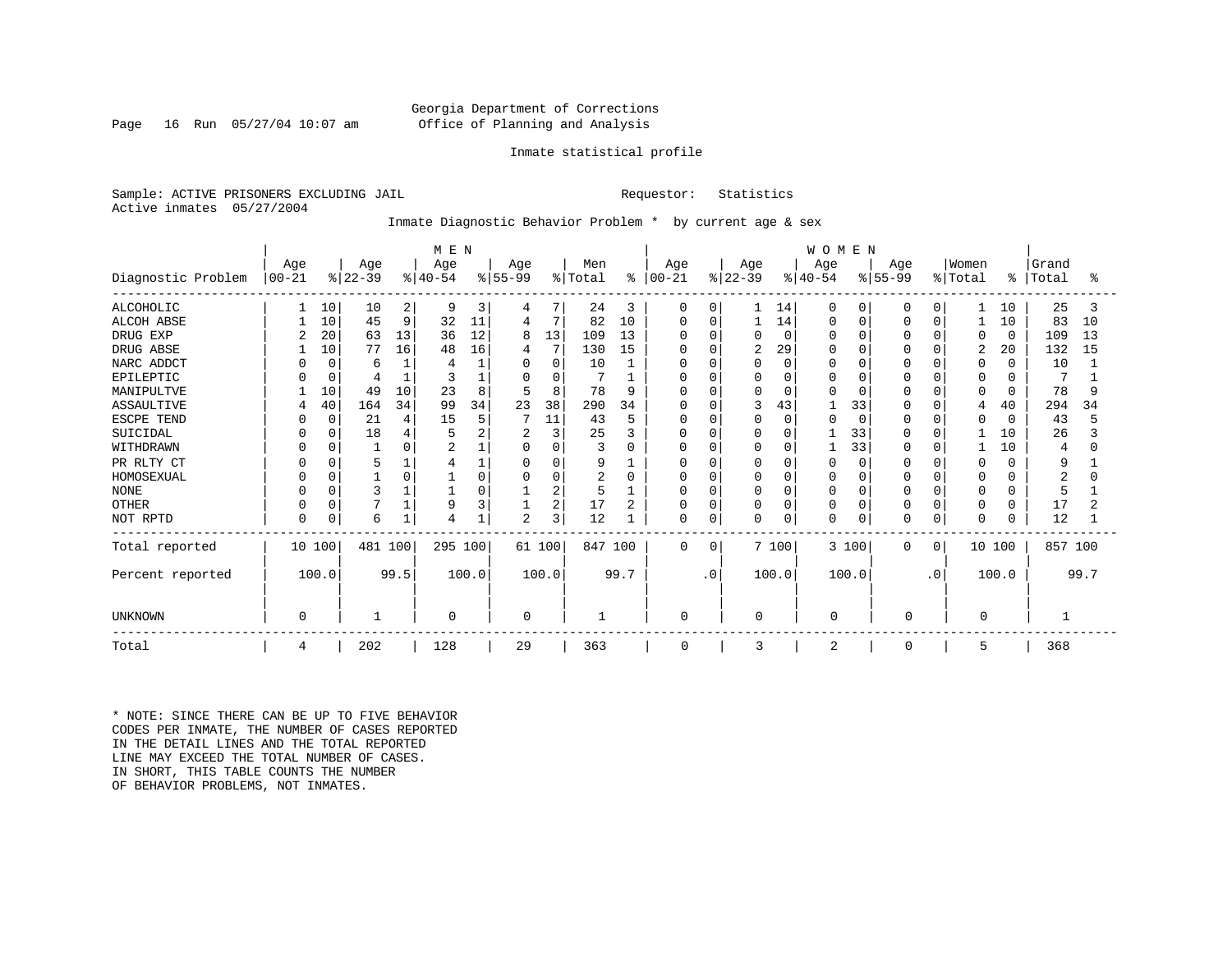Georgia Department of Corrections
Office of Planning and Analysis

Inmate statistical profile

Sample: ACTIVE PRISONERS EXCLUDING JAIL    Requestor: Statistics
Active inmates 05/27/2004

Inmate Diagnostic Behavior Problem * by current age & sex

| Diagnostic Problem | MEN Age 00-21 | % | Age 22-39 | % | Age 40-54 | % | Age 55-99 | % | Men Total | % | WOMEN Age 00-21 | % | Age 22-39 | % | Age 40-54 | % | Age 55-99 | % | Women Total | % | Grand Total | % |
|---|---|---|---|---|---|---|---|---|---|---|---|---|---|---|---|---|---|---|---|---|---|---|
| ALCOHOLIC | 1 | 10 | 10 | 2 | 9 | 3 | 4 | 7 | 24 | 3 | 0 | 0 | 1 | 14 | 0 | 0 | 0 | 0 | 1 | 10 | 25 | 3 |
| ALCOH ABSE | 1 | 10 | 45 | 9 | 32 | 11 | 4 | 7 | 82 | 10 | 0 | 0 | 1 | 14 | 0 | 0 | 0 | 0 | 1 | 10 | 83 | 10 |
| DRUG EXP | 2 | 20 | 63 | 13 | 36 | 12 | 8 | 13 | 109 | 13 | 0 | 0 | 0 | 0 | 0 | 0 | 0 | 0 | 0 | 0 | 109 | 13 |
| DRUG ABSE | 1 | 10 | 77 | 16 | 48 | 16 | 4 | 7 | 130 | 15 | 0 | 0 | 2 | 29 | 0 | 0 | 0 | 0 | 2 | 20 | 132 | 15 |
| NARC ADDCT | 0 | 0 | 6 | 1 | 4 | 1 | 0 | 0 | 10 | 1 | 0 | 0 | 0 | 0 | 0 | 0 | 0 | 0 | 0 | 0 | 10 | 1 |
| EPILEPTIC | 0 | 0 | 4 | 1 | 3 | 1 | 0 | 0 | 7 | 1 | 0 | 0 | 0 | 0 | 0 | 0 | 0 | 0 | 0 | 0 | 7 | 1 |
| MANIPULTVE | 1 | 10 | 49 | 10 | 23 | 8 | 5 | 8 | 78 | 9 | 0 | 0 | 0 | 0 | 0 | 0 | 0 | 0 | 0 | 0 | 78 | 9 |
| ASSAULTIVE | 4 | 40 | 164 | 34 | 99 | 34 | 23 | 38 | 290 | 34 | 0 | 0 | 3 | 43 | 1 | 33 | 0 | 0 | 4 | 40 | 294 | 34 |
| ESCPE TEND | 0 | 0 | 21 | 4 | 15 | 5 | 7 | 11 | 43 | 5 | 0 | 0 | 0 | 0 | 0 | 0 | 0 | 0 | 0 | 0 | 43 | 5 |
| SUICIDAL | 0 | 0 | 18 | 4 | 5 | 2 | 2 | 3 | 25 | 3 | 0 | 0 | 0 | 0 | 1 | 33 | 0 | 0 | 1 | 10 | 26 | 3 |
| WITHDRAWN | 0 | 0 | 1 | 0 | 2 | 1 | 0 | 0 | 3 | 0 | 0 | 0 | 0 | 0 | 1 | 33 | 0 | 0 | 1 | 10 | 4 | 0 |
| PR RLTY CT | 0 | 0 | 5 | 1 | 4 | 1 | 0 | 0 | 9 | 1 | 0 | 0 | 0 | 0 | 0 | 0 | 0 | 0 | 0 | 0 | 9 | 1 |
| HOMOSEXUAL | 0 | 0 | 1 | 0 | 1 | 0 | 0 | 0 | 2 | 0 | 0 | 0 | 0 | 0 | 0 | 0 | 0 | 0 | 0 | 0 | 2 | 0 |
| NONE | 0 | 0 | 3 | 1 | 1 | 0 | 1 | 2 | 5 | 1 | 0 | 0 | 0 | 0 | 0 | 0 | 0 | 0 | 0 | 0 | 5 | 1 |
| OTHER | 0 | 0 | 7 | 1 | 9 | 3 | 1 | 2 | 17 | 2 | 0 | 0 | 0 | 0 | 0 | 0 | 0 | 0 | 0 | 0 | 17 | 2 |
| NOT RPTD | 0 | 0 | 6 | 1 | 4 | 1 | 2 | 3 | 12 | 1 | 0 | 0 | 0 | 0 | 0 | 0 | 0 | 0 | 0 | 0 | 12 | 1 |
| Total reported | 10 | 100 | 481 | 100 | 295 | 100 | 61 | 100 | 847 | 100 | 0 | 0 | 7 | 100 | 3 | 100 | 0 | 0 | 10 | 100 | 857 | 100 |
| Percent reported | 100.0 | | 99.5 | | 100.0 | | 100.0 | | 99.7 | | .0 | | 100.0 | | 100.0 | | .0 | | 100.0 | | 99.7 | |
| UNKNOWN | 0 | | 1 | | 0 | | 0 | | 1 | | 0 | | 0 | | 0 | | 0 | | 0 | | 1 | |
| Total | 4 | | 202 | | 128 | | 29 | | 363 | | 0 | | 3 | | 2 | | 0 | | 5 | | 368 | |

* NOTE: SINCE THERE CAN BE UP TO FIVE BEHAVIOR CODES PER INMATE, THE NUMBER OF CASES REPORTED IN THE DETAIL LINES AND THE TOTAL REPORTED LINE MAY EXCEED THE TOTAL NUMBER OF CASES. IN SHORT, THIS TABLE COUNTS THE NUMBER OF BEHAVIOR PROBLEMS, NOT INMATES.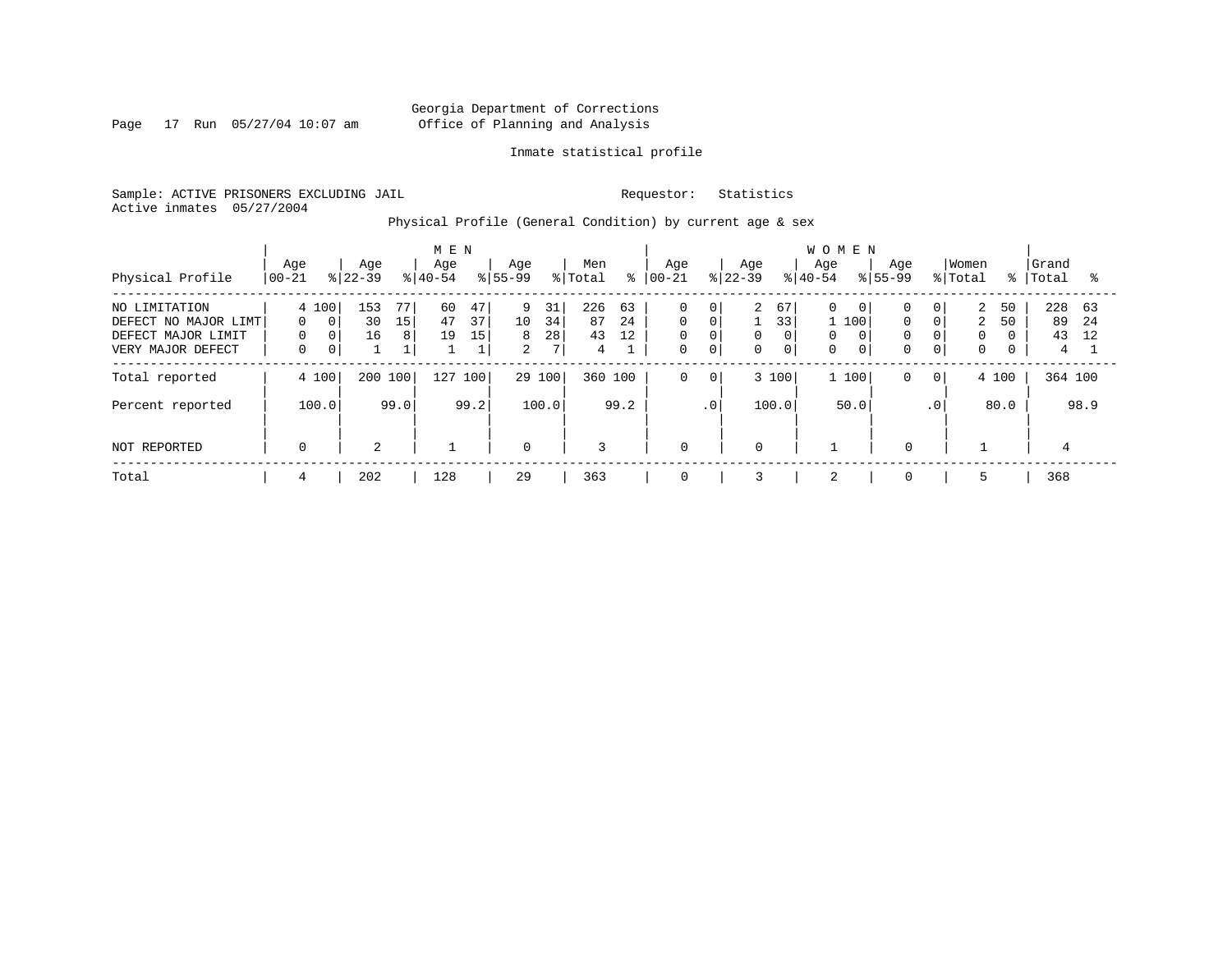Georgia Department of Corrections
Office of Planning and Analysis

Inmate statistical profile

Sample: ACTIVE PRISONERS EXCLUDING JAIL    Requestor: Statistics
Active inmates 05/27/2004

Physical Profile (General Condition) by current age & sex

| Physical Profile | MEN Age 00-21 | % | Age 22-39 | % | Age 40-54 | % | Age 55-99 | % | Men Total | % | WOMEN Age 00-21 | % | Age 22-39 | % | Age 40-54 | % | Age 55-99 | % | Women Total | % | Grand Total | % |
|---|---|---|---|---|---|---|---|---|---|---|---|---|---|---|---|---|---|---|---|---|---|---|
| NO LIMITATION | 4 | 100 | 153 | 77 | 60 | 47 | 9 | 31 | 226 | 63 | 0 | 0 | 2 | 67 | 0 | 0 | 0 | 0 | 2 | 50 | 228 | 63 |
| DEFECT NO MAJOR LIMT | 0 | 0 | 30 | 15 | 47 | 37 | 10 | 34 | 87 | 24 | 0 | 0 | 1 | 33 | 1 | 100 | 0 | 0 | 2 | 50 | 89 | 24 |
| DEFECT MAJOR LIMIT | 0 | 0 | 16 | 8 | 19 | 15 | 8 | 28 | 43 | 12 | 0 | 0 | 0 | 0 | 0 | 0 | 0 | 0 | 0 | 0 | 43 | 12 |
| VERY MAJOR DEFECT | 0 | 0 | 1 | 1 | 1 | 1 | 2 | 7 | 4 | 1 | 0 | 0 | 0 | 0 | 0 | 0 | 0 | 0 | 0 | 0 | 4 | 1 |
| Total reported | 4 | 100 | 200 | 100 | 127 | 100 | 29 | 100 | 360 | 100 | 0 | 0 | 3 | 100 | 1 | 100 | 0 | 0 | 4 | 100 | 364 | 100 |
| Percent reported | | 100.0 | | 99.0 | | 99.2 | | 100.0 | | 99.2 | | .0 | | 100.0 | | 50.0 | | .0 | | 80.0 | | 98.9 |
| NOT REPORTED | 0 | | 2 | | 1 | | 0 | | 3 | | 0 | | 0 | | 1 | | 0 | | 1 | | 4 | |
| Total | 4 | | 202 | | 128 | | 29 | | 363 | | 0 | | 3 | | 2 | | 0 | | 5 | | 368 | |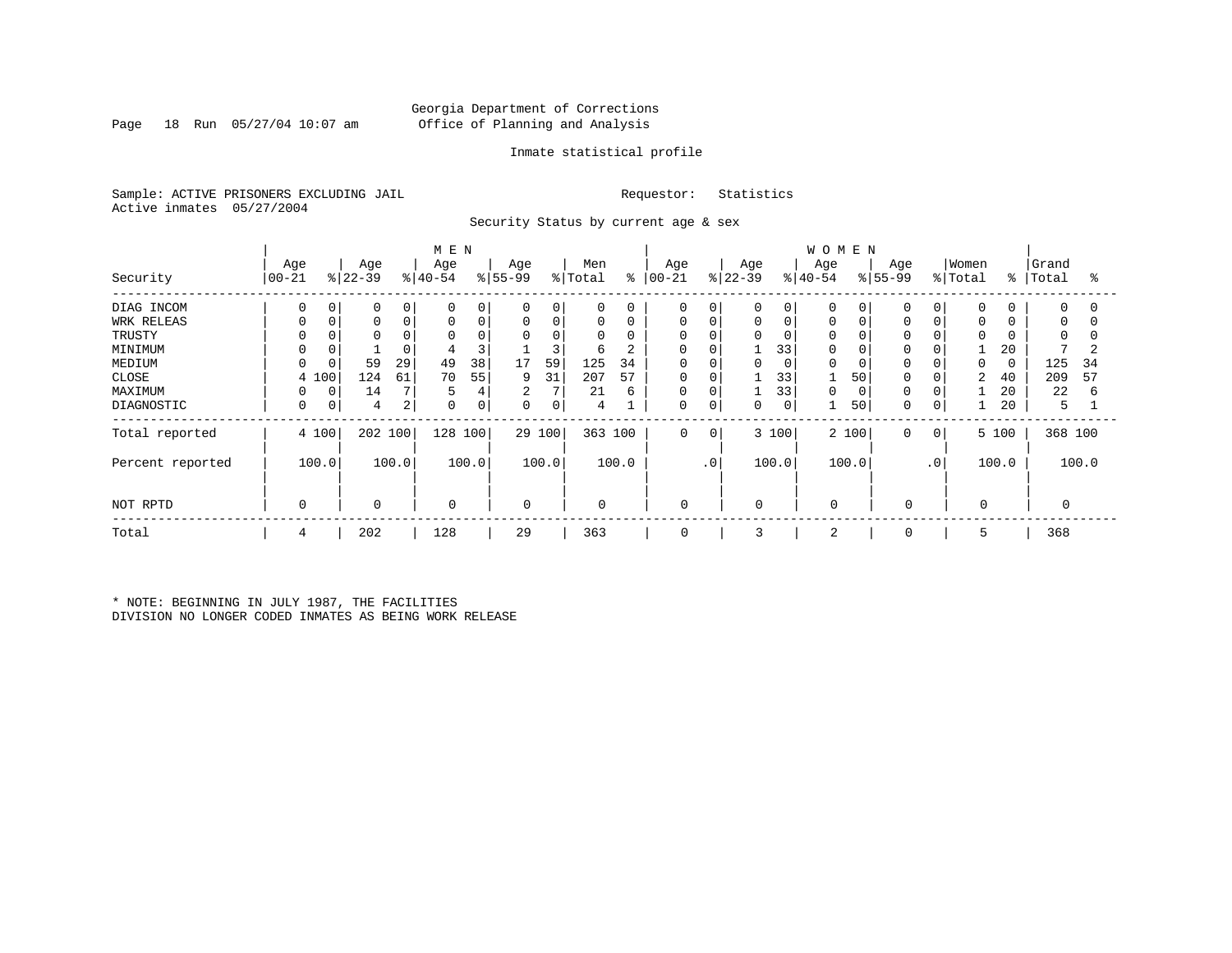Georgia Department of Corrections
Office of Planning and Analysis

Inmate statistical profile

Sample: ACTIVE PRISONERS EXCLUDING JAIL    Requestor: Statistics
Active inmates 05/27/2004

Security Status by current age & sex

| Security | MEN Age 00-21 | % | Age 22-39 | % | Age 40-54 | % | Age 55-99 | % | Men Total | % | WOMEN Age 00-21 | % | Age 22-39 | % | Age 40-54 | % | Age 55-99 | % | Women Total | % | Grand Total | % |
|---|---|---|---|---|---|---|---|---|---|---|---|---|---|---|---|---|---|---|---|---|---|---|
| DIAG INCOM | 0 | 0 | 0 | 0 | 0 | 0 | 0 | 0 | 0 | 0 | 0 | 0 | 0 | 0 | 0 | 0 | 0 | 0 | 0 | 0 | 0 | 0 |
| WRK RELEAS | 0 | 0 | 0 | 0 | 0 | 0 | 0 | 0 | 0 | 0 | 0 | 0 | 0 | 0 | 0 | 0 | 0 | 0 | 0 | 0 | 0 | 0 |
| TRUSTY | 0 | 0 | 0 | 0 | 0 | 0 | 0 | 0 | 0 | 0 | 0 | 0 | 0 | 0 | 0 | 0 | 0 | 0 | 0 | 0 | 0 | 0 |
| MINIMUM | 0 | 0 | 1 | 0 | 4 | 3 | 1 | 3 | 6 | 2 | 0 | 0 | 1 | 33 | 0 | 0 | 0 | 0 | 1 | 20 | 7 | 2 |
| MEDIUM | 0 | 0 | 59 | 29 | 49 | 38 | 17 | 59 | 125 | 34 | 0 | 0 | 0 | 0 | 0 | 0 | 0 | 0 | 0 | 0 | 125 | 34 |
| CLOSE | 4 | 100 | 124 | 61 | 70 | 55 | 9 | 31 | 207 | 57 | 0 | 0 | 1 | 33 | 1 | 50 | 0 | 0 | 2 | 40 | 209 | 57 |
| MAXIMUM | 0 | 0 | 14 | 7 | 5 | 4 | 2 | 7 | 21 | 6 | 0 | 0 | 1 | 33 | 0 | 0 | 0 | 0 | 1 | 20 | 22 | 6 |
| DIAGNOSTIC | 0 | 0 | 4 | 2 | 0 | 0 | 0 | 0 | 4 | 1 | 0 | 0 | 0 | 0 | 1 | 50 | 0 | 0 | 1 | 20 | 5 | 1 |
| Total reported | 4 | 100 | 202 | 100 | 128 | 100 | 29 | 100 | 363 | 100 | 0 | 0 | 3 | 100 | 2 | 100 | 0 | 0 | 5 | 100 | 368 | 100 |
| Percent reported | | 100.0 | | 100.0 | | 100.0 | | 100.0 | | 100.0 | | .0 | | 100.0 | | 100.0 | | .0 | | 100.0 | | 100.0 |
| NOT RPTD | 0 | | 0 | | 0 | | 0 | | 0 | | 0 | | 0 | | 0 | | 0 | | 0 | | 0 | |
| Total | 4 | | 202 | | 128 | | 29 | | 363 | | 0 | | 3 | | 2 | | 0 | | 5 | | 368 | |

* NOTE: BEGINNING IN JULY 1987, THE FACILITIES DIVISION NO LONGER CODED INMATES AS BEING WORK RELEASE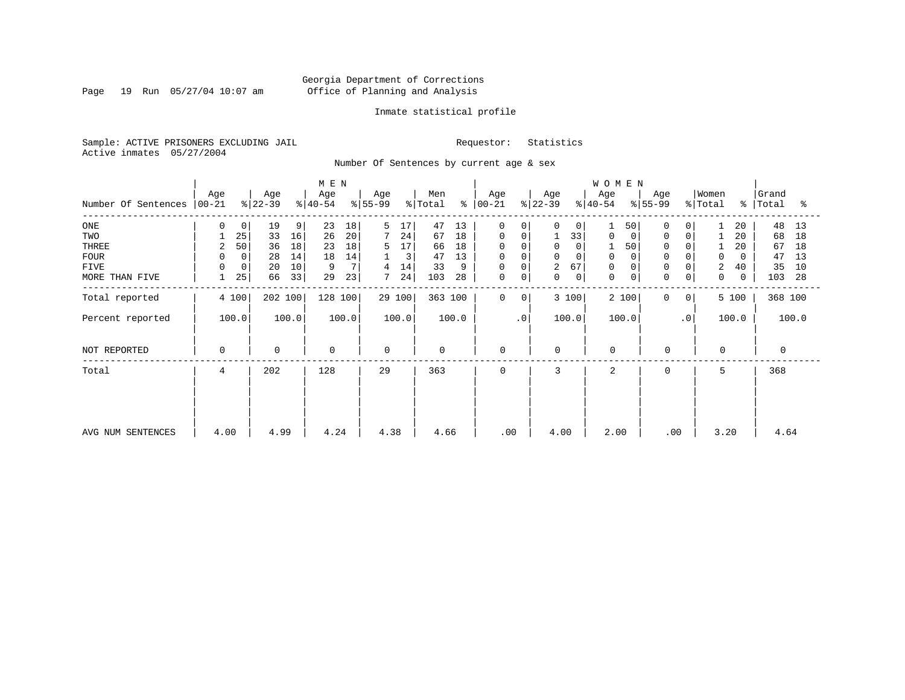Georgia Department of Corrections
Office of Planning and Analysis

Inmate statistical profile

Sample: ACTIVE PRISONERS EXCLUDING JAIL    Requestor: Statistics
Active inmates 05/27/2004

Number Of Sentences by current age & sex

| Number Of Sentences | MEN Age 00-21 | % | Age 22-39 | % | Age 40-54 | % | Age 55-99 | % | Men Total | % | WOMEN Age 00-21 | % | Age 22-39 | % | Age 40-54 | % | Age 55-99 | % | Women Total | % | Grand Total | % |
|---|---|---|---|---|---|---|---|---|---|---|---|---|---|---|---|---|---|---|---|---|---|---|
| ONE | 0 | 0 | 19 | 9 | 23 | 18 | 5 | 17 | 47 | 13 | 0 | 0 | 0 | 0 | 1 | 50 | 0 | 0 | 1 | 20 | 48 | 13 |
| TWO | 1 | 25 | 33 | 16 | 26 | 20 | 7 | 24 | 67 | 18 | 0 | 0 | 1 | 33 | 0 | 0 | 0 | 0 | 1 | 20 | 68 | 18 |
| THREE | 2 | 50 | 36 | 18 | 23 | 18 | 5 | 17 | 66 | 18 | 0 | 0 | 0 | 0 | 1 | 50 | 0 | 0 | 1 | 20 | 67 | 18 |
| FOUR | 0 | 0 | 28 | 14 | 18 | 14 | 1 | 3 | 47 | 13 | 0 | 0 | 0 | 0 | 0 | 0 | 0 | 0 | 0 | 0 | 47 | 13 |
| FIVE | 0 | 0 | 20 | 10 | 9 | 7 | 4 | 14 | 33 | 9 | 0 | 0 | 2 | 67 | 0 | 0 | 0 | 0 | 2 | 40 | 35 | 10 |
| MORE THAN FIVE | 1 | 25 | 66 | 33 | 29 | 23 | 7 | 24 | 103 | 28 | 0 | 0 | 0 | 0 | 0 | 0 | 0 | 0 | 0 | 0 | 103 | 28 |
| Total reported | 4 | 100 | 202 | 100 | 128 | 100 | 29 | 100 | 363 | 100 | 0 | 0 | 3 | 100 | 2 | 100 | 0 | 0 | 5 | 100 | 368 | 100 |
| Percent reported | 100.0 | | 100.0 | | 100.0 | | 100.0 | | 100.0 | | .0 | | 100.0 | | 100.0 | | .0 | | 100.0 | | 100.0 | |
| NOT REPORTED | 0 | | 0 | | 0 | | 0 | | 0 | | 0 | | 0 | | 0 | | 0 | | 0 | | 0 | |
| Total | 4 | | 202 | | 128 | | 29 | | 363 | | 0 | | 3 | | 2 | | 0 | | 5 | | 368 | |
| AVG NUM SENTENCES | 4.00 | | 4.99 | | 4.24 | | 4.38 | | 4.66 | | .00 | | 4.00 | | 2.00 | | .00 | | 3.20 | | 4.64 | |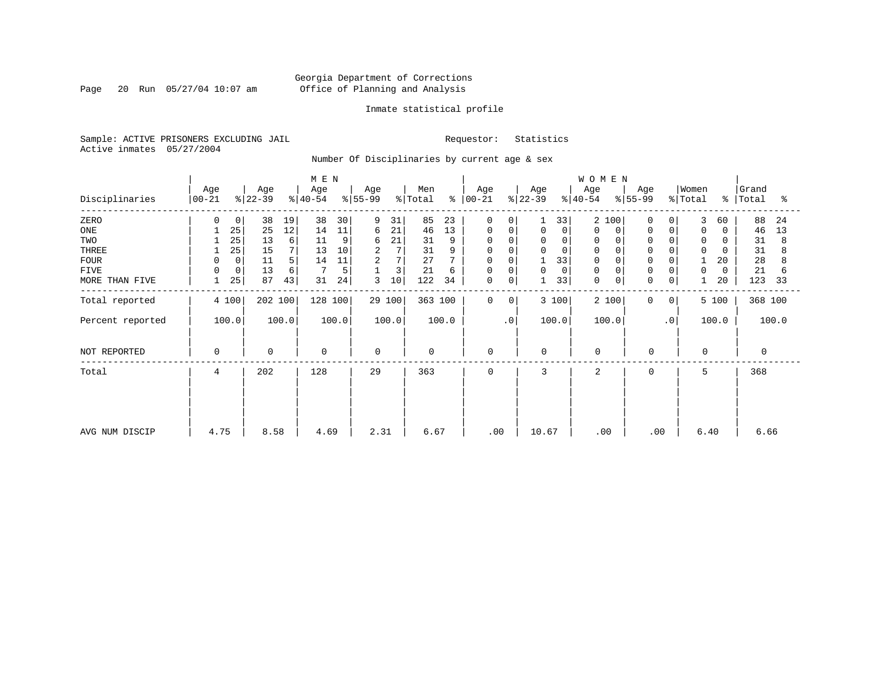Georgia Department of Corrections
Office of Planning and Analysis

Inmate statistical profile

Sample: ACTIVE PRISONERS EXCLUDING JAIL    Requestor: Statistics
Active inmates 05/27/2004

Number Of Disciplinaries by current age & sex

| Disciplinaries | MEN Age 00-21 | % | Age 22-39 | % | Age 40-54 | % | Age 55-99 | % | Men Total | % | WOMEN Age 00-21 | % | Age 22-39 | % | Age 40-54 | % | Age 55-99 | % | Women Total | % | Grand Total | % |
|---|---|---|---|---|---|---|---|---|---|---|---|---|---|---|---|---|---|---|---|---|---|---|
| ZERO | 0 | 0 | 38 | 19 | 38 | 30 | 9 | 31 | 85 | 23 | 0 | 0 | 1 | 33 | 2 | 100 | 0 | 0 | 3 | 60 | 88 | 24 |
| ONE | 1 | 25 | 25 | 12 | 14 | 11 | 6 | 21 | 46 | 13 | 0 | 0 | 0 | 0 | 0 | 0 | 0 | 0 | 0 | 0 | 46 | 13 |
| TWO | 1 | 25 | 13 | 6 | 11 | 9 | 6 | 21 | 31 | 9 | 0 | 0 | 0 | 0 | 0 | 0 | 0 | 0 | 0 | 0 | 31 | 8 |
| THREE | 1 | 25 | 15 | 7 | 13 | 10 | 2 | 7 | 31 | 9 | 0 | 0 | 0 | 0 | 0 | 0 | 0 | 0 | 0 | 0 | 31 | 8 |
| FOUR | 0 | 0 | 11 | 5 | 14 | 11 | 2 | 7 | 27 | 7 | 0 | 0 | 1 | 33 | 0 | 0 | 0 | 0 | 1 | 20 | 28 | 8 |
| FIVE | 0 | 0 | 13 | 6 | 7 | 5 | 1 | 3 | 21 | 6 | 0 | 0 | 0 | 0 | 0 | 0 | 0 | 0 | 0 | 0 | 21 | 6 |
| MORE THAN FIVE | 1 | 25 | 87 | 43 | 31 | 24 | 3 | 10 | 122 | 34 | 0 | 0 | 1 | 33 | 0 | 0 | 0 | 0 | 1 | 20 | 123 | 33 |
| Total reported | 4 | 100 | 202 | 100 | 128 | 100 | 29 | 100 | 363 | 100 | 0 | 0 | 3 | 100 | 2 | 100 | 0 | 0 | 5 | 100 | 368 | 100 |
| Percent reported | 100.0 | | 100.0 | | 100.0 | | 100.0 | | 100.0 | | .0 | | 100.0 | | 100.0 | | .0 | | 100.0 | | 100.0 | |
| NOT REPORTED | 0 | | 0 | | 0 | | 0 | | 0 | | 0 | | 0 | | 0 | | 0 | | 0 | | 0 | |
| Total | 4 | | 202 | | 128 | | 29 | | 363 | | 0 | | 3 | | 2 | | 0 | | 5 | | 368 | |
| AVG NUM DISCIP | 4.75 | | 8.58 | | 4.69 | | 2.31 | | 6.67 | | .00 | | 10.67 | | .00 | | .00 | | 6.40 | | 6.66 | |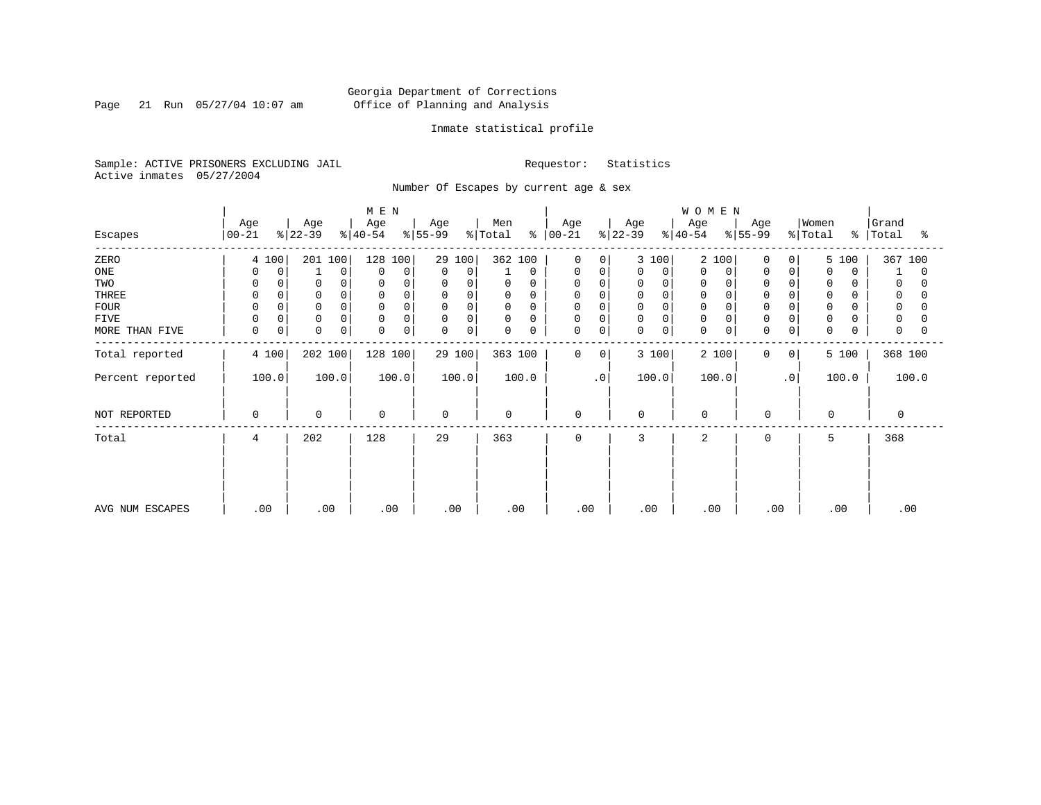Georgia Department of Corrections
Office of Planning and Analysis

Inmate statistical profile

Sample: ACTIVE PRISONERS EXCLUDING JAIL    Requestor: Statistics
Active inmates 05/27/2004

Number Of Escapes by current age & sex

| Escapes | MEN Age 00-21 | % | Age 22-39 | % | Age 40-54 | % | Age 55-99 | % | Men Total | % | WOMEN Age 00-21 | % | Age 22-39 | % | Age 40-54 | % | Age 55-99 | % | Women Total | % | Grand Total | % |
|---|---|---|---|---|---|---|---|---|---|---|---|---|---|---|---|---|---|---|---|---|---|---|
| ZERO | 4 | 100 | 201 | 100 | 128 | 100 | 29 | 100 | 362 | 100 | 0 | 0 | 3 | 100 | 2 | 100 | 0 | 0 | 5 | 100 | 367 | 100 |
| ONE | 0 | 0 | 1 | 0 | 0 | 0 | 0 | 0 | 1 | 0 | 0 | 0 | 0 | 0 | 0 | 0 | 0 | 0 | 0 | 0 | 1 | 0 |
| TWO | 0 | 0 | 0 | 0 | 0 | 0 | 0 | 0 | 0 | 0 | 0 | 0 | 0 | 0 | 0 | 0 | 0 | 0 | 0 | 0 | 0 | 0 |
| THREE | 0 | 0 | 0 | 0 | 0 | 0 | 0 | 0 | 0 | 0 | 0 | 0 | 0 | 0 | 0 | 0 | 0 | 0 | 0 | 0 | 0 | 0 |
| FOUR | 0 | 0 | 0 | 0 | 0 | 0 | 0 | 0 | 0 | 0 | 0 | 0 | 0 | 0 | 0 | 0 | 0 | 0 | 0 | 0 | 0 | 0 |
| FIVE | 0 | 0 | 0 | 0 | 0 | 0 | 0 | 0 | 0 | 0 | 0 | 0 | 0 | 0 | 0 | 0 | 0 | 0 | 0 | 0 | 0 | 0 |
| MORE THAN FIVE | 0 | 0 | 0 | 0 | 0 | 0 | 0 | 0 | 0 | 0 | 0 | 0 | 0 | 0 | 0 | 0 | 0 | 0 | 0 | 0 | 0 | 0 |
| Total reported | 4 | 100 | 202 | 100 | 128 | 100 | 29 | 100 | 363 | 100 | 0 | 0 | 3 | 100 | 2 | 100 | 0 | 0 | 5 | 100 | 368 | 100 |
| Percent reported | 100.0 | | 100.0 | | 100.0 | | 100.0 | | 100.0 | | .0 | | 100.0 | | 100.0 | | .0 | | 100.0 | | 100.0 | |
| NOT REPORTED | 0 | | 0 | | 0 | | 0 | | 0 | | 0 | | 0 | | 0 | | 0 | | 0 | | 0 | |
| Total | 4 | | 202 | | 128 | | 29 | | 363 | | 0 | | 3 | | 2 | | 0 | | 5 | | 368 | |
| AVG NUM ESCAPES | .00 | | .00 | | .00 | | .00 | | .00 | | .00 | | .00 | | .00 | | .00 | | .00 | | .00 | |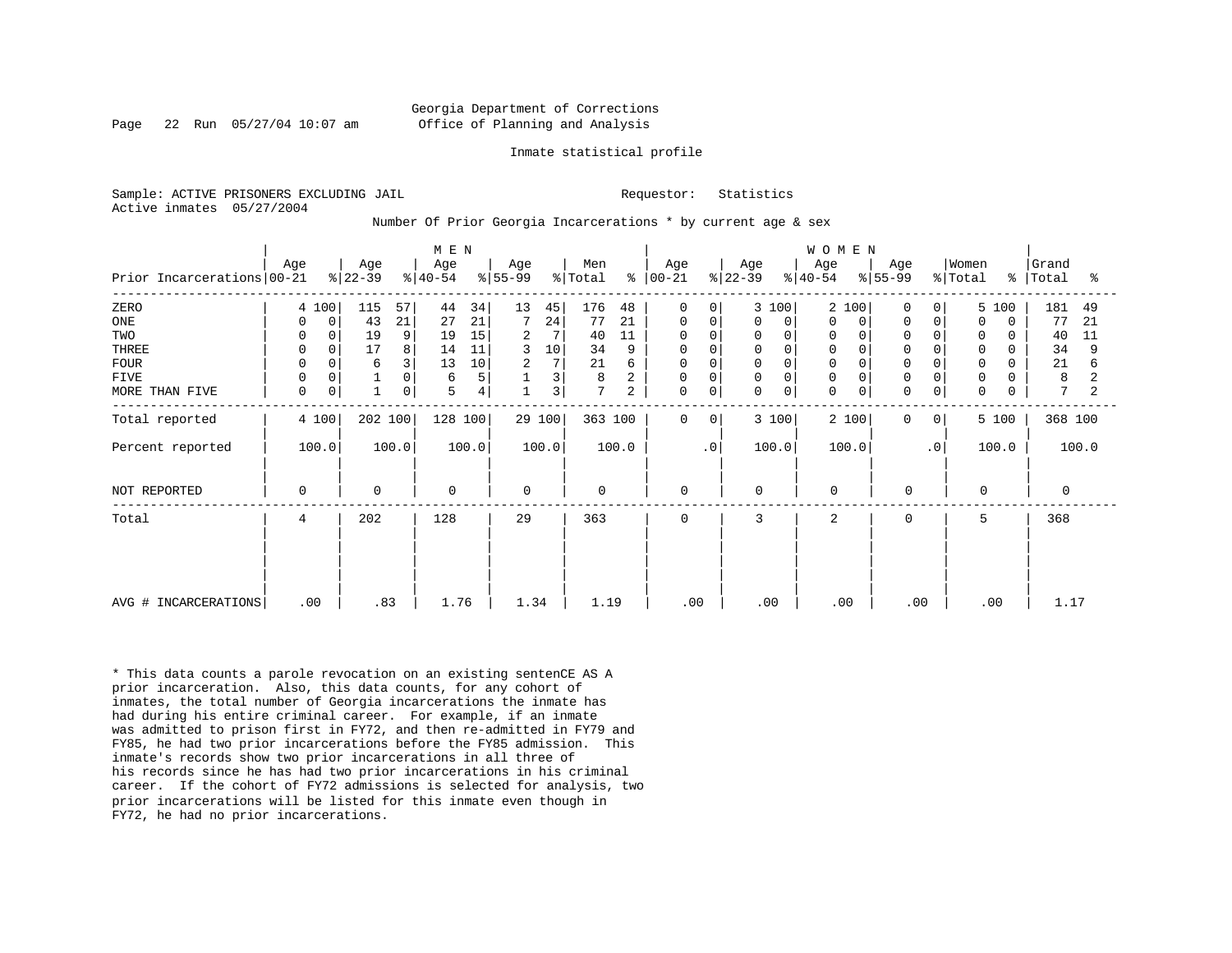Georgia Department of Corrections
Office of Planning and Analysis

Inmate statistical profile

Sample: ACTIVE PRISONERS EXCLUDING JAIL  Requestor: Statistics
Active inmates 05/27/2004

Number Of Prior Georgia Incarcerations * by current age & sex

| | MEN | | | | | | | | | | WOMEN | | | | | | | | | | | |
|---|---|---|---|---|---|---|---|---|---|---|---|---|---|---|---|---|---|---|---|---|---|---|
| Prior Incarcerations | Age 00-21 | % | Age 22-39 | % | Age 40-54 | % | Age 55-99 | % | Men Total | % | Age 00-21 | % | Age 22-39 | % | Age 40-54 | % | Age 55-99 | % | Women Total | % | Grand Total | % |
| ZERO | 4 | 100 | 115 | 57 | 44 | 34 | 13 | 45 | 176 | 48 | 0 | 0 | 3 | 100 | 2 | 100 | 0 | 0 | 5 | 100 | 181 | 49 |
| ONE | 0 | 0 | 43 | 21 | 27 | 21 | 7 | 24 | 77 | 21 | 0 | 0 | 0 | 0 | 0 | 0 | 0 | 0 | 0 | 0 | 77 | 21 |
| TWO | 0 | 0 | 19 | 9 | 19 | 15 | 2 | 7 | 40 | 11 | 0 | 0 | 0 | 0 | 0 | 0 | 0 | 0 | 0 | 0 | 40 | 11 |
| THREE | 0 | 0 | 17 | 8 | 14 | 11 | 3 | 10 | 34 | 9 | 0 | 0 | 0 | 0 | 0 | 0 | 0 | 0 | 0 | 0 | 34 | 9 |
| FOUR | 0 | 0 | 6 | 3 | 13 | 10 | 2 | 7 | 21 | 6 | 0 | 0 | 0 | 0 | 0 | 0 | 0 | 0 | 0 | 0 | 21 | 6 |
| FIVE | 0 | 0 | 1 | 0 | 6 | 5 | 1 | 3 | 8 | 2 | 0 | 0 | 0 | 0 | 0 | 0 | 0 | 0 | 0 | 0 | 8 | 2 |
| MORE THAN FIVE | 0 | 0 | 1 | 0 | 5 | 4 | 1 | 3 | 7 | 2 | 0 | 0 | 0 | 0 | 0 | 0 | 0 | 0 | 0 | 0 | 7 | 2 |
| Total reported | 4 | 100 | 202 | 100 | 128 | 100 | 29 | 100 | 363 | 100 | 0 | 0 | 3 | 100 | 2 | 100 | 0 | 0 | 5 | 100 | 368 | 100 |
| Percent reported | 100.0 | | 100.0 | | 100.0 | | 100.0 | | 100.0 | | .0 | | 100.0 | | 100.0 | | .0 | | 100.0 | | 100.0 | |
| NOT REPORTED | 0 | | 0 | | 0 | | 0 | | 0 | | 0 | | 0 | | 0 | | 0 | | 0 | | 0 | |
| Total | 4 | | 202 | | 128 | | 29 | | 363 | | 0 | | 3 | | 2 | | 0 | | 5 | | 368 | |
| AVG # INCARCERATIONS | .00 | | .83 | | 1.76 | | 1.34 | | 1.19 | | .00 | | .00 | | .00 | | .00 | | .00 | | 1.17 | |

* This data counts a parole revocation on an existing sentenCE AS A prior incarceration. Also, this data counts, for any cohort of inmates, the total number of Georgia incarcerations the inmate has had during his entire criminal career. For example, if an inmate was admitted to prison first in FY72, and then re-admitted in FY79 and FY85, he had two prior incarcerations before the FY85 admission. This inmate's records show two prior incarcerations in all three of his records since he has had two prior incarcerations in his criminal career. If the cohort of FY72 admissions is selected for analysis, two prior incarcerations will be listed for this inmate even though in FY72, he had no prior incarcerations.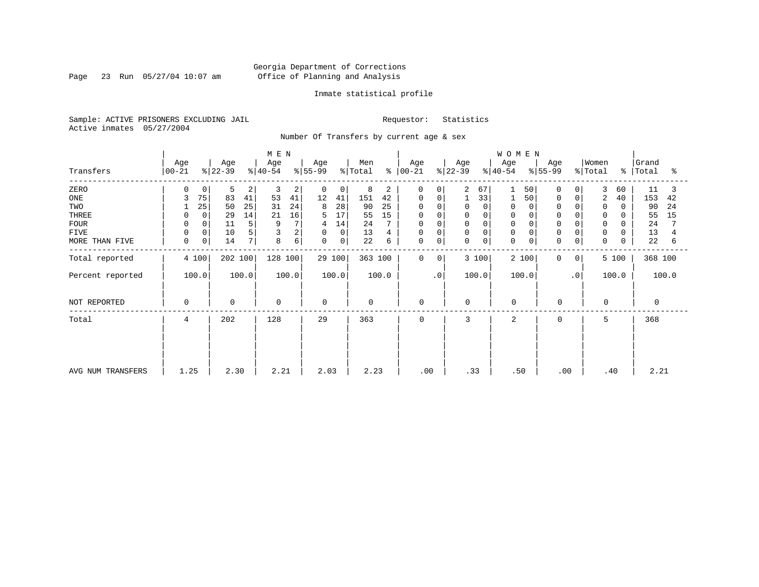Georgia Department of Corrections
Office of Planning and Analysis

Inmate statistical profile

Sample: ACTIVE PRISONERS EXCLUDING JAIL
Active inmates 05/27/2004

Requestor: Statistics

Number Of Transfers by current age & sex

| | MEN | | | | | | | | | | WOMEN | | | | | | | | | | | |
|---|---|---|---|---|---|---|---|---|---|---|---|---|---|---|---|---|---|---|---|---|---|---|
| Transfers | Age 00-21 | % | Age 22-39 | % | Age 40-54 | % | Age 55-99 | % | Men Total | % | Age 00-21 | % | Age 22-39 | % | Age 40-54 | % | Age 55-99 | % | Women Total | % | Grand Total | % |
| ZERO | 0 | 0 | 5 | 2 | 3 | 2 | 0 | 0 | 8 | 2 | 0 | 0 | 2 | 67 | 1 | 50 | 0 | 0 | 3 | 60 | 11 | 3 |
| ONE | 3 | 75 | 83 | 41 | 53 | 41 | 12 | 41 | 151 | 42 | 0 | 0 | 1 | 33 | 1 | 50 | 0 | 0 | 2 | 40 | 153 | 42 |
| TWO | 1 | 25 | 50 | 25 | 31 | 24 | 8 | 28 | 90 | 25 | 0 | 0 | 0 | 0 | 0 | 0 | 0 | 0 | 0 | 0 | 90 | 24 |
| THREE | 0 | 0 | 29 | 14 | 21 | 16 | 5 | 17 | 55 | 15 | 0 | 0 | 0 | 0 | 0 | 0 | 0 | 0 | 0 | 0 | 55 | 15 |
| FOUR | 0 | 0 | 11 | 5 | 9 | 7 | 4 | 14 | 24 | 7 | 0 | 0 | 0 | 0 | 0 | 0 | 0 | 0 | 0 | 0 | 24 | 7 |
| FIVE | 0 | 0 | 10 | 5 | 3 | 2 | 0 | 0 | 13 | 4 | 0 | 0 | 0 | 0 | 0 | 0 | 0 | 0 | 0 | 0 | 13 | 4 |
| MORE THAN FIVE | 0 | 0 | 14 | 7 | 8 | 6 | 0 | 0 | 22 | 6 | 0 | 0 | 0 | 0 | 0 | 0 | 0 | 0 | 0 | 0 | 22 | 6 |
| Total reported | 4 | 100 | 202 | 100 | 128 | 100 | 29 | 100 | 363 | 100 | 0 | 0 | 3 | 100 | 2 | 100 | 0 | 0 | 5 | 100 | 368 | 100 |
| Percent reported | 100.0 | | 100.0 | | 100.0 | | 100.0 | | 100.0 | | .0 | | 100.0 | | 100.0 | | .0 | | 100.0 | | 100.0 | |
| NOT REPORTED | 0 | | 0 | | 0 | | 0 | | 0 | | 0 | | 0 | | 0 | | 0 | | 0 | | 0 | |
| Total | 4 | | 202 | | 128 | | 29 | | 363 | | 0 | | 3 | | 2 | | 0 | | 5 | | 368 | |
| AVG NUM TRANSFERS | 1.25 | | 2.30 | | 2.21 | | 2.03 | | 2.23 | | .00 | | .33 | | .50 | | .00 | | .40 | | 2.21 | |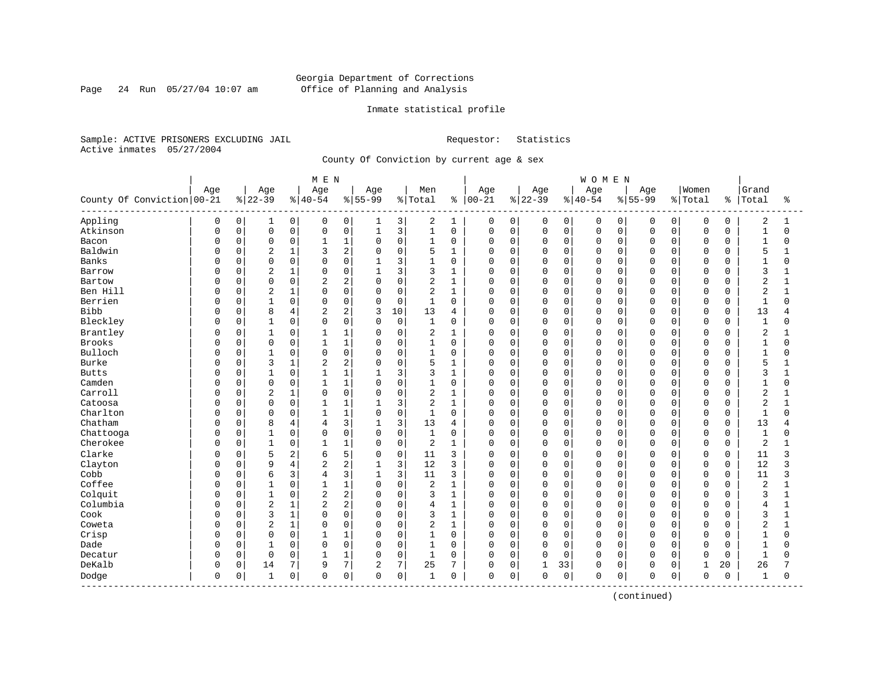Georgia Department of Corrections
Office of Planning and Analysis

Inmate statistical profile

Sample: ACTIVE PRISONERS EXCLUDING JAIL    Requestor: Statistics
Active inmates 05/27/2004

County Of Conviction by current age & sex

| County Of Conviction | MEN Age 00-21 | % | Age 22-39 | % | Age 40-54 | % | Age 55-99 | % | Men Total | % | WOMEN Age 00-21 | % | Age 22-39 | % | Age 40-54 | % | Age 55-99 | % | Women Total | % | Grand Total | % |
|---|---|---|---|---|---|---|---|---|---|---|---|---|---|---|---|---|---|---|---|---|---|---|
| Appling | 0 | 0 | 1 | 0 | 0 | 0 | 1 | 3 | 2 | 1 | 0 | 0 | 0 | 0 | 0 | 0 | 0 | 0 | 0 | 0 | 2 | 1 |
| Atkinson | 0 | 0 | 0 | 0 | 0 | 0 | 1 | 3 | 1 | 0 | 0 | 0 | 0 | 0 | 0 | 0 | 0 | 0 | 0 | 0 | 1 | 0 |
| Bacon | 0 | 0 | 0 | 0 | 1 | 1 | 0 | 0 | 1 | 0 | 0 | 0 | 0 | 0 | 0 | 0 | 0 | 0 | 0 | 0 | 1 | 0 |
| Baldwin | 0 | 0 | 2 | 1 | 3 | 2 | 0 | 0 | 5 | 1 | 0 | 0 | 0 | 0 | 0 | 0 | 0 | 0 | 0 | 0 | 5 | 1 |
| Banks | 0 | 0 | 0 | 0 | 0 | 0 | 1 | 3 | 1 | 0 | 0 | 0 | 0 | 0 | 0 | 0 | 0 | 0 | 0 | 0 | 1 | 0 |
| Barrow | 0 | 0 | 2 | 1 | 0 | 0 | 1 | 3 | 3 | 1 | 0 | 0 | 0 | 0 | 0 | 0 | 0 | 0 | 0 | 0 | 3 | 1 |
| Bartow | 0 | 0 | 0 | 0 | 2 | 2 | 0 | 0 | 2 | 1 | 0 | 0 | 0 | 0 | 0 | 0 | 0 | 0 | 0 | 0 | 2 | 1 |
| Ben Hill | 0 | 0 | 2 | 1 | 0 | 0 | 0 | 0 | 2 | 1 | 0 | 0 | 0 | 0 | 0 | 0 | 0 | 0 | 0 | 0 | 2 | 1 |
| Berrien | 0 | 0 | 1 | 0 | 0 | 0 | 0 | 0 | 1 | 0 | 0 | 0 | 0 | 0 | 0 | 0 | 0 | 0 | 0 | 0 | 1 | 0 |
| Bibb | 0 | 0 | 8 | 4 | 2 | 2 | 3 | 10 | 13 | 4 | 0 | 0 | 0 | 0 | 0 | 0 | 0 | 0 | 0 | 0 | 13 | 4 |
| Bleckley | 0 | 0 | 1 | 0 | 0 | 0 | 0 | 0 | 1 | 0 | 0 | 0 | 0 | 0 | 0 | 0 | 0 | 0 | 0 | 0 | 1 | 0 |
| Brantley | 0 | 0 | 1 | 0 | 1 | 1 | 0 | 0 | 2 | 1 | 0 | 0 | 0 | 0 | 0 | 0 | 0 | 0 | 0 | 0 | 2 | 1 |
| Brooks | 0 | 0 | 0 | 0 | 1 | 1 | 0 | 0 | 1 | 0 | 0 | 0 | 0 | 0 | 0 | 0 | 0 | 0 | 0 | 0 | 1 | 0 |
| Bulloch | 0 | 0 | 1 | 0 | 0 | 0 | 0 | 0 | 1 | 0 | 0 | 0 | 0 | 0 | 0 | 0 | 0 | 0 | 0 | 0 | 1 | 0 |
| Burke | 0 | 0 | 3 | 1 | 2 | 2 | 0 | 0 | 5 | 1 | 0 | 0 | 0 | 0 | 0 | 0 | 0 | 0 | 0 | 0 | 5 | 1 |
| Butts | 0 | 0 | 1 | 0 | 1 | 1 | 1 | 3 | 3 | 1 | 0 | 0 | 0 | 0 | 0 | 0 | 0 | 0 | 0 | 0 | 3 | 1 |
| Camden | 0 | 0 | 0 | 0 | 1 | 1 | 0 | 0 | 1 | 0 | 0 | 0 | 0 | 0 | 0 | 0 | 0 | 0 | 0 | 0 | 1 | 0 |
| Carroll | 0 | 0 | 2 | 1 | 0 | 0 | 0 | 0 | 2 | 1 | 0 | 0 | 0 | 0 | 0 | 0 | 0 | 0 | 0 | 0 | 2 | 1 |
| Catoosa | 0 | 0 | 0 | 0 | 1 | 1 | 1 | 3 | 2 | 1 | 0 | 0 | 0 | 0 | 0 | 0 | 0 | 0 | 0 | 0 | 2 | 1 |
| Charlton | 0 | 0 | 0 | 0 | 1 | 1 | 0 | 0 | 1 | 0 | 0 | 0 | 0 | 0 | 0 | 0 | 0 | 0 | 0 | 0 | 1 | 0 |
| Chatham | 0 | 0 | 8 | 4 | 4 | 3 | 1 | 3 | 13 | 4 | 0 | 0 | 0 | 0 | 0 | 0 | 0 | 0 | 0 | 0 | 13 | 4 |
| Chattooga | 0 | 0 | 1 | 0 | 0 | 0 | 0 | 0 | 1 | 0 | 0 | 0 | 0 | 0 | 0 | 0 | 0 | 0 | 0 | 0 | 1 | 0 |
| Cherokee | 0 | 0 | 1 | 0 | 1 | 1 | 0 | 0 | 2 | 1 | 0 | 0 | 0 | 0 | 0 | 0 | 0 | 0 | 0 | 0 | 2 | 1 |
| Clarke | 0 | 0 | 5 | 2 | 6 | 5 | 0 | 0 | 11 | 3 | 0 | 0 | 0 | 0 | 0 | 0 | 0 | 0 | 0 | 0 | 11 | 3 |
| Clayton | 0 | 0 | 9 | 4 | 2 | 2 | 1 | 3 | 12 | 3 | 0 | 0 | 0 | 0 | 0 | 0 | 0 | 0 | 0 | 0 | 12 | 3 |
| Cobb | 0 | 0 | 6 | 3 | 4 | 3 | 1 | 3 | 11 | 3 | 0 | 0 | 0 | 0 | 0 | 0 | 0 | 0 | 0 | 0 | 11 | 3 |
| Coffee | 0 | 0 | 1 | 0 | 1 | 1 | 0 | 0 | 2 | 1 | 0 | 0 | 0 | 0 | 0 | 0 | 0 | 0 | 0 | 0 | 2 | 1 |
| Colquit | 0 | 0 | 1 | 0 | 2 | 2 | 0 | 0 | 3 | 1 | 0 | 0 | 0 | 0 | 0 | 0 | 0 | 0 | 0 | 0 | 3 | 1 |
| Columbia | 0 | 0 | 2 | 1 | 2 | 2 | 0 | 0 | 4 | 1 | 0 | 0 | 0 | 0 | 0 | 0 | 0 | 0 | 0 | 0 | 4 | 1 |
| Cook | 0 | 0 | 3 | 1 | 0 | 0 | 0 | 0 | 3 | 1 | 0 | 0 | 0 | 0 | 0 | 0 | 0 | 0 | 0 | 0 | 3 | 1 |
| Coweta | 0 | 0 | 2 | 1 | 0 | 0 | 0 | 0 | 2 | 1 | 0 | 0 | 0 | 0 | 0 | 0 | 0 | 0 | 0 | 0 | 2 | 1 |
| Crisp | 0 | 0 | 0 | 0 | 1 | 1 | 0 | 0 | 1 | 0 | 0 | 0 | 0 | 0 | 0 | 0 | 0 | 0 | 0 | 0 | 1 | 0 |
| Dade | 0 | 0 | 1 | 0 | 0 | 0 | 0 | 0 | 1 | 0 | 0 | 0 | 0 | 0 | 0 | 0 | 0 | 0 | 0 | 0 | 1 | 0 |
| Decatur | 0 | 0 | 0 | 0 | 1 | 1 | 0 | 0 | 1 | 0 | 0 | 0 | 0 | 0 | 0 | 0 | 0 | 0 | 0 | 0 | 1 | 0 |
| DeKalb | 0 | 0 | 14 | 7 | 9 | 7 | 2 | 7 | 25 | 7 | 0 | 0 | 1 | 33 | 0 | 0 | 0 | 0 | 1 | 20 | 26 | 7 |
| Dodge | 0 | 0 | 1 | 0 | 0 | 0 | 0 | 0 | 1 | 0 | 0 | 0 | 0 | 0 | 0 | 0 | 0 | 0 | 0 | 0 | 1 | 0 |

(continued)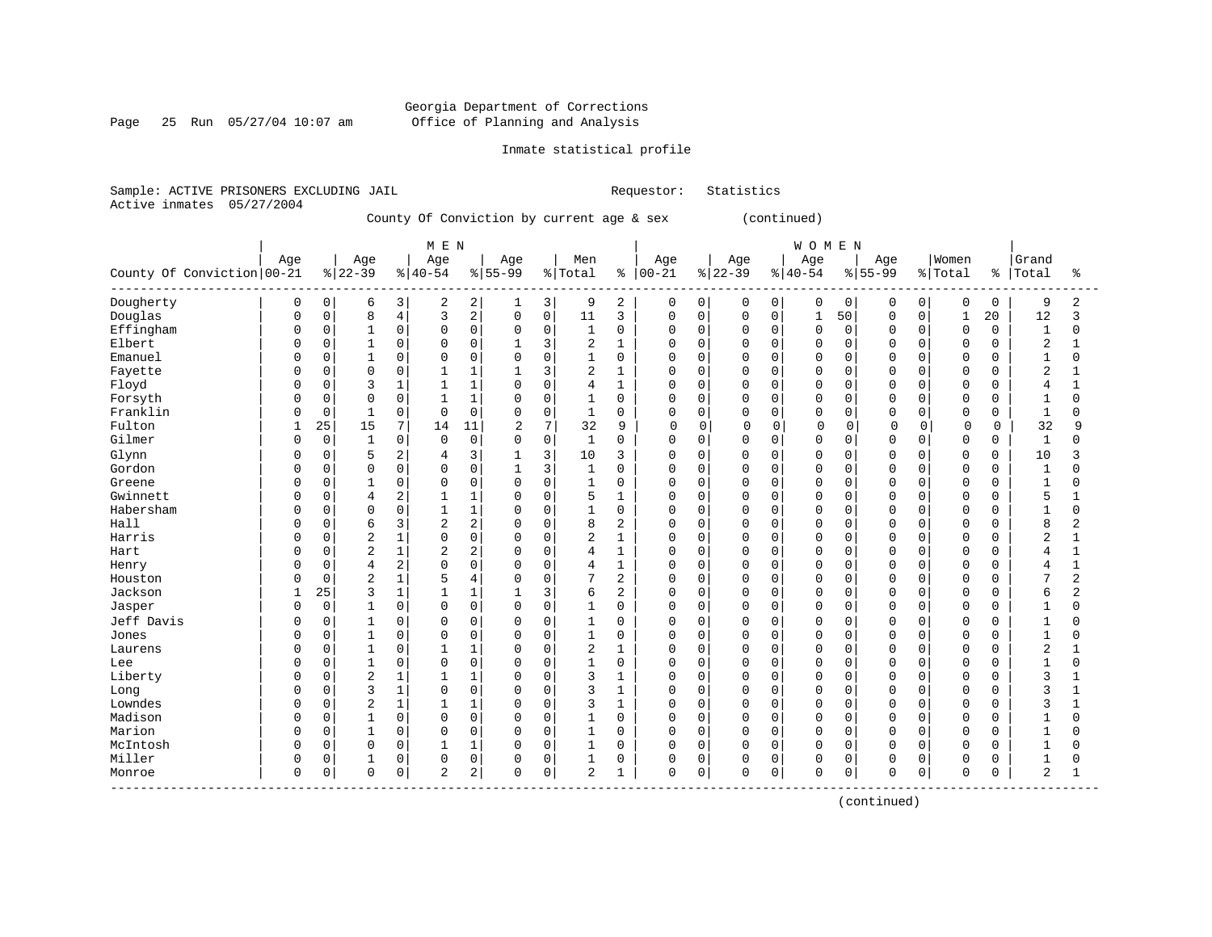Georgia Department of Corrections
Office of Planning and Analysis

Inmate statistical profile

Sample: ACTIVE PRISONERS EXCLUDING JAIL    Requestor: Statistics
Active inmates 05/27/2004

County Of Conviction by current age & sex (continued)

| County Of Conviction | MEN Age 00-21 | % | Age 22-39 | % | Age 40-54 | % | Age 55-99 | % | Men Total | % | WOMEN Age 00-21 | % | Age 22-39 | % | Age 40-54 | % | Age 55-99 | % | Women Total | % | Grand Total | % |
|---|---|---|---|---|---|---|---|---|---|---|---|---|---|---|---|---|---|---|---|---|---|---|
| Dougherty | 0 | 0 | 6 | 3 | 2 | 2 | 1 | 3 | 9 | 2 | 0 | 0 | 0 | 0 | 0 | 0 | 0 | 0 | 0 | 0 | 9 | 2 |
| Douglas | 0 | 0 | 8 | 4 | 3 | 2 | 0 | 0 | 11 | 3 | 0 | 0 | 0 | 0 | 1 | 50 | 0 | 0 | 1 | 20 | 12 | 3 |
| Effingham | 0 | 0 | 1 | 0 | 0 | 0 | 0 | 0 | 1 | 0 | 0 | 0 | 0 | 0 | 0 | 0 | 0 | 0 | 0 | 0 | 1 | 0 |
| Elbert | 0 | 0 | 1 | 0 | 0 | 0 | 1 | 3 | 2 | 1 | 0 | 0 | 0 | 0 | 0 | 0 | 0 | 0 | 0 | 0 | 2 | 1 |
| Emanuel | 0 | 0 | 1 | 0 | 0 | 0 | 0 | 0 | 1 | 0 | 0 | 0 | 0 | 0 | 0 | 0 | 0 | 0 | 0 | 0 | 1 | 0 |
| Fayette | 0 | 0 | 0 | 0 | 1 | 1 | 1 | 3 | 2 | 1 | 0 | 0 | 0 | 0 | 0 | 0 | 0 | 0 | 0 | 0 | 2 | 1 |
| Floyd | 0 | 0 | 3 | 1 | 1 | 1 | 0 | 0 | 4 | 1 | 0 | 0 | 0 | 0 | 0 | 0 | 0 | 0 | 0 | 0 | 4 | 1 |
| Forsyth | 0 | 0 | 0 | 0 | 1 | 1 | 0 | 0 | 1 | 0 | 0 | 0 | 0 | 0 | 0 | 0 | 0 | 0 | 0 | 0 | 1 | 0 |
| Franklin | 0 | 0 | 1 | 0 | 0 | 0 | 0 | 0 | 1 | 0 | 0 | 0 | 0 | 0 | 0 | 0 | 0 | 0 | 0 | 0 | 1 | 0 |
| Fulton | 1 | 25 | 15 | 7 | 14 | 11 | 2 | 7 | 32 | 9 | 0 | 0 | 0 | 0 | 0 | 0 | 0 | 0 | 0 | 0 | 32 | 9 |
| Gilmer | 0 | 0 | 1 | 0 | 0 | 0 | 0 | 0 | 1 | 0 | 0 | 0 | 0 | 0 | 0 | 0 | 0 | 0 | 0 | 0 | 1 | 0 |
| Glynn | 0 | 0 | 5 | 2 | 4 | 3 | 1 | 3 | 10 | 3 | 0 | 0 | 0 | 0 | 0 | 0 | 0 | 0 | 0 | 0 | 10 | 3 |
| Gordon | 0 | 0 | 0 | 0 | 0 | 0 | 1 | 3 | 1 | 0 | 0 | 0 | 0 | 0 | 0 | 0 | 0 | 0 | 0 | 0 | 1 | 0 |
| Greene | 0 | 0 | 1 | 0 | 0 | 0 | 0 | 0 | 1 | 0 | 0 | 0 | 0 | 0 | 0 | 0 | 0 | 0 | 0 | 0 | 1 | 0 |
| Gwinnett | 0 | 0 | 4 | 2 | 1 | 1 | 0 | 0 | 5 | 1 | 0 | 0 | 0 | 0 | 0 | 0 | 0 | 0 | 0 | 0 | 5 | 1 |
| Habersham | 0 | 0 | 0 | 0 | 1 | 1 | 0 | 0 | 1 | 0 | 0 | 0 | 0 | 0 | 0 | 0 | 0 | 0 | 0 | 0 | 1 | 0 |
| Hall | 0 | 0 | 6 | 3 | 2 | 2 | 0 | 0 | 8 | 2 | 0 | 0 | 0 | 0 | 0 | 0 | 0 | 0 | 0 | 0 | 8 | 2 |
| Harris | 0 | 0 | 2 | 1 | 0 | 0 | 0 | 0 | 2 | 1 | 0 | 0 | 0 | 0 | 0 | 0 | 0 | 0 | 0 | 0 | 2 | 1 |
| Hart | 0 | 0 | 2 | 1 | 2 | 2 | 0 | 0 | 4 | 1 | 0 | 0 | 0 | 0 | 0 | 0 | 0 | 0 | 0 | 0 | 4 | 1 |
| Henry | 0 | 0 | 4 | 2 | 0 | 0 | 0 | 0 | 4 | 1 | 0 | 0 | 0 | 0 | 0 | 0 | 0 | 0 | 0 | 0 | 4 | 1 |
| Houston | 0 | 0 | 2 | 1 | 5 | 4 | 0 | 0 | 7 | 2 | 0 | 0 | 0 | 0 | 0 | 0 | 0 | 0 | 0 | 0 | 7 | 2 |
| Jackson | 1 | 25 | 3 | 1 | 1 | 1 | 1 | 3 | 6 | 2 | 0 | 0 | 0 | 0 | 0 | 0 | 0 | 0 | 0 | 0 | 6 | 2 |
| Jasper | 0 | 0 | 1 | 0 | 0 | 0 | 0 | 0 | 1 | 0 | 0 | 0 | 0 | 0 | 0 | 0 | 0 | 0 | 0 | 0 | 1 | 0 |
| Jeff Davis | 0 | 0 | 1 | 0 | 0 | 0 | 0 | 0 | 1 | 0 | 0 | 0 | 0 | 0 | 0 | 0 | 0 | 0 | 0 | 0 | 1 | 0 |
| Jones | 0 | 0 | 1 | 0 | 0 | 0 | 0 | 0 | 1 | 0 | 0 | 0 | 0 | 0 | 0 | 0 | 0 | 0 | 0 | 0 | 1 | 0 |
| Laurens | 0 | 0 | 1 | 0 | 1 | 1 | 0 | 0 | 2 | 1 | 0 | 0 | 0 | 0 | 0 | 0 | 0 | 0 | 0 | 0 | 2 | 1 |
| Lee | 0 | 0 | 1 | 0 | 0 | 0 | 0 | 0 | 1 | 0 | 0 | 0 | 0 | 0 | 0 | 0 | 0 | 0 | 0 | 0 | 1 | 0 |
| Liberty | 0 | 0 | 2 | 1 | 1 | 1 | 0 | 0 | 3 | 1 | 0 | 0 | 0 | 0 | 0 | 0 | 0 | 0 | 0 | 0 | 3 | 1 |
| Long | 0 | 0 | 3 | 1 | 0 | 0 | 0 | 0 | 3 | 1 | 0 | 0 | 0 | 0 | 0 | 0 | 0 | 0 | 0 | 0 | 3 | 1 |
| Lowndes | 0 | 0 | 2 | 1 | 1 | 1 | 0 | 0 | 3 | 1 | 0 | 0 | 0 | 0 | 0 | 0 | 0 | 0 | 0 | 0 | 3 | 1 |
| Madison | 0 | 0 | 1 | 0 | 0 | 0 | 0 | 0 | 1 | 0 | 0 | 0 | 0 | 0 | 0 | 0 | 0 | 0 | 0 | 0 | 1 | 0 |
| Marion | 0 | 0 | 1 | 0 | 0 | 0 | 0 | 0 | 1 | 0 | 0 | 0 | 0 | 0 | 0 | 0 | 0 | 0 | 0 | 0 | 1 | 0 |
| McIntosh | 0 | 0 | 0 | 0 | 1 | 1 | 0 | 0 | 1 | 0 | 0 | 0 | 0 | 0 | 0 | 0 | 0 | 0 | 0 | 0 | 1 | 0 |
| Miller | 0 | 0 | 1 | 0 | 0 | 0 | 0 | 0 | 1 | 0 | 0 | 0 | 0 | 0 | 0 | 0 | 0 | 0 | 0 | 0 | 1 | 0 |
| Monroe | 0 | 0 | 0 | 0 | 2 | 2 | 0 | 0 | 2 | 1 | 0 | 0 | 0 | 0 | 0 | 0 | 0 | 0 | 0 | 0 | 2 | 1 |

(continued)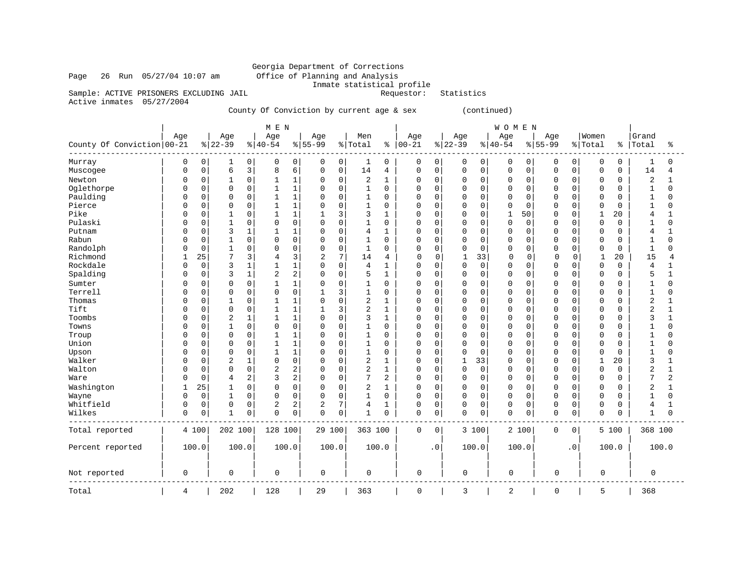Georgia Department of Corrections
Office of Planning and Analysis
Inmate statistical profile

Page 26 Run 05/27/04 10:07 am

Sample: ACTIVE PRISONERS EXCLUDING JAIL    Requestor: Statistics

Active inmates 05/27/2004

County Of Conviction by current age & sex (continued)

| County Of Conviction | MEN Age 00-21 | % | Age 22-39 | % | Age 40-54 | % | Age 55-99 | % | Men Total | % | WOMEN Age 00-21 | % | Age 22-39 | % | Age 40-54 | % | Age 55-99 | % | Women Total | % | Grand Total | % |
|---|---|---|---|---|---|---|---|---|---|---|---|---|---|---|---|---|---|---|---|---|---|---|
| Murray | 0 | 0 | 1 | 0 | 0 | 0 | 0 | 0 | 1 | 0 | 0 | 0 | 0 | 0 | 0 | 0 | 0 | 0 | 0 | 0 | 1 | 0 |
| Muscogee | 0 | 0 | 6 | 3 | 8 | 6 | 0 | 0 | 14 | 4 | 0 | 0 | 0 | 0 | 0 | 0 | 0 | 0 | 0 | 0 | 14 | 4 |
| Newton | 0 | 0 | 1 | 0 | 1 | 1 | 0 | 0 | 2 | 1 | 0 | 0 | 0 | 0 | 0 | 0 | 0 | 0 | 0 | 0 | 2 | 1 |
| Oglethorpe | 0 | 0 | 0 | 0 | 1 | 1 | 0 | 0 | 1 | 0 | 0 | 0 | 0 | 0 | 0 | 0 | 0 | 0 | 0 | 0 | 1 | 0 |
| Paulding | 0 | 0 | 0 | 0 | 1 | 1 | 0 | 0 | 1 | 0 | 0 | 0 | 0 | 0 | 0 | 0 | 0 | 0 | 0 | 0 | 1 | 0 |
| Pierce | 0 | 0 | 0 | 0 | 1 | 1 | 0 | 0 | 1 | 0 | 0 | 0 | 0 | 0 | 0 | 0 | 0 | 0 | 0 | 0 | 1 | 0 |
| Pike | 0 | 0 | 1 | 0 | 1 | 1 | 1 | 3 | 3 | 1 | 0 | 0 | 0 | 0 | 1 | 50 | 0 | 0 | 1 | 20 | 4 | 1 |
| Pulaski | 0 | 0 | 1 | 0 | 0 | 0 | 0 | 0 | 1 | 0 | 0 | 0 | 0 | 0 | 0 | 0 | 0 | 0 | 0 | 0 | 1 | 0 |
| Putnam | 0 | 0 | 3 | 1 | 1 | 1 | 0 | 0 | 4 | 1 | 0 | 0 | 0 | 0 | 0 | 0 | 0 | 0 | 0 | 0 | 4 | 1 |
| Rabun | 0 | 0 | 1 | 0 | 0 | 0 | 0 | 0 | 1 | 0 | 0 | 0 | 0 | 0 | 0 | 0 | 0 | 0 | 0 | 0 | 1 | 0 |
| Randolph | 0 | 0 | 1 | 0 | 0 | 0 | 0 | 0 | 1 | 0 | 0 | 0 | 0 | 0 | 0 | 0 | 0 | 0 | 0 | 0 | 1 | 0 |
| Richmond | 1 | 25 | 7 | 3 | 4 | 3 | 2 | 7 | 14 | 4 | 0 | 0 | 1 | 33 | 0 | 0 | 0 | 0 | 1 | 20 | 15 | 4 |
| Rockdale | 0 | 0 | 3 | 1 | 1 | 1 | 0 | 0 | 4 | 1 | 0 | 0 | 0 | 0 | 0 | 0 | 0 | 0 | 0 | 0 | 4 | 1 |
| Spalding | 0 | 0 | 3 | 1 | 2 | 2 | 0 | 0 | 5 | 1 | 0 | 0 | 0 | 0 | 0 | 0 | 0 | 0 | 0 | 0 | 5 | 1 |
| Sumter | 0 | 0 | 0 | 0 | 1 | 1 | 0 | 0 | 1 | 0 | 0 | 0 | 0 | 0 | 0 | 0 | 0 | 0 | 0 | 0 | 1 | 0 |
| Terrell | 0 | 0 | 0 | 0 | 0 | 0 | 1 | 3 | 1 | 0 | 0 | 0 | 0 | 0 | 0 | 0 | 0 | 0 | 0 | 0 | 1 | 0 |
| Thomas | 0 | 0 | 1 | 0 | 1 | 1 | 0 | 0 | 2 | 1 | 0 | 0 | 0 | 0 | 0 | 0 | 0 | 0 | 0 | 0 | 2 | 1 |
| Tift | 0 | 0 | 0 | 0 | 1 | 1 | 1 | 3 | 2 | 1 | 0 | 0 | 0 | 0 | 0 | 0 | 0 | 0 | 0 | 0 | 2 | 1 |
| Toombs | 0 | 0 | 2 | 1 | 1 | 1 | 0 | 0 | 3 | 1 | 0 | 0 | 0 | 0 | 0 | 0 | 0 | 0 | 0 | 0 | 3 | 1 |
| Towns | 0 | 0 | 1 | 0 | 0 | 0 | 0 | 0 | 1 | 0 | 0 | 0 | 0 | 0 | 0 | 0 | 0 | 0 | 0 | 0 | 1 | 0 |
| Troup | 0 | 0 | 0 | 0 | 1 | 1 | 0 | 0 | 1 | 0 | 0 | 0 | 0 | 0 | 0 | 0 | 0 | 0 | 0 | 0 | 1 | 0 |
| Union | 0 | 0 | 0 | 0 | 1 | 1 | 0 | 0 | 1 | 0 | 0 | 0 | 0 | 0 | 0 | 0 | 0 | 0 | 0 | 0 | 1 | 0 |
| Upson | 0 | 0 | 0 | 0 | 1 | 1 | 0 | 0 | 1 | 0 | 0 | 0 | 0 | 0 | 0 | 0 | 0 | 0 | 0 | 0 | 1 | 0 |
| Walker | 0 | 0 | 2 | 1 | 0 | 0 | 0 | 0 | 2 | 1 | 0 | 0 | 1 | 33 | 0 | 0 | 0 | 0 | 1 | 20 | 3 | 1 |
| Walton | 0 | 0 | 0 | 0 | 2 | 2 | 0 | 0 | 2 | 1 | 0 | 0 | 0 | 0 | 0 | 0 | 0 | 0 | 0 | 0 | 2 | 1 |
| Ware | 0 | 0 | 4 | 2 | 3 | 2 | 0 | 0 | 7 | 2 | 0 | 0 | 0 | 0 | 0 | 0 | 0 | 0 | 0 | 0 | 7 | 2 |
| Washington | 1 | 25 | 1 | 0 | 0 | 0 | 0 | 0 | 2 | 1 | 0 | 0 | 0 | 0 | 0 | 0 | 0 | 0 | 0 | 0 | 2 | 1 |
| Wayne | 0 | 0 | 1 | 0 | 0 | 0 | 0 | 0 | 1 | 0 | 0 | 0 | 0 | 0 | 0 | 0 | 0 | 0 | 0 | 0 | 1 | 0 |
| Whitfield | 0 | 0 | 0 | 0 | 2 | 2 | 2 | 7 | 4 | 1 | 0 | 0 | 0 | 0 | 0 | 0 | 0 | 0 | 0 | 0 | 4 | 1 |
| Wilkes | 0 | 0 | 1 | 0 | 0 | 0 | 0 | 0 | 1 | 0 | 0 | 0 | 0 | 0 | 0 | 0 | 0 | 0 | 0 | 0 | 1 | 0 |
| Total reported | 4 | 100 | 202 | 100 | 128 | 100 | 29 | 100 | 363 | 100 | 0 | 0 | 3 | 100 | 2 | 100 | 0 | 0 | 5 | 100 | 368 | 100 |
| Percent reported | 100.0 | | 100.0 | | 100.0 | | 100.0 | | 100.0 | | .0 | | 100.0 | | 100.0 | | .0 | | 100.0 | | 100.0 | |
| Not reported | 0 | | 0 | | 0 | | 0 | | 0 | | 0 | | 0 | | 0 | | 0 | | 0 | | 0 | |
| Total | 4 | | 202 | | 128 | | 29 | | 363 | | 0 | | 3 | | 2 | | 0 | | 5 | | 368 | |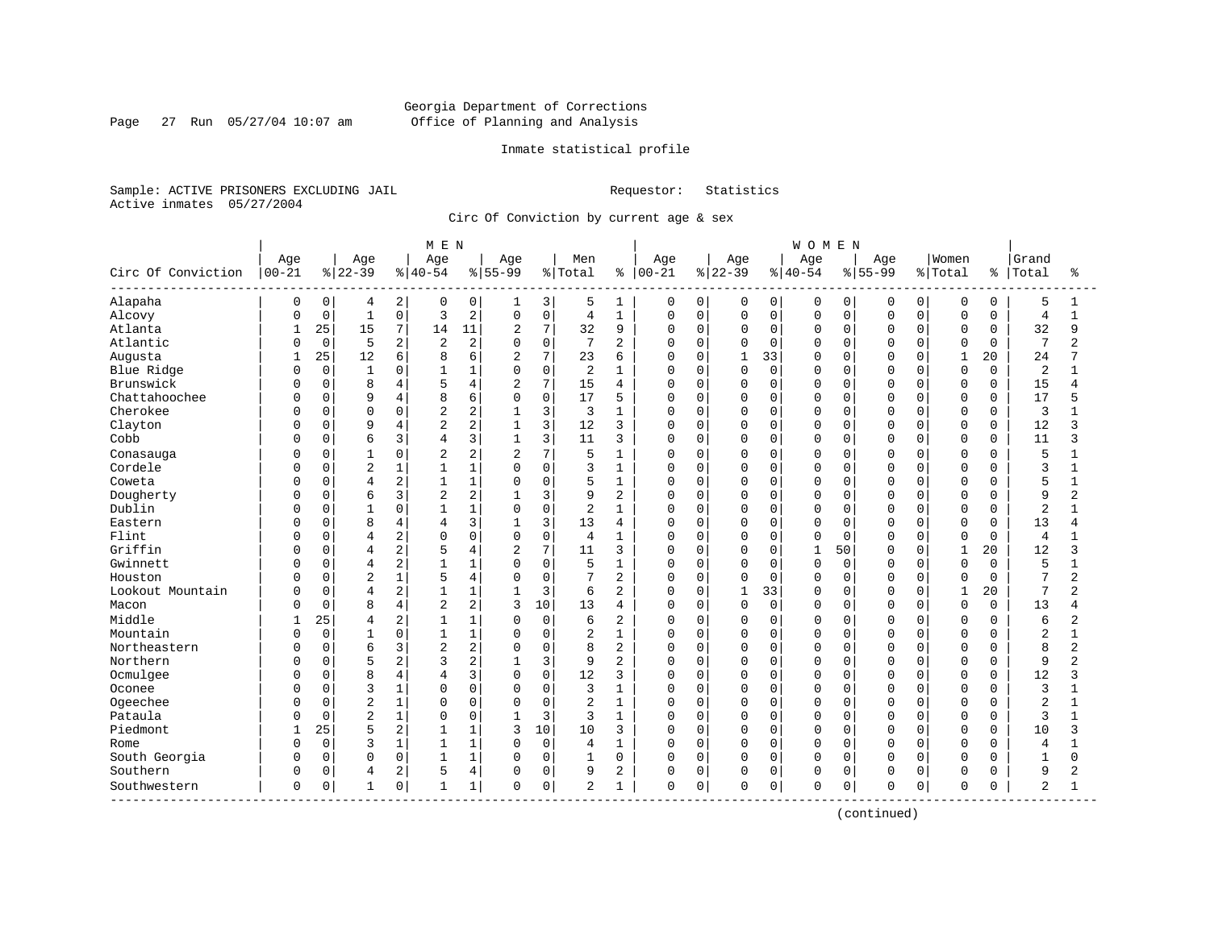Georgia Department of Corrections
Office of Planning and Analysis

Inmate statistical profile

Sample: ACTIVE PRISONERS EXCLUDING JAIL    Requestor: Statistics
Active inmates 05/27/2004

Circ Of Conviction by current age & sex

| Circ Of Conviction | MEN Age 00-21 | % | Age 22-39 | % | Age 40-54 | % | Age 55-99 | % | Men Total | % | WOMEN Age 00-21 | % | Age 22-39 | % | Age 40-54 | % | Age 55-99 | % | Women Total | % | Grand Total | % |
|---|---|---|---|---|---|---|---|---|---|---|---|---|---|---|---|---|---|---|---|---|---|---|
| Alapaha | 0 | 0 | 4 | 2 | 0 | 0 | 1 | 3 | 5 | 1 | 0 | 0 | 0 | 0 | 0 | 0 | 0 | 0 | 0 | 0 | 5 | 1 |
| Alcovy | 0 | 0 | 1 | 0 | 3 | 2 | 0 | 0 | 4 | 1 | 0 | 0 | 0 | 0 | 0 | 0 | 0 | 0 | 0 | 0 | 4 | 1 |
| Atlanta | 1 | 25 | 15 | 7 | 14 | 11 | 2 | 7 | 32 | 9 | 0 | 0 | 0 | 0 | 0 | 0 | 0 | 0 | 0 | 0 | 32 | 9 |
| Atlantic | 0 | 0 | 5 | 2 | 2 | 2 | 0 | 0 | 7 | 2 | 0 | 0 | 0 | 0 | 0 | 0 | 0 | 0 | 0 | 0 | 7 | 2 |
| Augusta | 1 | 25 | 12 | 6 | 8 | 6 | 2 | 7 | 23 | 6 | 0 | 0 | 1 | 33 | 0 | 0 | 0 | 0 | 1 | 20 | 24 | 7 |
| Blue Ridge | 0 | 0 | 1 | 0 | 1 | 1 | 0 | 0 | 2 | 1 | 0 | 0 | 0 | 0 | 0 | 0 | 0 | 0 | 0 | 0 | 2 | 1 |
| Brunswick | 0 | 0 | 8 | 4 | 5 | 4 | 2 | 7 | 15 | 4 | 0 | 0 | 0 | 0 | 0 | 0 | 0 | 0 | 0 | 0 | 15 | 4 |
| Chattahoochee | 0 | 0 | 9 | 4 | 8 | 6 | 0 | 0 | 17 | 5 | 0 | 0 | 0 | 0 | 0 | 0 | 0 | 0 | 0 | 0 | 17 | 5 |
| Cherokee | 0 | 0 | 0 | 0 | 2 | 2 | 1 | 3 | 3 | 1 | 0 | 0 | 0 | 0 | 0 | 0 | 0 | 0 | 0 | 0 | 3 | 1 |
| Clayton | 0 | 0 | 9 | 4 | 2 | 2 | 1 | 3 | 12 | 3 | 0 | 0 | 0 | 0 | 0 | 0 | 0 | 0 | 0 | 0 | 12 | 3 |
| Cobb | 0 | 0 | 6 | 3 | 4 | 3 | 1 | 3 | 11 | 3 | 0 | 0 | 0 | 0 | 0 | 0 | 0 | 0 | 0 | 0 | 11 | 3 |
| Conasauga | 0 | 0 | 1 | 0 | 2 | 2 | 2 | 7 | 5 | 1 | 0 | 0 | 0 | 0 | 0 | 0 | 0 | 0 | 0 | 0 | 5 | 1 |
| Cordele | 0 | 0 | 2 | 1 | 1 | 1 | 0 | 0 | 3 | 1 | 0 | 0 | 0 | 0 | 0 | 0 | 0 | 0 | 0 | 0 | 3 | 1 |
| Coweta | 0 | 0 | 4 | 2 | 1 | 1 | 0 | 0 | 5 | 1 | 0 | 0 | 0 | 0 | 0 | 0 | 0 | 0 | 0 | 0 | 5 | 1 |
| Dougherty | 0 | 0 | 6 | 3 | 2 | 2 | 1 | 3 | 9 | 2 | 0 | 0 | 0 | 0 | 0 | 0 | 0 | 0 | 0 | 0 | 9 | 2 |
| Dublin | 0 | 0 | 1 | 0 | 1 | 1 | 0 | 0 | 2 | 1 | 0 | 0 | 0 | 0 | 0 | 0 | 0 | 0 | 0 | 0 | 2 | 1 |
| Eastern | 0 | 0 | 8 | 4 | 4 | 3 | 1 | 3 | 13 | 4 | 0 | 0 | 0 | 0 | 0 | 0 | 0 | 0 | 0 | 0 | 13 | 4 |
| Flint | 0 | 0 | 4 | 2 | 0 | 0 | 0 | 0 | 4 | 1 | 0 | 0 | 0 | 0 | 0 | 0 | 0 | 0 | 0 | 0 | 4 | 1 |
| Griffin | 0 | 0 | 4 | 2 | 5 | 4 | 2 | 7 | 11 | 3 | 0 | 0 | 0 | 0 | 1 | 50 | 0 | 0 | 1 | 20 | 12 | 3 |
| Gwinnett | 0 | 0 | 4 | 2 | 1 | 1 | 0 | 0 | 5 | 1 | 0 | 0 | 0 | 0 | 0 | 0 | 0 | 0 | 0 | 0 | 5 | 1 |
| Houston | 0 | 0 | 2 | 1 | 5 | 4 | 0 | 0 | 7 | 2 | 0 | 0 | 0 | 0 | 0 | 0 | 0 | 0 | 0 | 0 | 7 | 2 |
| Lookout Mountain | 0 | 0 | 4 | 2 | 1 | 1 | 1 | 3 | 6 | 2 | 0 | 0 | 1 | 33 | 0 | 0 | 0 | 0 | 1 | 20 | 7 | 2 |
| Macon | 0 | 0 | 8 | 4 | 2 | 2 | 3 | 10 | 13 | 4 | 0 | 0 | 0 | 0 | 0 | 0 | 0 | 0 | 0 | 0 | 13 | 4 |
| Middle | 1 | 25 | 4 | 2 | 1 | 1 | 0 | 0 | 6 | 2 | 0 | 0 | 0 | 0 | 0 | 0 | 0 | 0 | 0 | 0 | 6 | 2 |
| Mountain | 0 | 0 | 1 | 0 | 1 | 1 | 0 | 0 | 2 | 1 | 0 | 0 | 0 | 0 | 0 | 0 | 0 | 0 | 0 | 0 | 2 | 1 |
| Northeastern | 0 | 0 | 6 | 3 | 2 | 2 | 0 | 0 | 8 | 2 | 0 | 0 | 0 | 0 | 0 | 0 | 0 | 0 | 0 | 0 | 8 | 2 |
| Northern | 0 | 0 | 5 | 2 | 3 | 2 | 1 | 3 | 9 | 2 | 0 | 0 | 0 | 0 | 0 | 0 | 0 | 0 | 0 | 0 | 9 | 2 |
| Ocmulgee | 0 | 0 | 8 | 4 | 4 | 3 | 0 | 0 | 12 | 3 | 0 | 0 | 0 | 0 | 0 | 0 | 0 | 0 | 0 | 0 | 12 | 3 |
| Oconee | 0 | 0 | 3 | 1 | 0 | 0 | 0 | 0 | 3 | 1 | 0 | 0 | 0 | 0 | 0 | 0 | 0 | 0 | 0 | 0 | 3 | 1 |
| Ogeechee | 0 | 0 | 2 | 1 | 0 | 0 | 0 | 0 | 2 | 1 | 0 | 0 | 0 | 0 | 0 | 0 | 0 | 0 | 0 | 0 | 2 | 1 |
| Pataula | 0 | 0 | 2 | 1 | 0 | 0 | 1 | 3 | 3 | 1 | 0 | 0 | 0 | 0 | 0 | 0 | 0 | 0 | 0 | 0 | 3 | 1 |
| Piedmont | 1 | 25 | 5 | 2 | 1 | 1 | 3 | 10 | 10 | 3 | 0 | 0 | 0 | 0 | 0 | 0 | 0 | 0 | 0 | 0 | 10 | 3 |
| Rome | 0 | 0 | 3 | 1 | 1 | 1 | 0 | 0 | 4 | 1 | 0 | 0 | 0 | 0 | 0 | 0 | 0 | 0 | 0 | 0 | 4 | 1 |
| South Georgia | 0 | 0 | 0 | 0 | 1 | 1 | 0 | 0 | 1 | 0 | 0 | 0 | 0 | 0 | 0 | 0 | 0 | 0 | 0 | 0 | 1 | 0 |
| Southern | 0 | 0 | 4 | 2 | 5 | 4 | 0 | 0 | 9 | 2 | 0 | 0 | 0 | 0 | 0 | 0 | 0 | 0 | 0 | 0 | 9 | 2 |
| Southwestern | 0 | 0 | 1 | 0 | 1 | 1 | 0 | 0 | 2 | 1 | 0 | 0 | 0 | 0 | 0 | 0 | 0 | 0 | 0 | 0 | 2 | 1 |

(continued)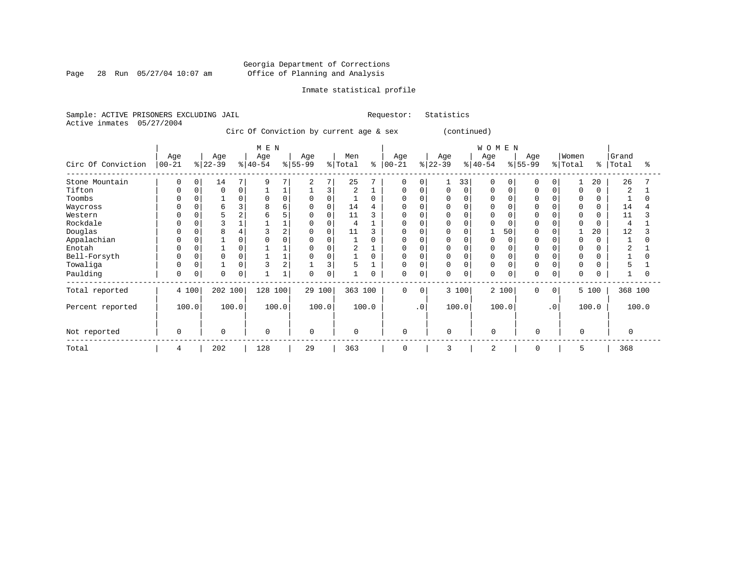Georgia Department of Corrections
Office of Planning and Analysis

Inmate statistical profile

Sample: ACTIVE PRISONERS EXCLUDING JAIL    Requestor: Statistics
Active inmates 05/27/2004

Circ Of Conviction by current age & sex (continued)

| | MEN | | | | | | | | | | WOMEN | | | | | | | | | | | |
|---|---|---|---|---|---|---|---|---|---|---|---|---|---|---|---|---|---|---|---|---|---|---|
| Circ Of Conviction | Age 00-21 | % | Age 22-39 | % | Age 40-54 | % | Age 55-99 | % | Men Total | % | Age 00-21 | % | Age 22-39 | % | Age 40-54 | % | Age 55-99 | % | Women Total | % | Grand Total | % |
| Stone Mountain | 0 | 0 | 14 | 7 | 9 | 7 | 2 | 7 | 25 | 7 | 0 | 0 | 1 | 33 | 0 | 0 | 0 | 0 | 1 | 20 | 26 | 7 |
| Tifton | 0 | 0 | 0 | 0 | 1 | 1 | 1 | 3 | 2 | 1 | 0 | 0 | 0 | 0 | 0 | 0 | 0 | 0 | 0 | 0 | 2 | 1 |
| Toombs | 0 | 0 | 1 | 0 | 0 | 0 | 0 | 0 | 1 | 0 | 0 | 0 | 0 | 0 | 0 | 0 | 0 | 0 | 0 | 0 | 1 | 0 |
| Waycross | 0 | 0 | 6 | 3 | 8 | 6 | 0 | 0 | 14 | 4 | 0 | 0 | 0 | 0 | 0 | 0 | 0 | 0 | 0 | 0 | 14 | 4 |
| Western | 0 | 0 | 5 | 2 | 6 | 5 | 0 | 0 | 11 | 3 | 0 | 0 | 0 | 0 | 0 | 0 | 0 | 0 | 0 | 0 | 11 | 3 |
| Rockdale | 0 | 0 | 3 | 1 | 1 | 1 | 0 | 0 | 4 | 1 | 0 | 0 | 0 | 0 | 0 | 0 | 0 | 0 | 0 | 0 | 4 | 1 |
| Douglas | 0 | 0 | 8 | 4 | 3 | 2 | 0 | 0 | 11 | 3 | 0 | 0 | 0 | 0 | 1 | 50 | 0 | 0 | 1 | 20 | 12 | 3 |
| Appalachian | 0 | 0 | 1 | 0 | 0 | 0 | 0 | 0 | 1 | 0 | 0 | 0 | 0 | 0 | 0 | 0 | 0 | 0 | 0 | 0 | 1 | 0 |
| Enotah | 0 | 0 | 1 | 0 | 1 | 1 | 0 | 0 | 2 | 1 | 0 | 0 | 0 | 0 | 0 | 0 | 0 | 0 | 0 | 0 | 2 | 1 |
| Bell-Forsyth | 0 | 0 | 0 | 0 | 1 | 1 | 0 | 0 | 1 | 0 | 0 | 0 | 0 | 0 | 0 | 0 | 0 | 0 | 0 | 0 | 1 | 0 |
| Towaliga | 0 | 0 | 1 | 0 | 3 | 2 | 1 | 3 | 5 | 1 | 0 | 0 | 0 | 0 | 0 | 0 | 0 | 0 | 0 | 0 | 5 | 1 |
| Paulding | 0 | 0 | 0 | 0 | 1 | 1 | 0 | 0 | 1 | 0 | 0 | 0 | 0 | 0 | 0 | 0 | 0 | 0 | 0 | 0 | 1 | 0 |
| Total reported | 4 | 100 | 202 | 100 | 128 | 100 | 29 | 100 | 363 | 100 | 0 | 0 | 3 | 100 | 2 | 100 | 0 | 0 | 5 | 100 | 368 | 100 |
| Percent reported | 100.0 | | 100.0 | | 100.0 | | 100.0 | | 100.0 | | .0 | | 100.0 | | 100.0 | | .0 | | 100.0 | | 100.0 | |
| Not reported | 0 | | 0 | | 0 | | 0 | | 0 | | 0 | | 0 | | 0 | | 0 | | 0 | | 0 | |
| Total | 4 | | 202 | | 128 | | 29 | | 363 | | 0 | | 3 | | 2 | | 0 | | 5 | | 368 | |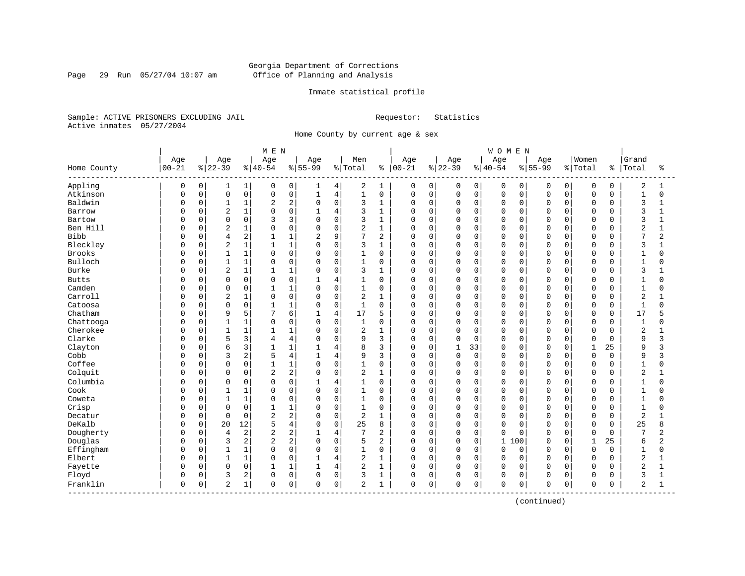Georgia Department of Corrections
Office of Planning and Analysis

Inmate statistical profile

Sample: ACTIVE PRISONERS EXCLUDING JAIL    Requestor: Statistics
Active inmates 05/27/2004

Home County by current age & sex

| Home County | MEN Age 00-21 | % | Age 22-39 | % | Age 40-54 | % | Age 55-99 | % | Men Total | % | WOMEN Age 00-21 | % | Age 22-39 | % | Age 40-54 | % | Age 55-99 | % | Women Total | % | Grand Total | % |
|---|---|---|---|---|---|---|---|---|---|---|---|---|---|---|---|---|---|---|---|---|---|---|
| Appling | 0 | 0 | 1 | 1 | 0 | 0 | 1 | 4 | 2 | 1 | 0 | 0 | 0 | 0 | 0 | 0 | 0 | 0 | 0 | 0 | 2 | 1 |
| Atkinson | 0 | 0 | 0 | 0 | 0 | 0 | 1 | 4 | 1 | 0 | 0 | 0 | 0 | 0 | 0 | 0 | 0 | 0 | 0 | 0 | 1 | 0 |
| Baldwin | 0 | 0 | 1 | 1 | 2 | 2 | 0 | 0 | 3 | 1 | 0 | 0 | 0 | 0 | 0 | 0 | 0 | 0 | 0 | 0 | 3 | 1 |
| Barrow | 0 | 0 | 2 | 1 | 0 | 0 | 1 | 4 | 3 | 1 | 0 | 0 | 0 | 0 | 0 | 0 | 0 | 0 | 0 | 0 | 3 | 1 |
| Bartow | 0 | 0 | 0 | 0 | 3 | 3 | 0 | 0 | 3 | 1 | 0 | 0 | 0 | 0 | 0 | 0 | 0 | 0 | 0 | 0 | 3 | 1 |
| Ben Hill | 0 | 0 | 2 | 1 | 0 | 0 | 0 | 0 | 2 | 1 | 0 | 0 | 0 | 0 | 0 | 0 | 0 | 0 | 0 | 0 | 2 | 1 |
| Bibb | 0 | 0 | 4 | 2 | 1 | 1 | 2 | 9 | 7 | 2 | 0 | 0 | 0 | 0 | 0 | 0 | 0 | 0 | 0 | 0 | 7 | 2 |
| Bleckley | 0 | 0 | 2 | 1 | 1 | 1 | 0 | 0 | 3 | 1 | 0 | 0 | 0 | 0 | 0 | 0 | 0 | 0 | 0 | 0 | 3 | 1 |
| Brooks | 0 | 0 | 1 | 1 | 0 | 0 | 0 | 0 | 1 | 0 | 0 | 0 | 0 | 0 | 0 | 0 | 0 | 0 | 0 | 0 | 1 | 0 |
| Bulloch | 0 | 0 | 1 | 1 | 0 | 0 | 0 | 0 | 1 | 0 | 0 | 0 | 0 | 0 | 0 | 0 | 0 | 0 | 0 | 0 | 1 | 0 |
| Burke | 0 | 0 | 2 | 1 | 1 | 1 | 0 | 0 | 3 | 1 | 0 | 0 | 0 | 0 | 0 | 0 | 0 | 0 | 0 | 0 | 3 | 1 |
| Butts | 0 | 0 | 0 | 0 | 0 | 0 | 1 | 4 | 1 | 0 | 0 | 0 | 0 | 0 | 0 | 0 | 0 | 0 | 0 | 0 | 1 | 0 |
| Camden | 0 | 0 | 0 | 0 | 1 | 1 | 0 | 0 | 1 | 0 | 0 | 0 | 0 | 0 | 0 | 0 | 0 | 0 | 0 | 0 | 1 | 0 |
| Carroll | 0 | 0 | 2 | 1 | 0 | 0 | 0 | 0 | 2 | 1 | 0 | 0 | 0 | 0 | 0 | 0 | 0 | 0 | 0 | 0 | 2 | 1 |
| Catoosa | 0 | 0 | 0 | 0 | 1 | 1 | 0 | 0 | 1 | 0 | 0 | 0 | 0 | 0 | 0 | 0 | 0 | 0 | 0 | 0 | 1 | 0 |
| Chatham | 0 | 0 | 9 | 5 | 7 | 6 | 1 | 4 | 17 | 5 | 0 | 0 | 0 | 0 | 0 | 0 | 0 | 0 | 0 | 0 | 17 | 5 |
| Chattooga | 0 | 0 | 1 | 1 | 0 | 0 | 0 | 0 | 1 | 0 | 0 | 0 | 0 | 0 | 0 | 0 | 0 | 0 | 0 | 0 | 1 | 0 |
| Cherokee | 0 | 0 | 1 | 1 | 1 | 1 | 0 | 0 | 2 | 1 | 0 | 0 | 0 | 0 | 0 | 0 | 0 | 0 | 0 | 0 | 2 | 1 |
| Clarke | 0 | 0 | 5 | 3 | 4 | 4 | 0 | 0 | 9 | 3 | 0 | 0 | 0 | 0 | 0 | 0 | 0 | 0 | 0 | 0 | 9 | 3 |
| Clayton | 0 | 0 | 6 | 3 | 1 | 1 | 1 | 4 | 8 | 3 | 0 | 0 | 1 | 33 | 0 | 0 | 0 | 0 | 1 | 25 | 9 | 3 |
| Cobb | 0 | 0 | 3 | 2 | 5 | 4 | 1 | 4 | 9 | 3 | 0 | 0 | 0 | 0 | 0 | 0 | 0 | 0 | 0 | 0 | 9 | 3 |
| Coffee | 0 | 0 | 0 | 0 | 1 | 1 | 0 | 0 | 1 | 0 | 0 | 0 | 0 | 0 | 0 | 0 | 0 | 0 | 0 | 0 | 1 | 0 |
| Colquit | 0 | 0 | 0 | 0 | 2 | 2 | 0 | 0 | 2 | 1 | 0 | 0 | 0 | 0 | 0 | 0 | 0 | 0 | 0 | 0 | 2 | 1 |
| Columbia | 0 | 0 | 0 | 0 | 0 | 0 | 1 | 4 | 1 | 0 | 0 | 0 | 0 | 0 | 0 | 0 | 0 | 0 | 0 | 0 | 1 | 0 |
| Cook | 0 | 0 | 1 | 1 | 0 | 0 | 0 | 0 | 1 | 0 | 0 | 0 | 0 | 0 | 0 | 0 | 0 | 0 | 0 | 0 | 1 | 0 |
| Coweta | 0 | 0 | 1 | 1 | 0 | 0 | 0 | 0 | 1 | 0 | 0 | 0 | 0 | 0 | 0 | 0 | 0 | 0 | 0 | 0 | 1 | 0 |
| Crisp | 0 | 0 | 0 | 0 | 1 | 1 | 0 | 0 | 1 | 0 | 0 | 0 | 0 | 0 | 0 | 0 | 0 | 0 | 0 | 0 | 1 | 0 |
| Decatur | 0 | 0 | 0 | 0 | 2 | 2 | 0 | 0 | 2 | 1 | 0 | 0 | 0 | 0 | 0 | 0 | 0 | 0 | 0 | 0 | 2 | 1 |
| DeKalb | 0 | 0 | 20 | 12 | 5 | 4 | 0 | 0 | 25 | 8 | 0 | 0 | 0 | 0 | 0 | 0 | 0 | 0 | 0 | 0 | 25 | 8 |
| Dougherty | 0 | 0 | 4 | 2 | 2 | 2 | 1 | 4 | 7 | 2 | 0 | 0 | 0 | 0 | 0 | 0 | 0 | 0 | 0 | 0 | 7 | 2 |
| Douglas | 0 | 0 | 3 | 2 | 2 | 2 | 0 | 0 | 5 | 2 | 0 | 0 | 0 | 0 | 1 | 100 | 0 | 0 | 1 | 25 | 6 | 2 |
| Effingham | 0 | 0 | 1 | 1 | 0 | 0 | 0 | 0 | 1 | 0 | 0 | 0 | 0 | 0 | 0 | 0 | 0 | 0 | 0 | 0 | 1 | 0 |
| Elbert | 0 | 0 | 1 | 1 | 0 | 0 | 1 | 4 | 2 | 1 | 0 | 0 | 0 | 0 | 0 | 0 | 0 | 0 | 0 | 0 | 2 | 1 |
| Fayette | 0 | 0 | 0 | 0 | 1 | 1 | 1 | 4 | 2 | 1 | 0 | 0 | 0 | 0 | 0 | 0 | 0 | 0 | 0 | 0 | 2 | 1 |
| Floyd | 0 | 0 | 3 | 2 | 0 | 0 | 0 | 0 | 3 | 1 | 0 | 0 | 0 | 0 | 0 | 0 | 0 | 0 | 0 | 0 | 3 | 1 |
| Franklin | 0 | 0 | 2 | 1 | 0 | 0 | 0 | 0 | 2 | 1 | 0 | 0 | 0 | 0 | 0 | 0 | 0 | 0 | 0 | 0 | 2 | 1 |

(continued)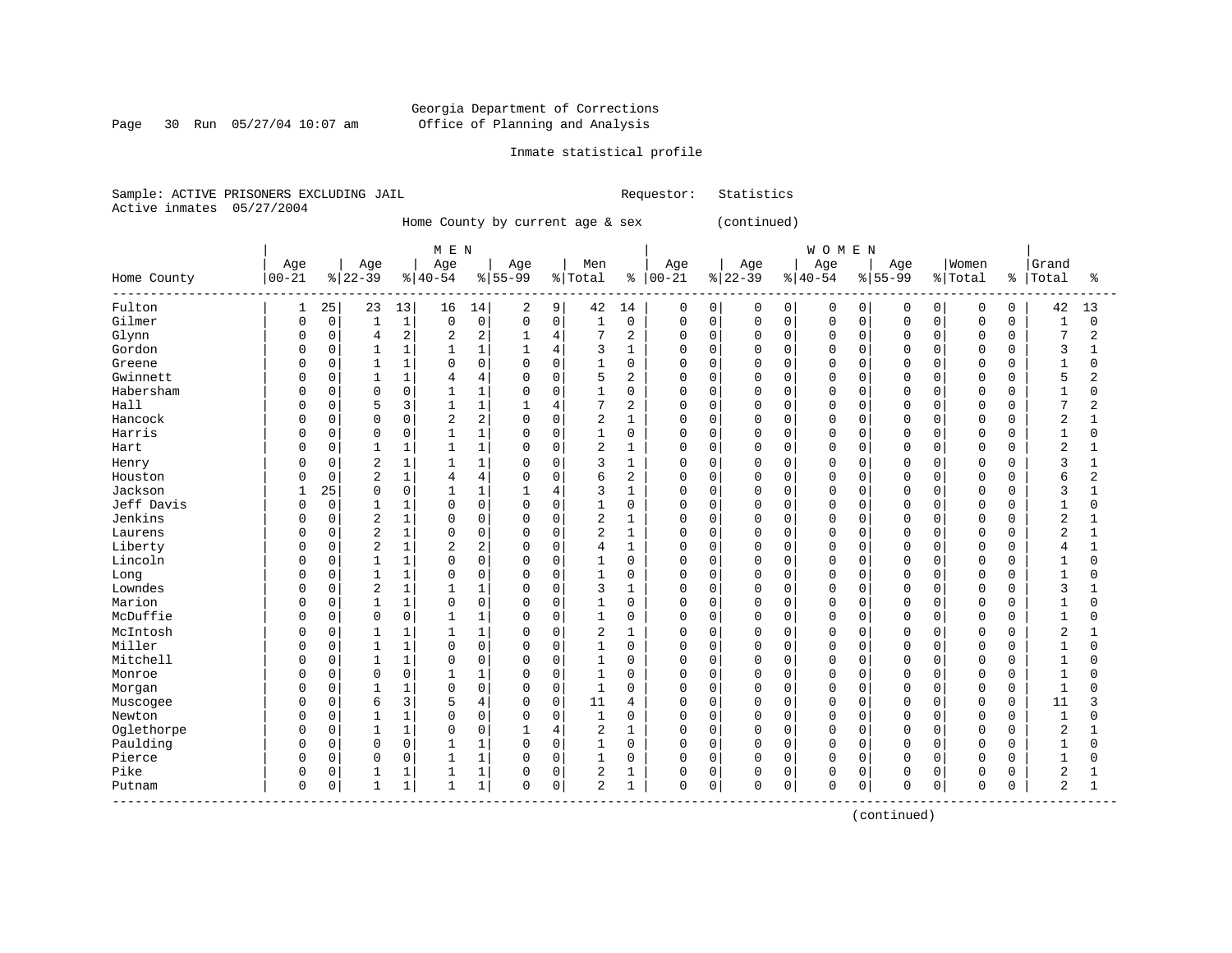Georgia Department of Corrections
Office of Planning and Analysis

Inmate statistical profile

Sample: ACTIVE PRISONERS EXCLUDING JAIL        Requestor: Statistics
Active inmates 05/27/2004

Home County by current age & sex (continued)

| Home County | MEN Age 00-21 | % | Age 22-39 | % | Age 40-54 | % | Age 55-99 | % | Men Total | % | WOMEN Age 00-21 | % | Age 22-39 | % | Age 40-54 | % | Age 55-99 | % | Women Total | % | Grand Total | % |
|---|---|---|---|---|---|---|---|---|---|---|---|---|---|---|---|---|---|---|---|---|---|---|
| Fulton | 1 | 25 | 23 | 13 | 16 | 14 | 2 | 9 | 42 | 14 | 0 | 0 | 0 | 0 | 0 | 0 | 0 | 0 | 0 | 0 | 42 | 13 |
| Gilmer | 0 | 0 | 1 | 1 | 0 | 0 | 0 | 0 | 1 | 0 | 0 | 0 | 0 | 0 | 0 | 0 | 0 | 0 | 0 | 0 | 1 | 0 |
| Glynn | 0 | 0 | 4 | 2 | 2 | 2 | 1 | 4 | 7 | 2 | 0 | 0 | 0 | 0 | 0 | 0 | 0 | 0 | 0 | 0 | 7 | 2 |
| Gordon | 0 | 0 | 1 | 1 | 1 | 1 | 1 | 4 | 3 | 1 | 0 | 0 | 0 | 0 | 0 | 0 | 0 | 0 | 0 | 0 | 3 | 1 |
| Greene | 0 | 0 | 1 | 1 | 0 | 0 | 0 | 0 | 1 | 0 | 0 | 0 | 0 | 0 | 0 | 0 | 0 | 0 | 0 | 0 | 1 | 0 |
| Gwinnett | 0 | 0 | 1 | 1 | 4 | 4 | 0 | 0 | 5 | 2 | 0 | 0 | 0 | 0 | 0 | 0 | 0 | 0 | 0 | 0 | 5 | 2 |
| Habersham | 0 | 0 | 0 | 0 | 1 | 1 | 0 | 0 | 1 | 0 | 0 | 0 | 0 | 0 | 0 | 0 | 0 | 0 | 0 | 0 | 1 | 0 |
| Hall | 0 | 0 | 5 | 3 | 1 | 1 | 1 | 4 | 7 | 2 | 0 | 0 | 0 | 0 | 0 | 0 | 0 | 0 | 0 | 0 | 7 | 2 |
| Hancock | 0 | 0 | 0 | 0 | 2 | 2 | 0 | 0 | 2 | 1 | 0 | 0 | 0 | 0 | 0 | 0 | 0 | 0 | 0 | 0 | 2 | 1 |
| Harris | 0 | 0 | 0 | 0 | 1 | 1 | 0 | 0 | 1 | 0 | 0 | 0 | 0 | 0 | 0 | 0 | 0 | 0 | 0 | 0 | 1 | 0 |
| Hart | 0 | 0 | 1 | 1 | 1 | 1 | 0 | 0 | 2 | 1 | 0 | 0 | 0 | 0 | 0 | 0 | 0 | 0 | 0 | 0 | 2 | 1 |
| Henry | 0 | 0 | 2 | 1 | 1 | 1 | 0 | 0 | 3 | 1 | 0 | 0 | 0 | 0 | 0 | 0 | 0 | 0 | 0 | 0 | 3 | 1 |
| Houston | 0 | 0 | 2 | 1 | 4 | 4 | 0 | 0 | 6 | 2 | 0 | 0 | 0 | 0 | 0 | 0 | 0 | 0 | 0 | 0 | 6 | 2 |
| Jackson | 1 | 25 | 0 | 0 | 1 | 1 | 1 | 4 | 3 | 1 | 0 | 0 | 0 | 0 | 0 | 0 | 0 | 0 | 0 | 0 | 3 | 1 |
| Jeff Davis | 0 | 0 | 1 | 1 | 0 | 0 | 0 | 0 | 1 | 0 | 0 | 0 | 0 | 0 | 0 | 0 | 0 | 0 | 0 | 0 | 1 | 0 |
| Jenkins | 0 | 0 | 2 | 1 | 0 | 0 | 0 | 0 | 2 | 1 | 0 | 0 | 0 | 0 | 0 | 0 | 0 | 0 | 0 | 0 | 2 | 1 |
| Laurens | 0 | 0 | 2 | 1 | 0 | 0 | 0 | 0 | 2 | 1 | 0 | 0 | 0 | 0 | 0 | 0 | 0 | 0 | 0 | 0 | 2 | 1 |
| Liberty | 0 | 0 | 2 | 1 | 2 | 2 | 0 | 0 | 4 | 1 | 0 | 0 | 0 | 0 | 0 | 0 | 0 | 0 | 0 | 0 | 4 | 1 |
| Lincoln | 0 | 0 | 1 | 1 | 0 | 0 | 0 | 0 | 1 | 0 | 0 | 0 | 0 | 0 | 0 | 0 | 0 | 0 | 0 | 0 | 1 | 0 |
| Long | 0 | 0 | 1 | 1 | 0 | 0 | 0 | 0 | 1 | 0 | 0 | 0 | 0 | 0 | 0 | 0 | 0 | 0 | 0 | 0 | 1 | 0 |
| Lowndes | 0 | 0 | 2 | 1 | 1 | 1 | 0 | 0 | 3 | 1 | 0 | 0 | 0 | 0 | 0 | 0 | 0 | 0 | 0 | 0 | 3 | 1 |
| Marion | 0 | 0 | 1 | 1 | 0 | 0 | 0 | 0 | 1 | 0 | 0 | 0 | 0 | 0 | 0 | 0 | 0 | 0 | 0 | 0 | 1 | 0 |
| McDuffie | 0 | 0 | 0 | 0 | 1 | 1 | 0 | 0 | 1 | 0 | 0 | 0 | 0 | 0 | 0 | 0 | 0 | 0 | 0 | 0 | 1 | 0 |
| McIntosh | 0 | 0 | 1 | 1 | 1 | 1 | 0 | 0 | 2 | 1 | 0 | 0 | 0 | 0 | 0 | 0 | 0 | 0 | 0 | 0 | 2 | 1 |
| Miller | 0 | 0 | 1 | 1 | 0 | 0 | 0 | 0 | 1 | 0 | 0 | 0 | 0 | 0 | 0 | 0 | 0 | 0 | 0 | 0 | 1 | 0 |
| Mitchell | 0 | 0 | 1 | 1 | 0 | 0 | 0 | 0 | 1 | 0 | 0 | 0 | 0 | 0 | 0 | 0 | 0 | 0 | 0 | 0 | 1 | 0 |
| Monroe | 0 | 0 | 0 | 0 | 1 | 1 | 0 | 0 | 1 | 0 | 0 | 0 | 0 | 0 | 0 | 0 | 0 | 0 | 0 | 0 | 1 | 0 |
| Morgan | 0 | 0 | 1 | 1 | 0 | 0 | 0 | 0 | 1 | 0 | 0 | 0 | 0 | 0 | 0 | 0 | 0 | 0 | 0 | 0 | 1 | 0 |
| Muscogee | 0 | 0 | 6 | 3 | 5 | 4 | 0 | 0 | 11 | 4 | 0 | 0 | 0 | 0 | 0 | 0 | 0 | 0 | 0 | 0 | 11 | 3 |
| Newton | 0 | 0 | 1 | 1 | 0 | 0 | 0 | 0 | 1 | 0 | 0 | 0 | 0 | 0 | 0 | 0 | 0 | 0 | 0 | 0 | 1 | 0 |
| Oglethorpe | 0 | 0 | 1 | 1 | 0 | 0 | 1 | 4 | 2 | 1 | 0 | 0 | 0 | 0 | 0 | 0 | 0 | 0 | 0 | 0 | 2 | 1 |
| Paulding | 0 | 0 | 0 | 0 | 1 | 1 | 0 | 0 | 1 | 0 | 0 | 0 | 0 | 0 | 0 | 0 | 0 | 0 | 0 | 0 | 1 | 0 |
| Pierce | 0 | 0 | 0 | 0 | 1 | 1 | 0 | 0 | 1 | 0 | 0 | 0 | 0 | 0 | 0 | 0 | 0 | 0 | 0 | 0 | 1 | 0 |
| Pike | 0 | 0 | 1 | 1 | 1 | 1 | 0 | 0 | 2 | 1 | 0 | 0 | 0 | 0 | 0 | 0 | 0 | 0 | 0 | 0 | 2 | 1 |
| Putnam | 0 | 0 | 1 | 1 | 1 | 1 | 0 | 0 | 2 | 1 | 0 | 0 | 0 | 0 | 0 | 0 | 0 | 0 | 0 | 0 | 2 | 1 |

(continued)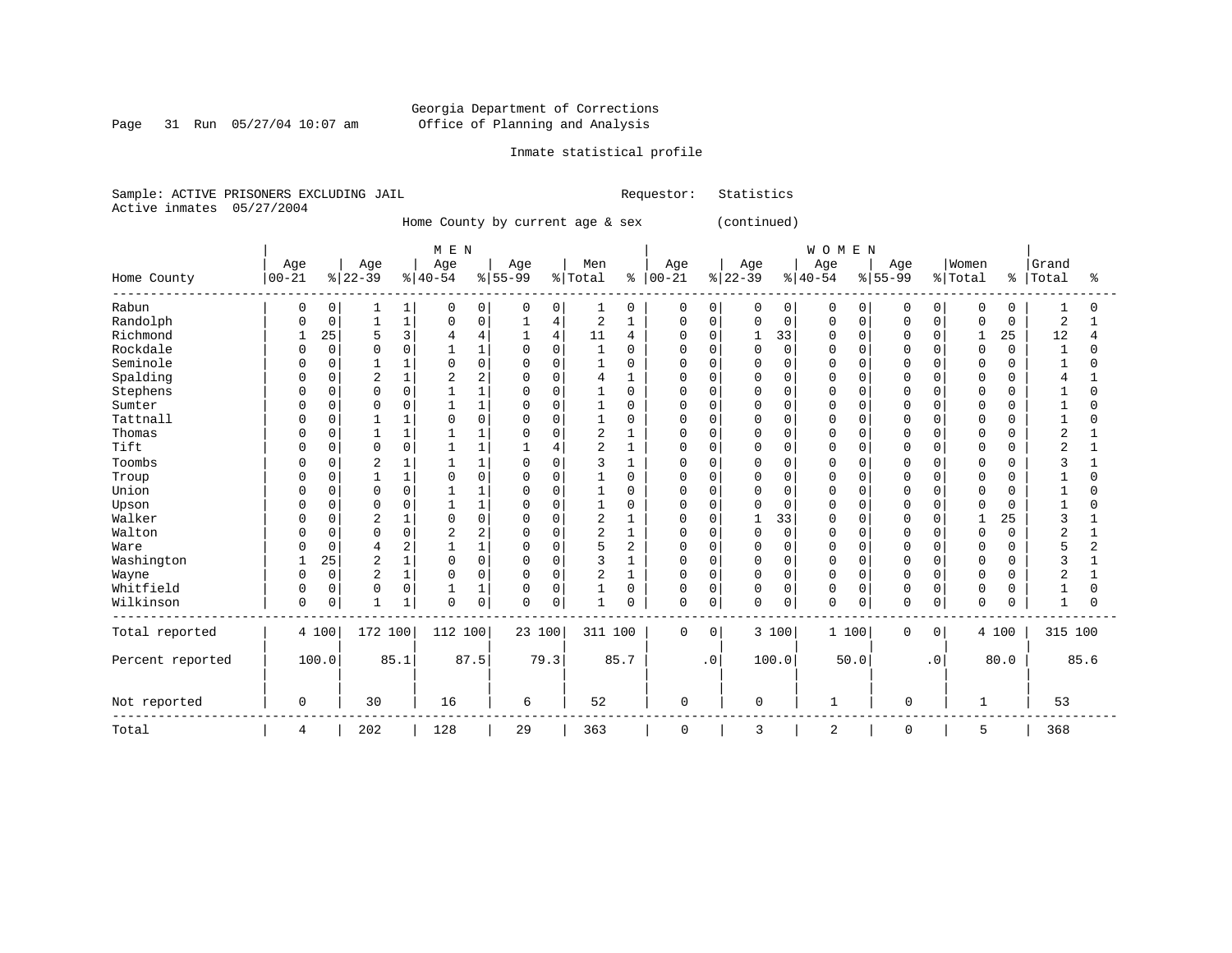Georgia Department of Corrections
Office of Planning and Analysis

Inmate statistical profile

Sample: ACTIVE PRISONERS EXCLUDING JAIL    Requestor: Statistics
Active inmates 05/27/2004

Home County by current age & sex (continued)

| Home County | MEN Age 00-21 | % | Age 22-39 | % | Age 40-54 | % | Age 55-99 | % | Men Total | % | WOMEN Age 00-21 | % | Age 22-39 | % | Age 40-54 | % | Age 55-99 | % | Women Total | % | Grand Total | % |
|---|---|---|---|---|---|---|---|---|---|---|---|---|---|---|---|---|---|---|---|---|---|---|
| Rabun | 0 | 0 | 1 | 1 | 0 | 0 | 0 | 0 | 1 | 0 | 0 | 0 | 0 | 0 | 0 | 0 | 0 | 0 | 0 | 0 | 1 | 0 |
| Randolph | 0 | 0 | 1 | 1 | 0 | 0 | 1 | 4 | 2 | 1 | 0 | 0 | 0 | 0 | 0 | 0 | 0 | 0 | 0 | 0 | 2 | 1 |
| Richmond | 1 | 25 | 5 | 3 | 4 | 4 | 1 | 4 | 11 | 4 | 0 | 0 | 1 | 33 | 0 | 0 | 0 | 0 | 1 | 25 | 12 | 4 |
| Rockdale | 0 | 0 | 0 | 0 | 1 | 1 | 0 | 0 | 1 | 0 | 0 | 0 | 0 | 0 | 0 | 0 | 0 | 0 | 0 | 0 | 1 | 0 |
| Seminole | 0 | 0 | 1 | 1 | 0 | 0 | 0 | 0 | 1 | 0 | 0 | 0 | 0 | 0 | 0 | 0 | 0 | 0 | 0 | 0 | 1 | 0 |
| Spalding | 0 | 0 | 2 | 1 | 2 | 2 | 0 | 0 | 4 | 1 | 0 | 0 | 0 | 0 | 0 | 0 | 0 | 0 | 0 | 0 | 4 | 1 |
| Stephens | 0 | 0 | 0 | 0 | 1 | 1 | 0 | 0 | 1 | 0 | 0 | 0 | 0 | 0 | 0 | 0 | 0 | 0 | 0 | 0 | 1 | 0 |
| Sumter | 0 | 0 | 0 | 0 | 1 | 1 | 0 | 0 | 1 | 0 | 0 | 0 | 0 | 0 | 0 | 0 | 0 | 0 | 0 | 0 | 1 | 0 |
| Tattnall | 0 | 0 | 1 | 1 | 0 | 0 | 0 | 0 | 1 | 0 | 0 | 0 | 0 | 0 | 0 | 0 | 0 | 0 | 0 | 0 | 1 | 0 |
| Thomas | 0 | 0 | 1 | 1 | 1 | 1 | 0 | 0 | 2 | 1 | 0 | 0 | 0 | 0 | 0 | 0 | 0 | 0 | 0 | 0 | 2 | 1 |
| Tift | 0 | 0 | 0 | 0 | 1 | 1 | 1 | 4 | 2 | 1 | 0 | 0 | 0 | 0 | 0 | 0 | 0 | 0 | 0 | 0 | 2 | 1 |
| Toombs | 0 | 0 | 2 | 1 | 1 | 1 | 0 | 0 | 3 | 1 | 0 | 0 | 0 | 0 | 0 | 0 | 0 | 0 | 0 | 0 | 3 | 1 |
| Troup | 0 | 0 | 1 | 1 | 0 | 0 | 0 | 0 | 1 | 0 | 0 | 0 | 0 | 0 | 0 | 0 | 0 | 0 | 0 | 0 | 1 | 0 |
| Union | 0 | 0 | 0 | 0 | 1 | 1 | 0 | 0 | 1 | 0 | 0 | 0 | 0 | 0 | 0 | 0 | 0 | 0 | 0 | 0 | 1 | 0 |
| Upson | 0 | 0 | 0 | 0 | 1 | 1 | 0 | 0 | 1 | 0 | 0 | 0 | 0 | 0 | 0 | 0 | 0 | 0 | 0 | 0 | 1 | 0 |
| Walker | 0 | 0 | 2 | 1 | 0 | 0 | 0 | 0 | 2 | 1 | 0 | 0 | 1 | 33 | 0 | 0 | 0 | 0 | 1 | 25 | 3 | 1 |
| Walton | 0 | 0 | 0 | 0 | 2 | 2 | 0 | 0 | 2 | 1 | 0 | 0 | 0 | 0 | 0 | 0 | 0 | 0 | 0 | 0 | 2 | 1 |
| Ware | 0 | 0 | 4 | 2 | 1 | 1 | 0 | 0 | 5 | 2 | 0 | 0 | 0 | 0 | 0 | 0 | 0 | 0 | 0 | 0 | 5 | 2 |
| Washington | 1 | 25 | 2 | 1 | 0 | 0 | 0 | 0 | 3 | 1 | 0 | 0 | 0 | 0 | 0 | 0 | 0 | 0 | 0 | 0 | 3 | 1 |
| Wayne | 0 | 0 | 2 | 1 | 0 | 0 | 0 | 0 | 2 | 1 | 0 | 0 | 0 | 0 | 0 | 0 | 0 | 0 | 0 | 0 | 2 | 1 |
| Whitfield | 0 | 0 | 0 | 0 | 1 | 1 | 0 | 0 | 1 | 0 | 0 | 0 | 0 | 0 | 0 | 0 | 0 | 0 | 0 | 0 | 1 | 0 |
| Wilkinson | 0 | 0 | 1 | 1 | 0 | 0 | 0 | 0 | 1 | 0 | 0 | 0 | 0 | 0 | 0 | 0 | 0 | 0 | 0 | 0 | 1 | 0 |
| Total reported | 4 | 100 | 172 | 100 | 112 | 100 | 23 | 100 | 311 | 100 | 0 | 0 | 3 | 100 | 1 | 100 | 0 | 0 | 4 | 100 | 315 | 100 |
| Percent reported | | 100.0 | | 85.1 | | 87.5 | | 79.3 | | 85.7 | | .0 | | 100.0 | | 50.0 | | .0 | | 80.0 | | 85.6 |
| Not reported | 0 | | 30 | | 16 | | 6 | | 52 | | 0 | | 0 | | 1 | | 0 | | 1 | | 53 | |
| Total | 4 | | 202 | | 128 | | 29 | | 363 | | 0 | | 3 | | 2 | | 0 | | 5 | | 368 | |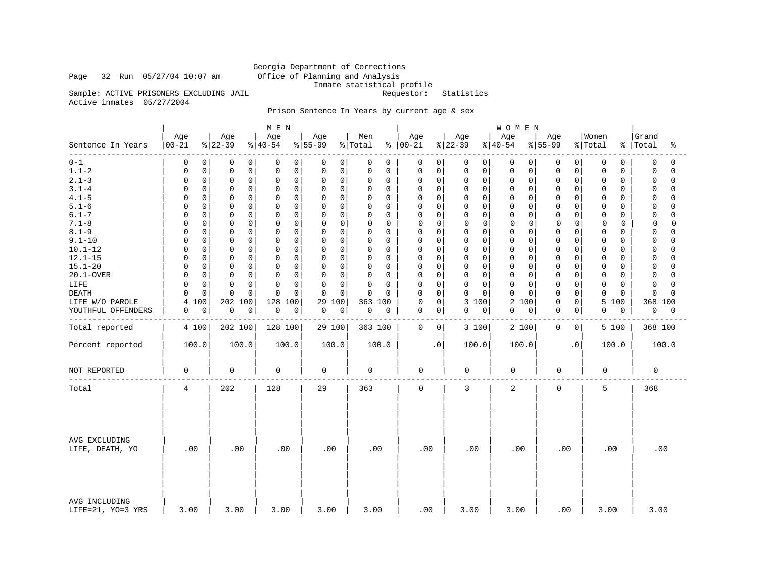Georgia Department of Corrections
Office of Planning and Analysis
Inmate statistical profile

Page 32 Run 05/27/04 10:07 am

Sample: ACTIVE PRISONERS EXCLUDING JAIL    Requestor: Statistics
Active inmates 05/27/2004

Prison Sentence In Years by current age & sex

| Sentence In Years | MEN Age 00-21 | % | Age 22-39 | % | Age 40-54 | % | Age 55-99 | % | Men Total | % | WOMEN Age 00-21 | % | Age 22-39 | % | Age 40-54 | % | Age 55-99 | % | Women Total | % | Grand Total | % |
|---|---|---|---|---|---|---|---|---|---|---|---|---|---|---|---|---|---|---|---|---|---|---|
| 0-1 | 0 | 0 | 0 | 0 | 0 | 0 | 0 | 0 | 0 | 0 | 0 | 0 | 0 | 0 | 0 | 0 | 0 | 0 | 0 | 0 | 0 | 0 |
| 1.1-2 | 0 | 0 | 0 | 0 | 0 | 0 | 0 | 0 | 0 | 0 | 0 | 0 | 0 | 0 | 0 | 0 | 0 | 0 | 0 | 0 | 0 | 0 |
| 2.1-3 | 0 | 0 | 0 | 0 | 0 | 0 | 0 | 0 | 0 | 0 | 0 | 0 | 0 | 0 | 0 | 0 | 0 | 0 | 0 | 0 | 0 | 0 |
| 3.1-4 | 0 | 0 | 0 | 0 | 0 | 0 | 0 | 0 | 0 | 0 | 0 | 0 | 0 | 0 | 0 | 0 | 0 | 0 | 0 | 0 | 0 | 0 |
| 4.1-5 | 0 | 0 | 0 | 0 | 0 | 0 | 0 | 0 | 0 | 0 | 0 | 0 | 0 | 0 | 0 | 0 | 0 | 0 | 0 | 0 | 0 | 0 |
| 5.1-6 | 0 | 0 | 0 | 0 | 0 | 0 | 0 | 0 | 0 | 0 | 0 | 0 | 0 | 0 | 0 | 0 | 0 | 0 | 0 | 0 | 0 | 0 |
| 6.1-7 | 0 | 0 | 0 | 0 | 0 | 0 | 0 | 0 | 0 | 0 | 0 | 0 | 0 | 0 | 0 | 0 | 0 | 0 | 0 | 0 | 0 | 0 |
| 7.1-8 | 0 | 0 | 0 | 0 | 0 | 0 | 0 | 0 | 0 | 0 | 0 | 0 | 0 | 0 | 0 | 0 | 0 | 0 | 0 | 0 | 0 | 0 |
| 8.1-9 | 0 | 0 | 0 | 0 | 0 | 0 | 0 | 0 | 0 | 0 | 0 | 0 | 0 | 0 | 0 | 0 | 0 | 0 | 0 | 0 | 0 | 0 |
| 9.1-10 | 0 | 0 | 0 | 0 | 0 | 0 | 0 | 0 | 0 | 0 | 0 | 0 | 0 | 0 | 0 | 0 | 0 | 0 | 0 | 0 | 0 | 0 |
| 10.1-12 | 0 | 0 | 0 | 0 | 0 | 0 | 0 | 0 | 0 | 0 | 0 | 0 | 0 | 0 | 0 | 0 | 0 | 0 | 0 | 0 | 0 | 0 |
| 12.1-15 | 0 | 0 | 0 | 0 | 0 | 0 | 0 | 0 | 0 | 0 | 0 | 0 | 0 | 0 | 0 | 0 | 0 | 0 | 0 | 0 | 0 | 0 |
| 15.1-20 | 0 | 0 | 0 | 0 | 0 | 0 | 0 | 0 | 0 | 0 | 0 | 0 | 0 | 0 | 0 | 0 | 0 | 0 | 0 | 0 | 0 | 0 |
| 20.1-OVER | 0 | 0 | 0 | 0 | 0 | 0 | 0 | 0 | 0 | 0 | 0 | 0 | 0 | 0 | 0 | 0 | 0 | 0 | 0 | 0 | 0 | 0 |
| LIFE | 0 | 0 | 0 | 0 | 0 | 0 | 0 | 0 | 0 | 0 | 0 | 0 | 0 | 0 | 0 | 0 | 0 | 0 | 0 | 0 | 0 | 0 |
| DEATH | 0 | 0 | 0 | 0 | 0 | 0 | 0 | 0 | 0 | 0 | 0 | 0 | 0 | 0 | 0 | 0 | 0 | 0 | 0 | 0 | 0 | 0 |
| LIFE W/O PAROLE | 4 | 100 | 202 | 100 | 128 | 100 | 29 | 100 | 363 | 100 | 0 | 0 | 3 | 100 | 2 | 100 | 0 | 0 | 5 | 100 | 368 | 100 |
| YOUTHFUL OFFENDERS | 0 | 0 | 0 | 0 | 0 | 0 | 0 | 0 | 0 | 0 | 0 | 0 | 0 | 0 | 0 | 0 | 0 | 0 | 0 | 0 | 0 | 0 |
| Total reported | 4 | 100 | 202 | 100 | 128 | 100 | 29 | 100 | 363 | 100 | 0 | 0 | 3 | 100 | 2 | 100 | 0 | 0 | 5 | 100 | 368 | 100 |
| Percent reported | 100.0 | | 100.0 | | 100.0 | | 100.0 | | 100.0 | | .0 | | 100.0 | | 100.0 | | .0 | | 100.0 | | 100.0 | |
| NOT REPORTED | 0 | | 0 | | 0 | | 0 | | 0 | | 0 | | 0 | | 0 | | 0 | | 0 | | 0 | |
| Total | 4 | | 202 | | 128 | | 29 | | 363 | | 0 | | 3 | | 2 | | 0 | | 5 | | 368 | |
| AVG EXCLUDING LIFE, DEATH, YO | .00 | | .00 | | .00 | | .00 | | .00 | | .00 | | .00 | | .00 | | .00 | | .00 | | .00 | |
| AVG INCLUDING LIFE=21, YO=3 YRS | 3.00 | | 3.00 | | 3.00 | | 3.00 | | 3.00 | | .00 | | 3.00 | | 3.00 | | .00 | | 3.00 | | 3.00 | |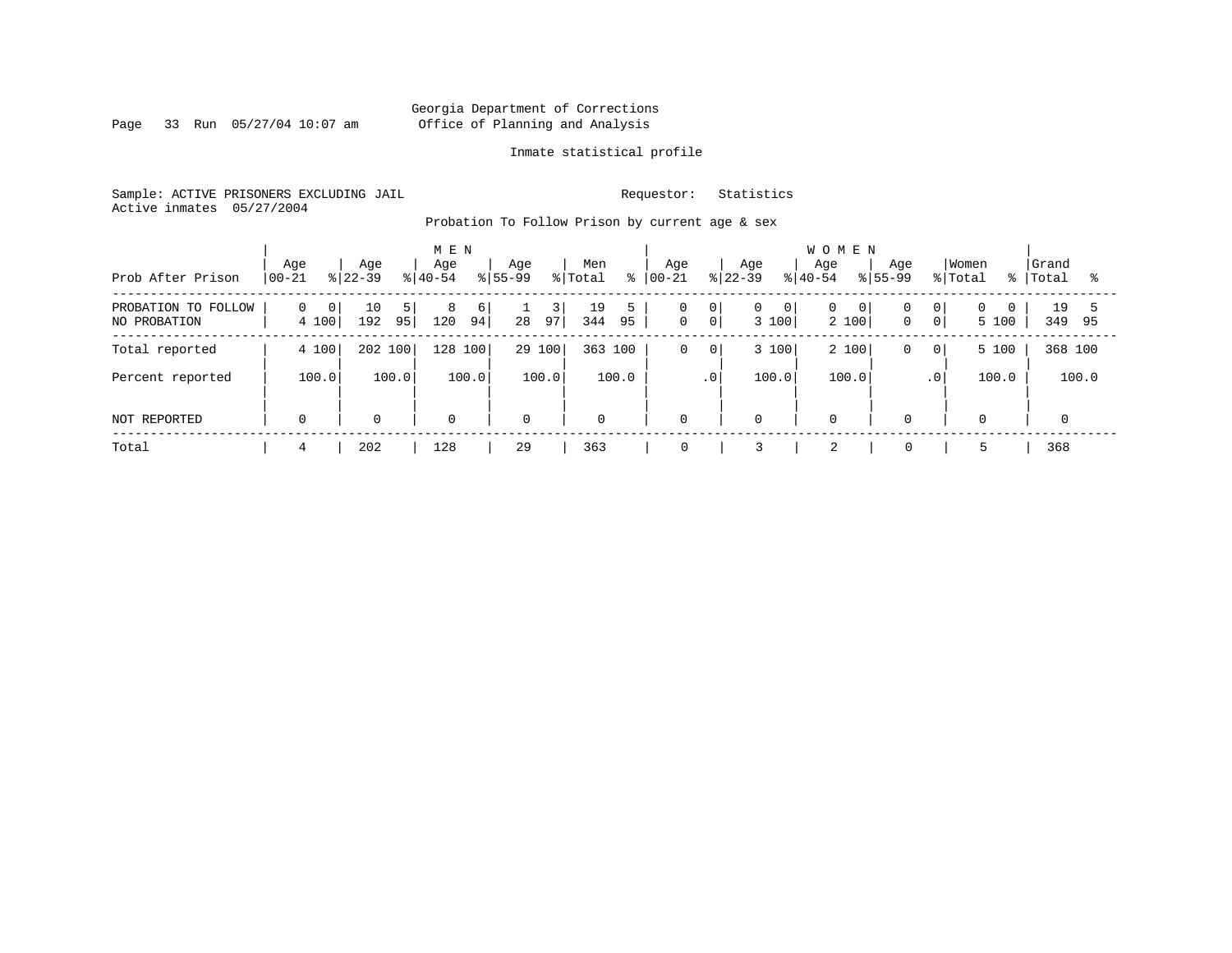Georgia Department of Corrections
Office of Planning and Analysis

Inmate statistical profile

Sample: ACTIVE PRISONERS EXCLUDING JAIL        Requestor: Statistics
Active inmates 05/27/2004

Probation To Follow Prison by current age & sex

| Prob After Prison | MEN Age 00-21 | % | Age 22-39 | % | Age 40-54 | % | Age 55-99 | % | Men Total | % | WOMEN Age 00-21 | % | Age 22-39 | % | Age 40-54 | % | Age 55-99 | % | Women Total | % | Grand Total | % |
|---|---|---|---|---|---|---|---|---|---|---|---|---|---|---|---|---|---|---|---|---|---|---|
| PROBATION TO FOLLOW | 0 | 0 | 10 | 5 | 8 | 6 | 1 | 3 | 19 | 5 | 0 | 0 | 0 | 0 | 0 | 0 | 0 | 0 | 0 | 0 | 19 | 5 |
| NO PROBATION | 4 | 100 | 192 | 95 | 120 | 94 | 28 | 97 | 344 | 95 | 0 | 0 | 3 | 100 | 2 | 100 | 0 | 0 | 5 | 100 | 349 | 95 |
| Total reported | 4 | 100 | 202 | 100 | 128 | 100 | 29 | 100 | 363 | 100 | 0 | 0 | 3 | 100 | 2 | 100 | 0 | 0 | 5 | 100 | 368 | 100 |
| Percent reported | 100.0 | | 100.0 | | 100.0 | | 100.0 | | 100.0 | | .0 | | 100.0 | | 100.0 | | .0 | | 100.0 | | 100.0 | |
| NOT REPORTED | 0 | | 0 | | 0 | | 0 | | 0 | | 0 | | 0 | | 0 | | 0 | | 0 | | 0 | |
| Total | 4 | | 202 | | 128 | | 29 | | 363 | | 0 | | 3 | | 2 | | 0 | | 5 | | 368 | |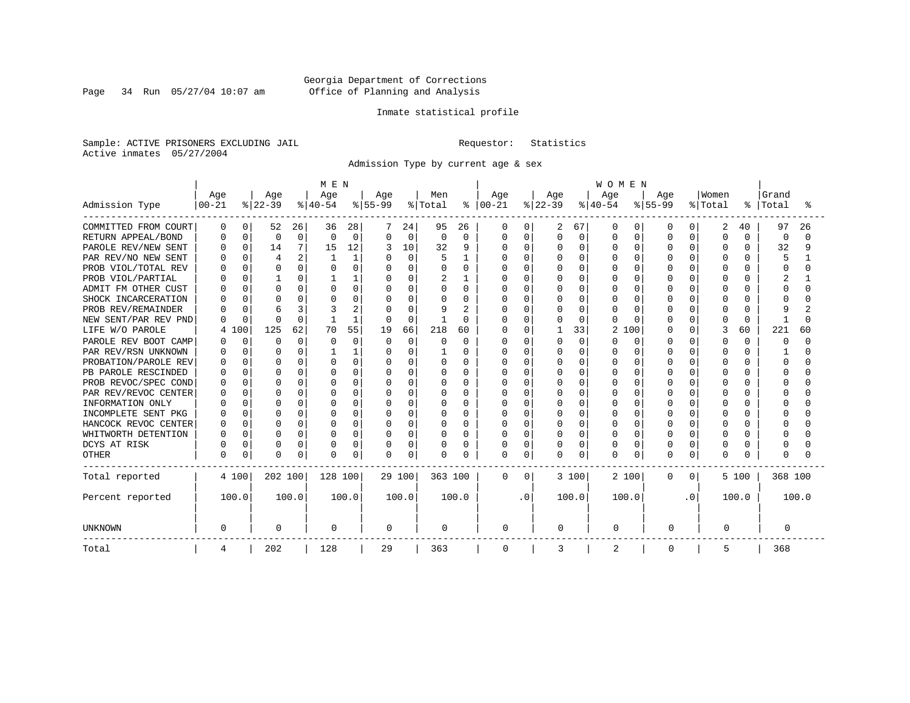Georgia Department of Corrections
Office of Planning and Analysis

Inmate statistical profile

Sample: ACTIVE PRISONERS EXCLUDING JAIL

Requestor: Statistics

Active inmates 05/27/2004

Admission Type by current age & sex

| Admission Type | MEN Age 00-21 | % | Age 22-39 | % | Age 40-54 | % | Age 55-99 | % | Men Total | % | WOMEN Age 00-21 | % | Age 22-39 | % | Age 40-54 | % | Age 55-99 | % | Women Total | % | Grand Total | % |
|---|---|---|---|---|---|---|---|---|---|---|---|---|---|---|---|---|---|---|---|---|---|---|
| COMMITTED FROM COURT | 0 | 0 | 52 | 26 | 36 | 28 | 7 | 24 | 95 | 26 | 0 | 0 | 2 | 67 | 0 | 0 | 0 | 0 | 2 | 40 | 97 | 26 |
| RETURN APPEAL/BOND | 0 | 0 | 0 | 0 | 0 | 0 | 0 | 0 | 0 | 0 | 0 | 0 | 0 | 0 | 0 | 0 | 0 | 0 | 0 | 0 | 0 | 0 |
| PAROLE REV/NEW SENT | 0 | 0 | 14 | 7 | 15 | 12 | 3 | 10 | 32 | 9 | 0 | 0 | 0 | 0 | 0 | 0 | 0 | 0 | 0 | 0 | 32 | 9 |
| PAR REV/NO NEW SENT | 0 | 0 | 4 | 2 | 1 | 1 | 0 | 0 | 5 | 1 | 0 | 0 | 0 | 0 | 0 | 0 | 0 | 0 | 0 | 0 | 5 | 1 |
| PROB VIOL/TOTAL REV | 0 | 0 | 0 | 0 | 0 | 0 | 0 | 0 | 0 | 0 | 0 | 0 | 0 | 0 | 0 | 0 | 0 | 0 | 0 | 0 | 0 | 0 |
| PROB VIOL/PARTIAL | 0 | 0 | 1 | 0 | 1 | 1 | 0 | 0 | 2 | 1 | 0 | 0 | 0 | 0 | 0 | 0 | 0 | 0 | 0 | 0 | 2 | 1 |
| ADMIT FM OTHER CUST | 0 | 0 | 0 | 0 | 0 | 0 | 0 | 0 | 0 | 0 | 0 | 0 | 0 | 0 | 0 | 0 | 0 | 0 | 0 | 0 | 0 | 0 |
| SHOCK INCARCERATION | 0 | 0 | 0 | 0 | 0 | 0 | 0 | 0 | 0 | 0 | 0 | 0 | 0 | 0 | 0 | 0 | 0 | 0 | 0 | 0 | 0 | 0 |
| PROB REV/REMAINDER | 0 | 0 | 6 | 3 | 3 | 2 | 0 | 0 | 9 | 2 | 0 | 0 | 0 | 0 | 0 | 0 | 0 | 0 | 0 | 0 | 9 | 2 |
| NEW SENT/PAR REV PND | 0 | 0 | 0 | 0 | 1 | 1 | 0 | 0 | 1 | 0 | 0 | 0 | 0 | 0 | 0 | 0 | 0 | 0 | 0 | 0 | 1 | 0 |
| LIFE W/O PAROLE | 4 | 100 | 125 | 62 | 70 | 55 | 19 | 66 | 218 | 60 | 0 | 0 | 1 | 33 | 2 | 100 | 0 | 0 | 3 | 60 | 221 | 60 |
| PAROLE REV BOOT CAMP | 0 | 0 | 0 | 0 | 0 | 0 | 0 | 0 | 0 | 0 | 0 | 0 | 0 | 0 | 0 | 0 | 0 | 0 | 0 | 0 | 0 | 0 |
| PAR REV/RSN UNKNOWN | 0 | 0 | 0 | 0 | 1 | 1 | 0 | 0 | 1 | 0 | 0 | 0 | 0 | 0 | 0 | 0 | 0 | 0 | 0 | 0 | 1 | 0 |
| PROBATION/PAROLE REV | 0 | 0 | 0 | 0 | 0 | 0 | 0 | 0 | 0 | 0 | 0 | 0 | 0 | 0 | 0 | 0 | 0 | 0 | 0 | 0 | 0 | 0 |
| PB PAROLE RESCINDED | 0 | 0 | 0 | 0 | 0 | 0 | 0 | 0 | 0 | 0 | 0 | 0 | 0 | 0 | 0 | 0 | 0 | 0 | 0 | 0 | 0 | 0 |
| PROB REVOC/SPEC COND | 0 | 0 | 0 | 0 | 0 | 0 | 0 | 0 | 0 | 0 | 0 | 0 | 0 | 0 | 0 | 0 | 0 | 0 | 0 | 0 | 0 | 0 |
| PAR REV/REVOC CENTER | 0 | 0 | 0 | 0 | 0 | 0 | 0 | 0 | 0 | 0 | 0 | 0 | 0 | 0 | 0 | 0 | 0 | 0 | 0 | 0 | 0 | 0 |
| INFORMATION ONLY | 0 | 0 | 0 | 0 | 0 | 0 | 0 | 0 | 0 | 0 | 0 | 0 | 0 | 0 | 0 | 0 | 0 | 0 | 0 | 0 | 0 | 0 |
| INCOMPLETE SENT PKG | 0 | 0 | 0 | 0 | 0 | 0 | 0 | 0 | 0 | 0 | 0 | 0 | 0 | 0 | 0 | 0 | 0 | 0 | 0 | 0 | 0 | 0 |
| HANCOCK REVOC CENTER | 0 | 0 | 0 | 0 | 0 | 0 | 0 | 0 | 0 | 0 | 0 | 0 | 0 | 0 | 0 | 0 | 0 | 0 | 0 | 0 | 0 | 0 |
| WHITWORTH DETENTION | 0 | 0 | 0 | 0 | 0 | 0 | 0 | 0 | 0 | 0 | 0 | 0 | 0 | 0 | 0 | 0 | 0 | 0 | 0 | 0 | 0 | 0 |
| DCYS AT RISK | 0 | 0 | 0 | 0 | 0 | 0 | 0 | 0 | 0 | 0 | 0 | 0 | 0 | 0 | 0 | 0 | 0 | 0 | 0 | 0 | 0 | 0 |
| OTHER | 0 | 0 | 0 | 0 | 0 | 0 | 0 | 0 | 0 | 0 | 0 | 0 | 0 | 0 | 0 | 0 | 0 | 0 | 0 | 0 | 0 | 0 |
| Total reported | 4 | 100 | 202 | 100 | 128 | 100 | 29 | 100 | 363 | 100 | 0 | 0 | 3 | 100 | 2 | 100 | 0 | 0 | 5 | 100 | 368 | 100 |
| Percent reported | 100.0 | | 100.0 | | 100.0 | | 100.0 | | 100.0 | | .0 | | 100.0 | | 100.0 | | .0 | | 100.0 | | 100.0 | |
| UNKNOWN | 0 | | 0 | | 0 | | 0 | | 0 | | 0 | | 0 | | 0 | | 0 | | 0 | | 0 | |
| Total | 4 | | 202 | | 128 | | 29 | | 363 | | 0 | | 3 | | 2 | | 0 | | 5 | | 368 | |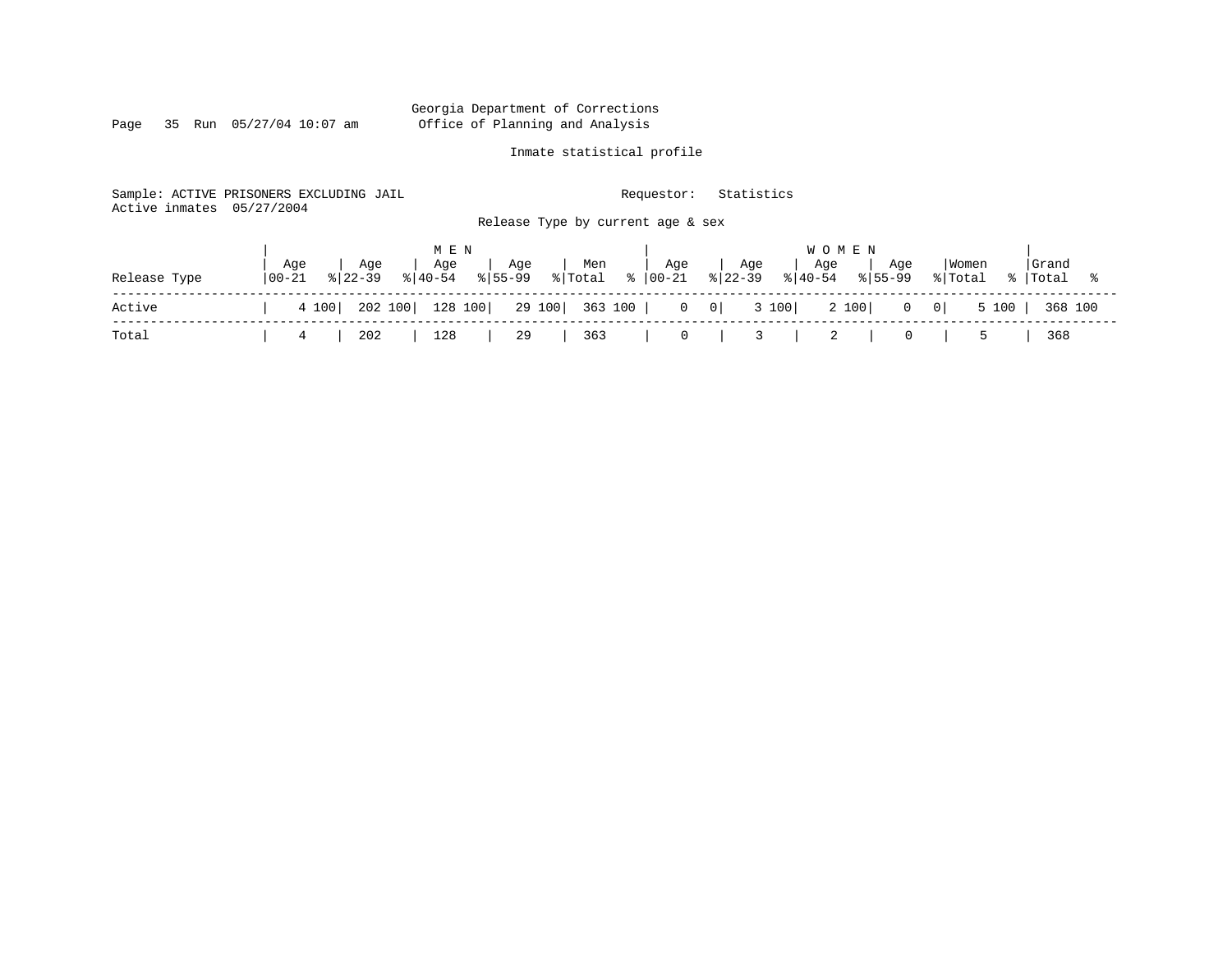Georgia Department of Corrections
Office of Planning and Analysis

Inmate statistical profile

Sample: ACTIVE PRISONERS EXCLUDING JAIL    Requestor: Statistics
Active inmates 05/27/2004

Release Type by current age & sex

| Release Type | MEN Age 00-21 | % | Age 22-39 | % | Age 40-54 | % | Age 55-99 | % | Men Total | % | WOMEN Age 00-21 | % | Age 22-39 | % | Age 40-54 | % | Age 55-99 | % | Women Total | % | Grand Total | % |
|---|---|---|---|---|---|---|---|---|---|---|---|---|---|---|---|---|---|---|---|---|---|---|
| Active | 4 | 100 | 202 | 100 | 128 | 100 | 29 | 100 | 363 | 100 | 0 | 0 | 3 | 100 | 2 | 100 | 0 | 0 | 5 | 100 | 368 | 100 |
| Total | 4 | | 202 | | 128 | | 29 | | 363 | | 0 | | 3 | | 2 | | 0 | | 5 | | 368 | |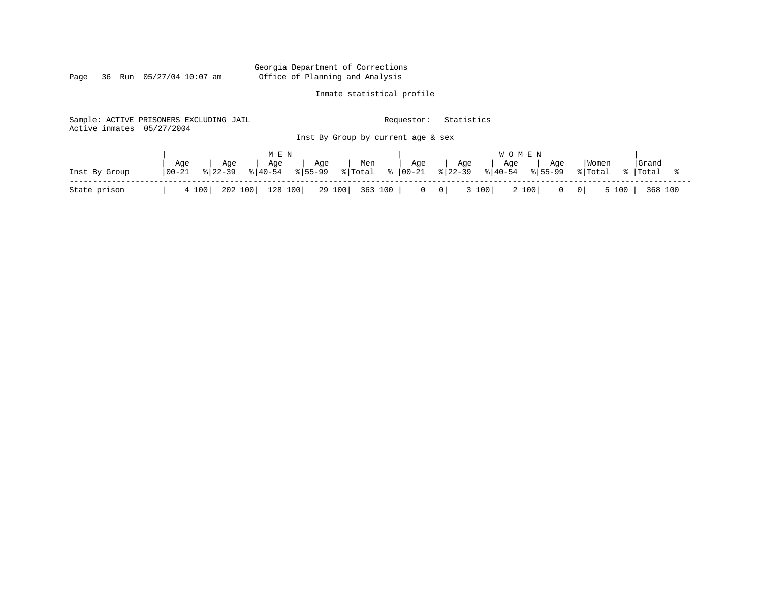Georgia Department of Corrections
Office of Planning and Analysis

Inmate statistical profile

Sample: ACTIVE PRISONERS EXCLUDING JAIL  Requestor: Statistics
Active inmates 05/27/2004

Inst By Group by current age & sex

| | MEN | | | | | | | | | | WOMEN | | | | | | | | | | | |
|---|---|---|---|---|---|---|---|---|---|---|---|---|---|---|---|---|---|---|---|---|---|---|
| Inst By Group | Age 00-21 | % | Age 22-39 | % | Age 40-54 | % | Age 55-99 | % | Men Total | % | Age 00-21 | % | Age 22-39 | % | Age 40-54 | % | Age 55-99 | % | Women Total | % | Grand Total | % |
| State prison | 4 | 100 | 202 | 100 | 128 | 100 | 29 | 100 | 363 | 100 | 0 | 0 | 3 | 100 | 2 | 100 | 0 | 0 | 5 | 100 | 368 | 100 |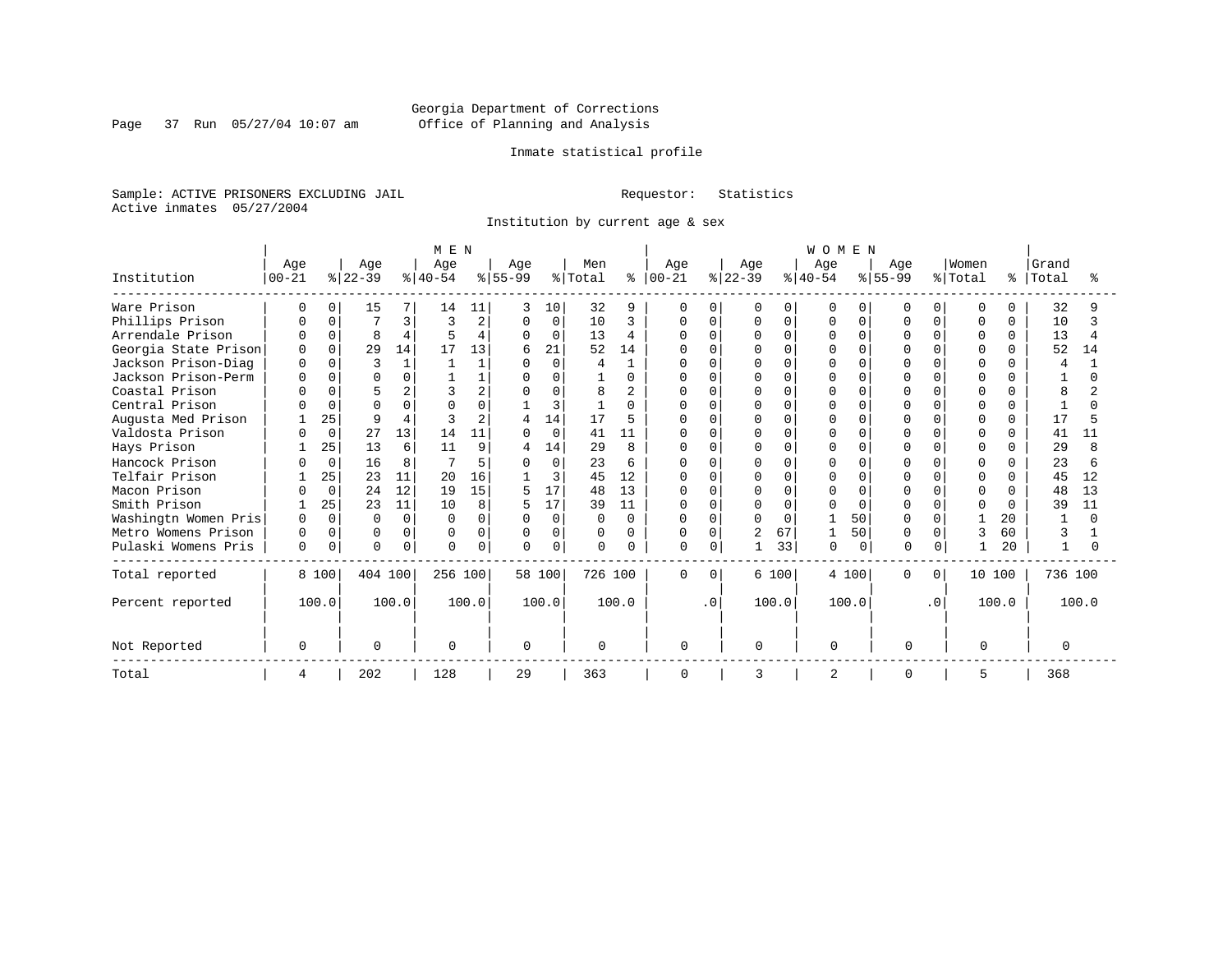Georgia Department of Corrections
Office of Planning and Analysis

Inmate statistical profile

Sample: ACTIVE PRISONERS EXCLUDING JAIL

Requestor: Statistics

Active inmates 05/27/2004

Institution by current age & sex

| Institution | MEN Age 00-21 | % | Age 22-39 | % | Age 40-54 | % | Age 55-99 | % | Men Total | % | WOMEN Age 00-21 | % | Age 22-39 | % | Age 40-54 | % | Age 55-99 | % | Women Total | % | Grand Total | % |
|---|---|---|---|---|---|---|---|---|---|---|---|---|---|---|---|---|---|---|---|---|---|---|
| Ware Prison | 0 | 0 | 15 | 7 | 14 | 11 | 3 | 10 | 32 | 9 | 0 | 0 | 0 | 0 | 0 | 0 | 0 | 0 | 0 | 0 | 32 | 9 |
| Phillips Prison | 0 | 0 | 7 | 3 | 3 | 2 | 0 | 0 | 10 | 3 | 0 | 0 | 0 | 0 | 0 | 0 | 0 | 0 | 0 | 0 | 10 | 3 |
| Arrendale Prison | 0 | 0 | 8 | 4 | 5 | 4 | 0 | 0 | 13 | 4 | 0 | 0 | 0 | 0 | 0 | 0 | 0 | 0 | 0 | 0 | 13 | 4 |
| Georgia State Prison | 0 | 0 | 29 | 14 | 17 | 13 | 6 | 21 | 52 | 14 | 0 | 0 | 0 | 0 | 0 | 0 | 0 | 0 | 0 | 0 | 52 | 14 |
| Jackson Prison-Diag | 0 | 0 | 3 | 1 | 1 | 1 | 0 | 0 | 4 | 1 | 0 | 0 | 0 | 0 | 0 | 0 | 0 | 0 | 0 | 0 | 4 | 1 |
| Jackson Prison-Perm | 0 | 0 | 0 | 0 | 1 | 1 | 0 | 0 | 1 | 0 | 0 | 0 | 0 | 0 | 0 | 0 | 0 | 0 | 0 | 0 | 1 | 0 |
| Coastal Prison | 0 | 0 | 5 | 2 | 3 | 2 | 0 | 0 | 8 | 2 | 0 | 0 | 0 | 0 | 0 | 0 | 0 | 0 | 0 | 0 | 8 | 2 |
| Central Prison | 0 | 0 | 0 | 0 | 0 | 0 | 1 | 3 | 1 | 0 | 0 | 0 | 0 | 0 | 0 | 0 | 0 | 0 | 0 | 0 | 1 | 0 |
| Augusta Med Prison | 1 | 25 | 9 | 4 | 3 | 2 | 4 | 14 | 17 | 5 | 0 | 0 | 0 | 0 | 0 | 0 | 0 | 0 | 0 | 0 | 17 | 5 |
| Valdosta Prison | 0 | 0 | 27 | 13 | 14 | 11 | 0 | 0 | 41 | 11 | 0 | 0 | 0 | 0 | 0 | 0 | 0 | 0 | 0 | 0 | 41 | 11 |
| Hays Prison | 1 | 25 | 13 | 6 | 11 | 9 | 4 | 14 | 29 | 8 | 0 | 0 | 0 | 0 | 0 | 0 | 0 | 0 | 0 | 0 | 29 | 8 |
| Hancock Prison | 0 | 0 | 16 | 8 | 7 | 5 | 0 | 0 | 23 | 6 | 0 | 0 | 0 | 0 | 0 | 0 | 0 | 0 | 0 | 0 | 23 | 6 |
| Telfair Prison | 1 | 25 | 23 | 11 | 20 | 16 | 1 | 3 | 45 | 12 | 0 | 0 | 0 | 0 | 0 | 0 | 0 | 0 | 0 | 0 | 45 | 12 |
| Macon Prison | 0 | 0 | 24 | 12 | 19 | 15 | 5 | 17 | 48 | 13 | 0 | 0 | 0 | 0 | 0 | 0 | 0 | 0 | 0 | 0 | 48 | 13 |
| Smith Prison | 1 | 25 | 23 | 11 | 10 | 8 | 5 | 17 | 39 | 11 | 0 | 0 | 0 | 0 | 0 | 0 | 0 | 0 | 0 | 0 | 39 | 11 |
| Washingtn Women Pris | 0 | 0 | 0 | 0 | 0 | 0 | 0 | 0 | 0 | 0 | 0 | 0 | 0 | 0 | 1 | 50 | 0 | 0 | 1 | 20 | 1 | 0 |
| Metro Womens Prison | 0 | 0 | 0 | 0 | 0 | 0 | 0 | 0 | 0 | 0 | 0 | 0 | 2 | 67 | 1 | 50 | 0 | 0 | 3 | 60 | 3 | 1 |
| Pulaski Womens Pris | 0 | 0 | 0 | 0 | 0 | 0 | 0 | 0 | 0 | 0 | 0 | 0 | 1 | 33 | 0 | 0 | 0 | 0 | 1 | 20 | 1 | 0 |
| Total reported | 8 | 100 | 404 | 100 | 256 | 100 | 58 | 100 | 726 | 100 | 0 | 0 | 6 | 100 | 4 | 100 | 0 | 0 | 10 | 100 | 736 | 100 |
| Percent reported | | 100.0 | | 100.0 | | 100.0 | | 100.0 | | 100.0 | | .0 | | 100.0 | | 100.0 | | .0 | | 100.0 | | 100.0 |
| Not Reported | 0 | | 0 | | 0 | | 0 | | 0 | | 0 | | 0 | | 0 | | 0 | | 0 | | 0 | |
| Total | 4 | | 202 | | 128 | | 29 | | 363 | | 0 | | 3 | | 2 | | 0 | | 5 | | 368 | |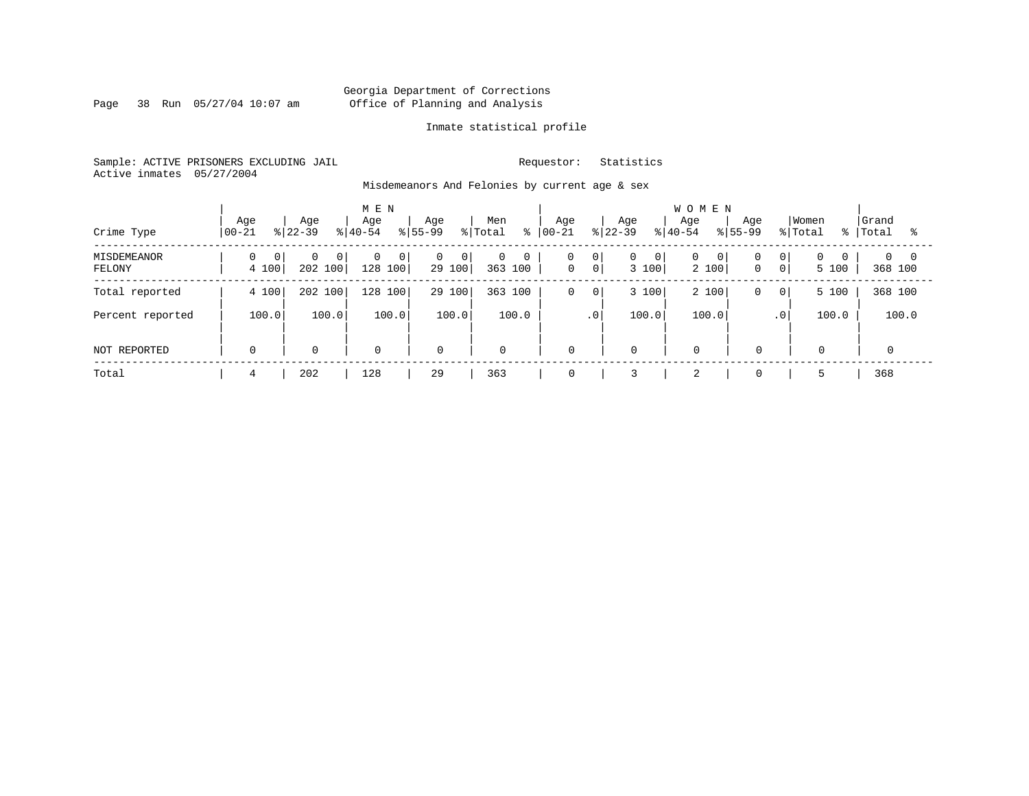Georgia Department of Corrections
Office of Planning and Analysis

Inmate statistical profile

Sample: ACTIVE PRISONERS EXCLUDING JAIL          Requestor: Statistics
Active inmates 05/27/2004

Misdemeanors And Felonies by current age & sex

| Crime Type | MEN Age 00-21 | % | Age 22-39 | % | Age 40-54 | % | Age 55-99 | % | Men Total | % | WOMEN Age 00-21 | % | Age 22-39 | % | Age 40-54 | % | Age 55-99 | % | Women Total | % | Grand Total | % |
|---|---|---|---|---|---|---|---|---|---|---|---|---|---|---|---|---|---|---|---|---|---|---|
| MISDEMEANOR | 0 | 0 | 0 | 0 | 0 | 0 | 0 | 0 | 0 | 0 | 0 | 0 | 0 | 0 | 0 | 0 | 0 | 0 | 0 | 0 | 0 | 0 |
| FELONY | 4 | 100 | 202 | 100 | 128 | 100 | 29 | 100 | 363 | 100 | 0 | 0 | 3 | 100 | 2 | 100 | 0 | 0 | 5 | 100 | 368 | 100 |
| Total reported | 4 | 100 | 202 | 100 | 128 | 100 | 29 | 100 | 363 | 100 | 0 | 0 | 3 | 100 | 2 | 100 | 0 | 0 | 5 | 100 | 368 | 100 |
| Percent reported | | 100.0 | | 100.0 | | 100.0 | | 100.0 | | 100.0 | | .0 | | 100.0 | | 100.0 | | .0 | | 100.0 | | 100.0 |
| NOT REPORTED | 0 | | 0 | | 0 | | 0 | | 0 | | 0 | | 0 | | 0 | | 0 | | 0 | | 0 | |
| Total | 4 | | 202 | | 128 | | 29 | | 363 | | 0 | | 3 | | 2 | | 0 | | 5 | | 368 | |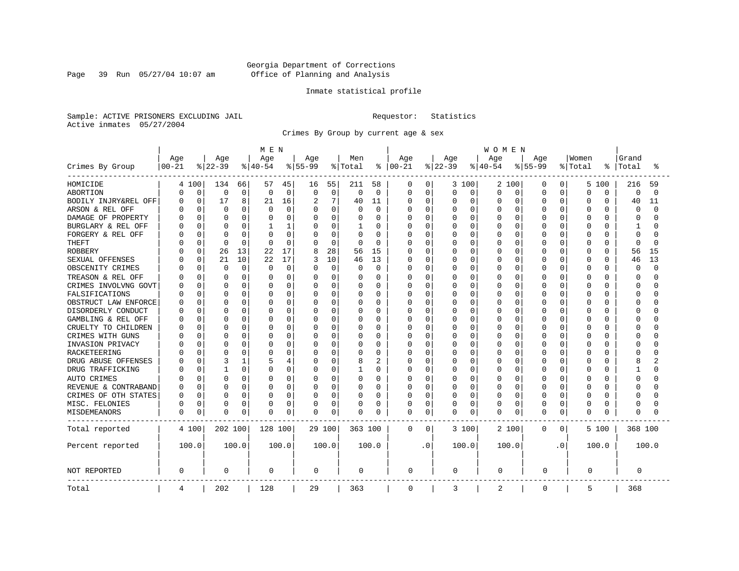Georgia Department of Corrections
Office of Planning and Analysis

Inmate statistical profile

Sample: ACTIVE PRISONERS EXCLUDING JAIL    Requestor: Statistics
Active inmates 05/27/2004

Crimes By Group by current age & sex

| Crimes By Group | MEN Age 00-21 | % | Age 22-39 | % | Age 40-54 | % | Age 55-99 | % | Men Total | % | WOMEN Age 00-21 | % | Age 22-39 | % | Age 40-54 | % | Age 55-99 | % | Women Total | % | Grand Total | % |
|---|---|---|---|---|---|---|---|---|---|---|---|---|---|---|---|---|---|---|---|---|---|---|
| HOMICIDE | 4 | 100 | 134 | 66 | 57 | 45 | 16 | 55 | 211 | 58 | 0 | 0 | 3 | 100 | 2 | 100 | 0 | 0 | 5 | 100 | 216 | 59 |
| ABORTION | 0 | 0 | 0 | 0 | 0 | 0 | 0 | 0 | 0 | 0 | 0 | 0 | 0 | 0 | 0 | 0 | 0 | 0 | 0 | 0 | 0 | 0 |
| BODILY INJRY&REL OFF | 0 | 0 | 17 | 8 | 21 | 16 | 2 | 7 | 40 | 11 | 0 | 0 | 0 | 0 | 0 | 0 | 0 | 0 | 0 | 0 | 40 | 11 |
| ARSON & REL OFF | 0 | 0 | 0 | 0 | 0 | 0 | 0 | 0 | 0 | 0 | 0 | 0 | 0 | 0 | 0 | 0 | 0 | 0 | 0 | 0 | 0 | 0 |
| DAMAGE OF PROPERTY | 0 | 0 | 0 | 0 | 0 | 0 | 0 | 0 | 0 | 0 | 0 | 0 | 0 | 0 | 0 | 0 | 0 | 0 | 0 | 0 | 0 | 0 |
| BURGLARY & REL OFF | 0 | 0 | 0 | 0 | 1 | 1 | 0 | 0 | 1 | 0 | 0 | 0 | 0 | 0 | 0 | 0 | 0 | 0 | 0 | 0 | 1 | 0 |
| FORGERY & REL OFF | 0 | 0 | 0 | 0 | 0 | 0 | 0 | 0 | 0 | 0 | 0 | 0 | 0 | 0 | 0 | 0 | 0 | 0 | 0 | 0 | 0 | 0 |
| THEFT | 0 | 0 | 0 | 0 | 0 | 0 | 0 | 0 | 0 | 0 | 0 | 0 | 0 | 0 | 0 | 0 | 0 | 0 | 0 | 0 | 0 | 0 |
| ROBBERY | 0 | 0 | 26 | 13 | 22 | 17 | 8 | 28 | 56 | 15 | 0 | 0 | 0 | 0 | 0 | 0 | 0 | 0 | 0 | 0 | 56 | 15 |
| SEXUAL OFFENSES | 0 | 0 | 21 | 10 | 22 | 17 | 3 | 10 | 46 | 13 | 0 | 0 | 0 | 0 | 0 | 0 | 0 | 0 | 0 | 0 | 46 | 13 |
| OBSCENITY CRIMES | 0 | 0 | 0 | 0 | 0 | 0 | 0 | 0 | 0 | 0 | 0 | 0 | 0 | 0 | 0 | 0 | 0 | 0 | 0 | 0 | 0 | 0 |
| TREASON & REL OFF | 0 | 0 | 0 | 0 | 0 | 0 | 0 | 0 | 0 | 0 | 0 | 0 | 0 | 0 | 0 | 0 | 0 | 0 | 0 | 0 | 0 | 0 |
| CRIMES INVOLVNG GOVT | 0 | 0 | 0 | 0 | 0 | 0 | 0 | 0 | 0 | 0 | 0 | 0 | 0 | 0 | 0 | 0 | 0 | 0 | 0 | 0 | 0 | 0 |
| FALSIFICATIONS | 0 | 0 | 0 | 0 | 0 | 0 | 0 | 0 | 0 | 0 | 0 | 0 | 0 | 0 | 0 | 0 | 0 | 0 | 0 | 0 | 0 | 0 |
| OBSTRUCT LAW ENFORCE | 0 | 0 | 0 | 0 | 0 | 0 | 0 | 0 | 0 | 0 | 0 | 0 | 0 | 0 | 0 | 0 | 0 | 0 | 0 | 0 | 0 | 0 |
| DISORDERLY CONDUCT | 0 | 0 | 0 | 0 | 0 | 0 | 0 | 0 | 0 | 0 | 0 | 0 | 0 | 0 | 0 | 0 | 0 | 0 | 0 | 0 | 0 | 0 |
| GAMBLING & REL OFF | 0 | 0 | 0 | 0 | 0 | 0 | 0 | 0 | 0 | 0 | 0 | 0 | 0 | 0 | 0 | 0 | 0 | 0 | 0 | 0 | 0 | 0 |
| CRUELTY TO CHILDREN | 0 | 0 | 0 | 0 | 0 | 0 | 0 | 0 | 0 | 0 | 0 | 0 | 0 | 0 | 0 | 0 | 0 | 0 | 0 | 0 | 0 | 0 |
| CRIMES WITH GUNS | 0 | 0 | 0 | 0 | 0 | 0 | 0 | 0 | 0 | 0 | 0 | 0 | 0 | 0 | 0 | 0 | 0 | 0 | 0 | 0 | 0 | 0 |
| INVASION PRIVACY | 0 | 0 | 0 | 0 | 0 | 0 | 0 | 0 | 0 | 0 | 0 | 0 | 0 | 0 | 0 | 0 | 0 | 0 | 0 | 0 | 0 | 0 |
| RACKETEERING | 0 | 0 | 0 | 0 | 0 | 0 | 0 | 0 | 0 | 0 | 0 | 0 | 0 | 0 | 0 | 0 | 0 | 0 | 0 | 0 | 0 | 0 |
| DRUG ABUSE OFFENSES | 0 | 0 | 3 | 1 | 5 | 4 | 0 | 0 | 8 | 2 | 0 | 0 | 0 | 0 | 0 | 0 | 0 | 0 | 0 | 0 | 8 | 2 |
| DRUG TRAFFICKING | 0 | 0 | 1 | 0 | 0 | 0 | 0 | 0 | 1 | 0 | 0 | 0 | 0 | 0 | 0 | 0 | 0 | 0 | 0 | 0 | 1 | 0 |
| AUTO CRIMES | 0 | 0 | 0 | 0 | 0 | 0 | 0 | 0 | 0 | 0 | 0 | 0 | 0 | 0 | 0 | 0 | 0 | 0 | 0 | 0 | 0 | 0 |
| REVENUE & CONTRABAND | 0 | 0 | 0 | 0 | 0 | 0 | 0 | 0 | 0 | 0 | 0 | 0 | 0 | 0 | 0 | 0 | 0 | 0 | 0 | 0 | 0 | 0 |
| CRIMES OF OTH STATES | 0 | 0 | 0 | 0 | 0 | 0 | 0 | 0 | 0 | 0 | 0 | 0 | 0 | 0 | 0 | 0 | 0 | 0 | 0 | 0 | 0 | 0 |
| MISC. FELONIES | 0 | 0 | 0 | 0 | 0 | 0 | 0 | 0 | 0 | 0 | 0 | 0 | 0 | 0 | 0 | 0 | 0 | 0 | 0 | 0 | 0 | 0 |
| MISDEMEANORS | 0 | 0 | 0 | 0 | 0 | 0 | 0 | 0 | 0 | 0 | 0 | 0 | 0 | 0 | 0 | 0 | 0 | 0 | 0 | 0 | 0 | 0 |
| Total reported | 4 | 100 | 202 | 100 | 128 | 100 | 29 | 100 | 363 | 100 | 0 | 0 | 3 | 100 | 2 | 100 | 0 | 0 | 5 | 100 | 368 | 100 |
| Percent reported | 100.0 | | 100.0 | | 100.0 | | 100.0 | | 100.0 | | .0 | | 100.0 | | 100.0 | | .0 | | 100.0 | | 100.0 | |
| NOT REPORTED | 0 | | 0 | | 0 | | 0 | | 0 | | 0 | | 0 | | 0 | | 0 | | 0 | | 0 | |
| Total | 4 | | 202 | | 128 | | 29 | | 363 | | 0 | | 3 | | 2 | | 0 | | 5 | | 368 | |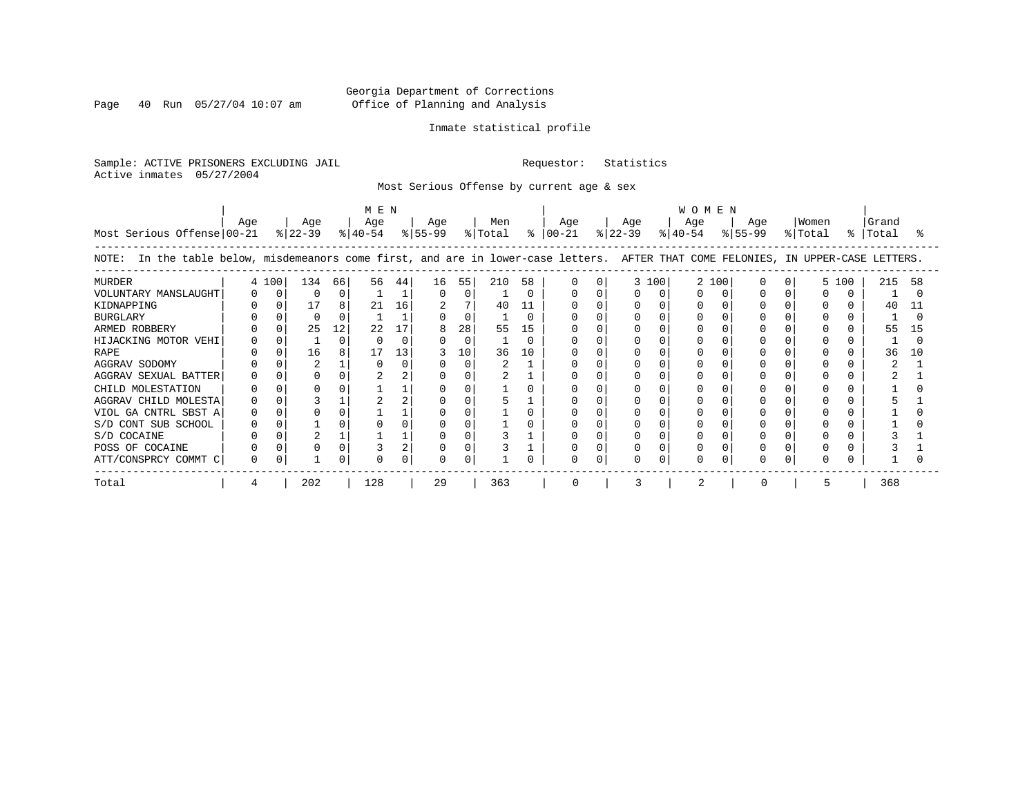Georgia Department of Corrections
Office of Planning and Analysis

Inmate statistical profile

Sample: ACTIVE PRISONERS EXCLUDING JAIL    Requestor: Statistics
Active inmates 05/27/2004

Most Serious Offense by current age & sex

NOTE: In the table below, misdemeanors come first, and are in lower-case letters. AFTER THAT COME FELONIES, IN UPPER-CASE LETTERS.

| Most Serious Offense | MEN Age 00-21 | % | MEN Age 22-39 | % | MEN Age 40-54 | % | MEN Age 55-99 | % | Men Total | % | WOMEN Age 00-21 | % | WOMEN Age 22-39 | % | WOMEN Age 40-54 | % | WOMEN Age 55-99 | % | Women Total | % | Grand Total | % |
|---|---|---|---|---|---|---|---|---|---|---|---|---|---|---|---|---|---|---|---|---|---|---|
| MURDER | 4 | 100 | 134 | 66 | 56 | 44 | 16 | 55 | 210 | 58 | 0 | 0 | 3 | 100 | 2 | 100 | 0 | 0 | 5 | 100 | 215 | 58 |
| VOLUNTARY MANSLAUGHT | 0 | 0 | 0 | 0 | 1 | 1 | 0 | 0 | 1 | 0 | 0 | 0 | 0 | 0 | 0 | 0 | 0 | 0 | 0 | 0 | 1 | 0 |
| KIDNAPPING | 0 | 0 | 17 | 8 | 21 | 16 | 2 | 7 | 40 | 11 | 0 | 0 | 0 | 0 | 0 | 0 | 0 | 0 | 0 | 0 | 40 | 11 |
| BURGLARY | 0 | 0 | 0 | 0 | 1 | 1 | 0 | 0 | 1 | 0 | 0 | 0 | 0 | 0 | 0 | 0 | 0 | 0 | 0 | 0 | 1 | 0 |
| ARMED ROBBERY | 0 | 0 | 25 | 12 | 22 | 17 | 8 | 28 | 55 | 15 | 0 | 0 | 0 | 0 | 0 | 0 | 0 | 0 | 0 | 0 | 55 | 15 |
| HIJACKING MOTOR VEHI | 0 | 0 | 1 | 0 | 0 | 0 | 0 | 0 | 1 | 0 | 0 | 0 | 0 | 0 | 0 | 0 | 0 | 0 | 0 | 0 | 1 | 0 |
| RAPE | 0 | 0 | 16 | 8 | 17 | 13 | 3 | 10 | 36 | 10 | 0 | 0 | 0 | 0 | 0 | 0 | 0 | 0 | 0 | 0 | 36 | 10 |
| AGGRAV SODOMY | 0 | 0 | 2 | 1 | 0 | 0 | 0 | 0 | 2 | 1 | 0 | 0 | 0 | 0 | 0 | 0 | 0 | 0 | 0 | 0 | 2 | 1 |
| AGGRAV SEXUAL BATTER | 0 | 0 | 0 | 0 | 2 | 2 | 0 | 0 | 2 | 1 | 0 | 0 | 0 | 0 | 0 | 0 | 0 | 0 | 0 | 0 | 2 | 1 |
| CHILD MOLESTATION | 0 | 0 | 0 | 0 | 1 | 1 | 0 | 0 | 1 | 0 | 0 | 0 | 0 | 0 | 0 | 0 | 0 | 0 | 0 | 0 | 1 | 0 |
| AGGRAV CHILD MOLESTA | 0 | 0 | 3 | 1 | 2 | 2 | 0 | 0 | 5 | 1 | 0 | 0 | 0 | 0 | 0 | 0 | 0 | 0 | 0 | 0 | 5 | 1 |
| VIOL GA CNTRL SBST A | 0 | 0 | 0 | 0 | 1 | 1 | 0 | 0 | 1 | 0 | 0 | 0 | 0 | 0 | 0 | 0 | 0 | 0 | 0 | 0 | 1 | 0 |
| S/D CONT SUB SCHOOL | 0 | 0 | 1 | 0 | 0 | 0 | 0 | 0 | 1 | 0 | 0 | 0 | 0 | 0 | 0 | 0 | 0 | 0 | 0 | 0 | 1 | 0 |
| S/D COCAINE | 0 | 0 | 2 | 1 | 1 | 1 | 0 | 0 | 3 | 1 | 0 | 0 | 0 | 0 | 0 | 0 | 0 | 0 | 0 | 0 | 3 | 1 |
| POSS OF COCAINE | 0 | 0 | 0 | 0 | 3 | 2 | 0 | 0 | 3 | 1 | 0 | 0 | 0 | 0 | 0 | 0 | 0 | 0 | 0 | 0 | 3 | 1 |
| ATT/CONSPRCY COMMT C | 0 | 0 | 1 | 0 | 0 | 0 | 0 | 0 | 1 | 0 | 0 | 0 | 0 | 0 | 0 | 0 | 0 | 0 | 0 | 0 | 1 | 0 |
| Total | 4 | | 202 | | 128 | | 29 | | 363 | | 0 | | 3 | | 2 | | 0 | | 5 | | 368 | |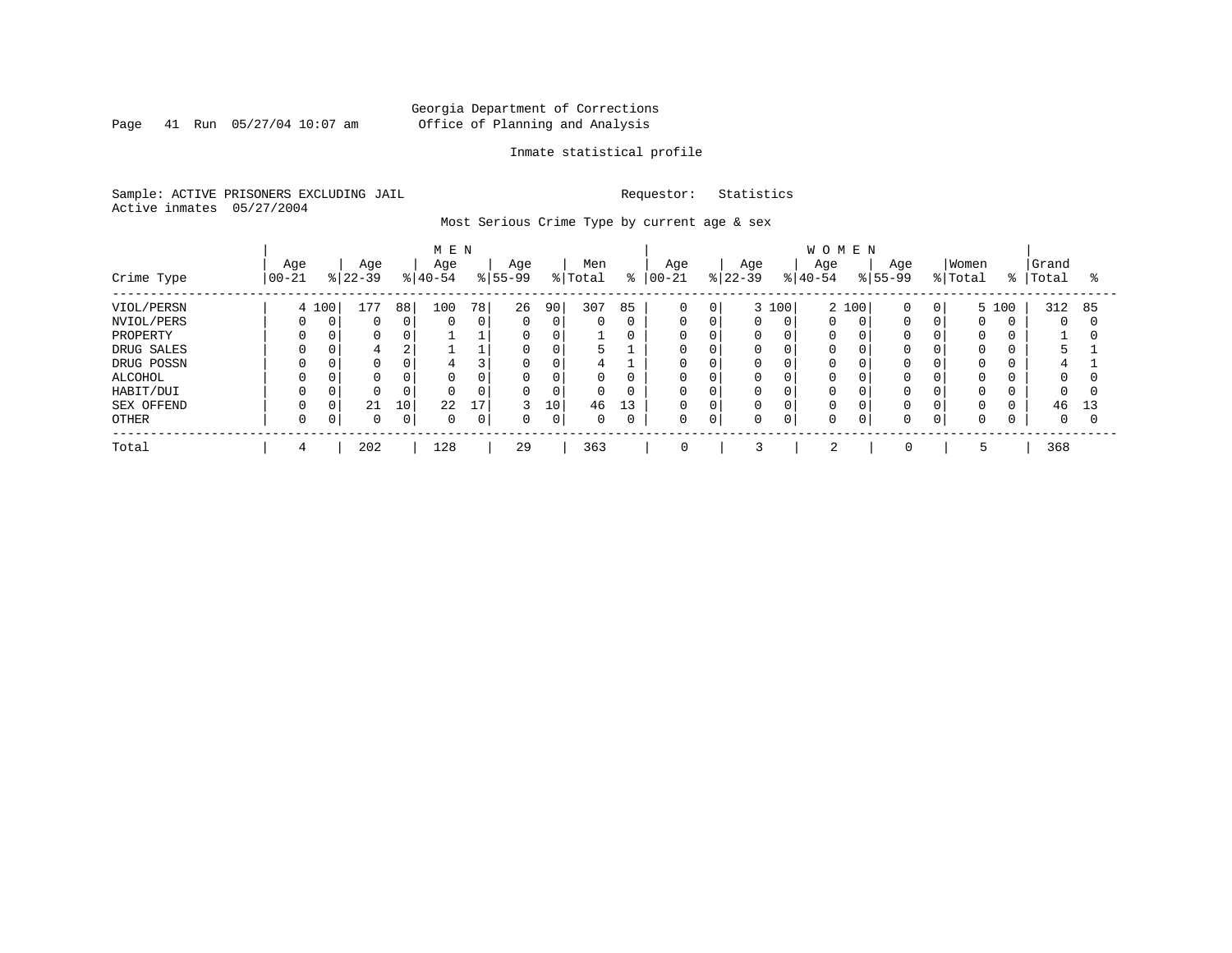Georgia Department of Corrections
Office of Planning and Analysis

Inmate statistical profile

Sample: ACTIVE PRISONERS EXCLUDING JAIL                Requestor: Statistics
Active inmates 05/27/2004

Most Serious Crime Type by current age & sex

| | MEN | | | | | | | | | | WOMEN | | | | | | | | | | | |
|---|---|---|---|---|---|---|---|---|---|---|---|---|---|---|---|---|---|---|---|---|---|---|
| Crime Type | Age 00-21 | % | Age 22-39 | % | Age 40-54 | % | Age 55-99 | % | Men Total | % | Age 00-21 | % | Age 22-39 | % | Age 40-54 | % | Age 55-99 | % | Women Total | % | Grand Total | % |
| VIOL/PERSN | 4 | 100 | 177 | 88 | 100 | 78 | 26 | 90 | 307 | 85 | 0 | 0 | 3 | 100 | 2 | 100 | 0 | 0 | 5 | 100 | 312 | 85 |
| NVIOL/PERS | 0 | 0 | 0 | 0 | 0 | 0 | 0 | 0 | 0 | 0 | 0 | 0 | 0 | 0 | 0 | 0 | 0 | 0 | 0 | 0 | 0 | 0 |
| PROPERTY | 0 | 0 | 0 | 0 | 1 | 1 | 0 | 0 | 1 | 0 | 0 | 0 | 0 | 0 | 0 | 0 | 0 | 0 | 0 | 0 | 1 | 0 |
| DRUG SALES | 0 | 0 | 4 | 2 | 1 | 1 | 0 | 0 | 5 | 1 | 0 | 0 | 0 | 0 | 0 | 0 | 0 | 0 | 0 | 0 | 5 | 1 |
| DRUG POSSN | 0 | 0 | 0 | 0 | 4 | 3 | 0 | 0 | 4 | 1 | 0 | 0 | 0 | 0 | 0 | 0 | 0 | 0 | 0 | 0 | 4 | 1 |
| ALCOHOL | 0 | 0 | 0 | 0 | 0 | 0 | 0 | 0 | 0 | 0 | 0 | 0 | 0 | 0 | 0 | 0 | 0 | 0 | 0 | 0 | 0 | 0 |
| HABIT/DUI | 0 | 0 | 0 | 0 | 0 | 0 | 0 | 0 | 0 | 0 | 0 | 0 | 0 | 0 | 0 | 0 | 0 | 0 | 0 | 0 | 0 | 0 |
| SEX OFFEND | 0 | 0 | 21 | 10 | 22 | 17 | 3 | 10 | 46 | 13 | 0 | 0 | 0 | 0 | 0 | 0 | 0 | 0 | 0 | 0 | 46 | 13 |
| OTHER | 0 | 0 | 0 | 0 | 0 | 0 | 0 | 0 | 0 | 0 | 0 | 0 | 0 | 0 | 0 | 0 | 0 | 0 | 0 | 0 | 0 | 0 |
| Total | 4 | | 202 | | 128 | | 29 | | 363 | | 0 | | 3 | | 2 | | 0 | | 5 | | 368 | |